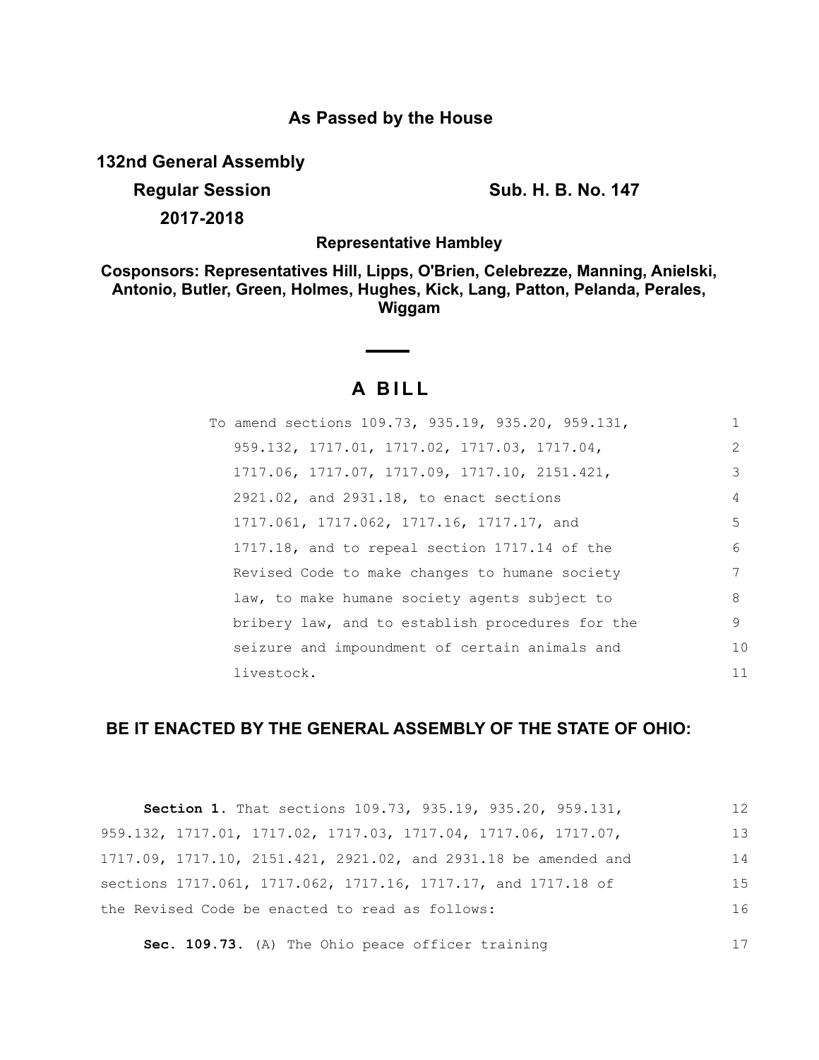## As Passed by the House

**132nd General Assembly**

**Regular Session** **Sub. H. B. No. 147**

**2017-2018**

**Representative Hambley**

**Cosponsors: Representatives Hill, Lipps, O'Brien, Celebrezze, Manning, Anielski, Antonio, Butler, Green, Holmes, Hughes, Kick, Lang, Patton, Pelanda, Perales, Wiggam**

# A BILL

To amend sections 109.73, 935.19, 935.20, 959.131, 959.132, 1717.01, 1717.02, 1717.03, 1717.04, 1717.06, 1717.07, 1717.09, 1717.10, 2151.421, 2921.02, and 2931.18, to enact sections 1717.061, 1717.062, 1717.16, 1717.17, and 1717.18, and to repeal section 1717.14 of the Revised Code to make changes to humane society law, to make humane society agents subject to bribery law, and to establish procedures for the seizure and impoundment of certain animals and livestock.

**BE IT ENACTED BY THE GENERAL ASSEMBLY OF THE STATE OF OHIO:**

**Section 1.** That sections 109.73, 935.19, 935.20, 959.131, 959.132, 1717.01, 1717.02, 1717.03, 1717.04, 1717.06, 1717.07, 1717.09, 1717.10, 2151.421, 2921.02, and 2931.18 be amended and sections 1717.061, 1717.062, 1717.16, 1717.17, and 1717.18 of the Revised Code be enacted to read as follows:

**Sec. 109.73.** (A) The Ohio peace officer training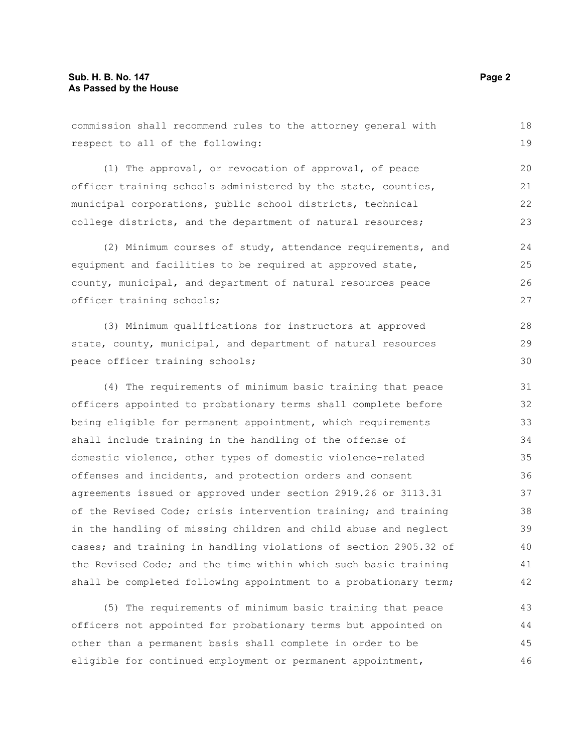commission shall recommend rules to the attorney general with respect to all of the following:

(1) The approval, or revocation of approval, of peace officer training schools administered by the state, counties, municipal corporations, public school districts, technical college districts, and the department of natural resources;

(2) Minimum courses of study, attendance requirements, and equipment and facilities to be required at approved state, county, municipal, and department of natural resources peace officer training schools;

(3) Minimum qualifications for instructors at approved state, county, municipal, and department of natural resources peace officer training schools;

(4) The requirements of minimum basic training that peace officers appointed to probationary terms shall complete before being eligible for permanent appointment, which requirements shall include training in the handling of the offense of domestic violence, other types of domestic violence-related offenses and incidents, and protection orders and consent agreements issued or approved under section 2919.26 or 3113.31 of the Revised Code; crisis intervention training; and training in the handling of missing children and child abuse and neglect cases; and training in handling violations of section 2905.32 of the Revised Code; and the time within which such basic training shall be completed following appointment to a probationary term;

(5) The requirements of minimum basic training that peace officers not appointed for probationary terms but appointed on other than a permanent basis shall complete in order to be eligible for continued employment or permanent appointment,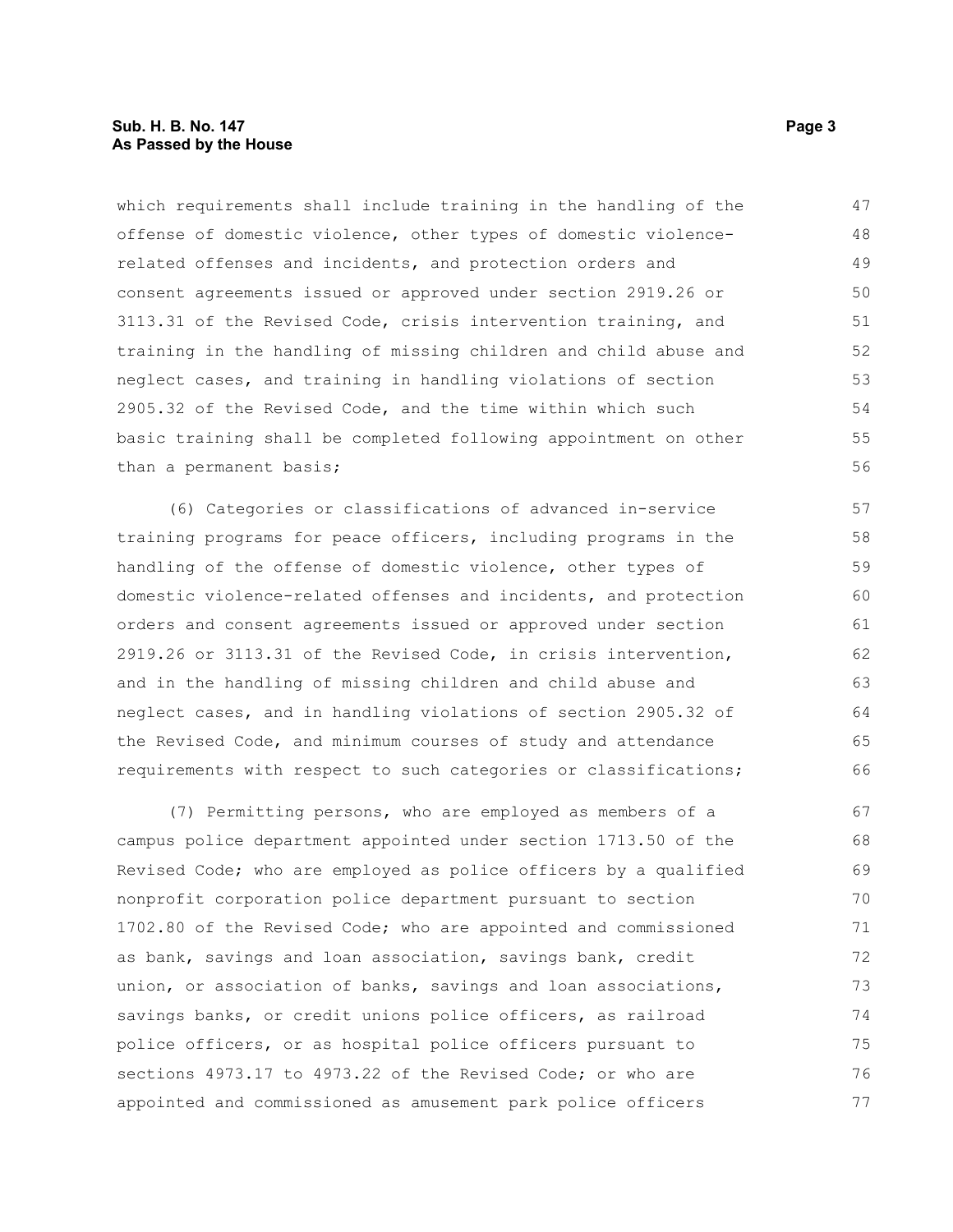which requirements shall include training in the handling of the offense of domestic violence, other types of domestic violence-related offenses and incidents, and protection orders and consent agreements issued or approved under section 2919.26 or 3113.31 of the Revised Code, crisis intervention training, and training in the handling of missing children and child abuse and neglect cases, and training in handling violations of section 2905.32 of the Revised Code, and the time within which such basic training shall be completed following appointment on other than a permanent basis;

(6) Categories or classifications of advanced in-service training programs for peace officers, including programs in the handling of the offense of domestic violence, other types of domestic violence-related offenses and incidents, and protection orders and consent agreements issued or approved under section 2919.26 or 3113.31 of the Revised Code, in crisis intervention, and in the handling of missing children and child abuse and neglect cases, and in handling violations of section 2905.32 of the Revised Code, and minimum courses of study and attendance requirements with respect to such categories or classifications;

(7) Permitting persons, who are employed as members of a campus police department appointed under section 1713.50 of the Revised Code; who are employed as police officers by a qualified nonprofit corporation police department pursuant to section 1702.80 of the Revised Code; who are appointed and commissioned as bank, savings and loan association, savings bank, credit union, or association of banks, savings and loan associations, savings banks, or credit unions police officers, as railroad police officers, or as hospital police officers pursuant to sections 4973.17 to 4973.22 of the Revised Code; or who are appointed and commissioned as amusement park police officers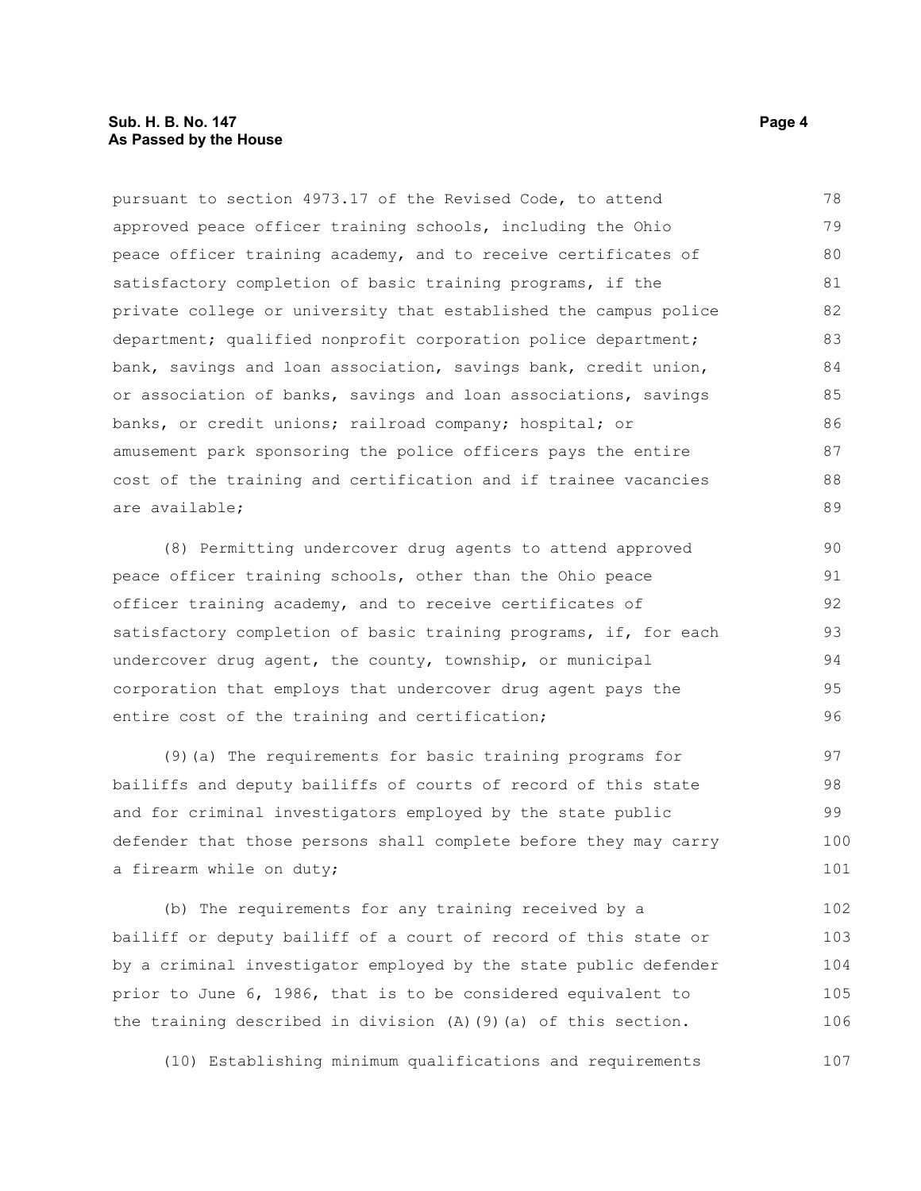pursuant to section 4973.17 of the Revised Code, to attend approved peace officer training schools, including the Ohio peace officer training academy, and to receive certificates of satisfactory completion of basic training programs, if the private college or university that established the campus police department; qualified nonprofit corporation police department; bank, savings and loan association, savings bank, credit union, or association of banks, savings and loan associations, savings banks, or credit unions; railroad company; hospital; or amusement park sponsoring the police officers pays the entire cost of the training and certification and if trainee vacancies are available;

(8) Permitting undercover drug agents to attend approved peace officer training schools, other than the Ohio peace officer training academy, and to receive certificates of satisfactory completion of basic training programs, if, for each undercover drug agent, the county, township, or municipal corporation that employs that undercover drug agent pays the entire cost of the training and certification;

(9)(a) The requirements for basic training programs for bailiffs and deputy bailiffs of courts of record of this state and for criminal investigators employed by the state public defender that those persons shall complete before they may carry a firearm while on duty;

(b) The requirements for any training received by a bailiff or deputy bailiff of a court of record of this state or by a criminal investigator employed by the state public defender prior to June 6, 1986, that is to be considered equivalent to the training described in division (A)(9)(a) of this section.

(10) Establishing minimum qualifications and requirements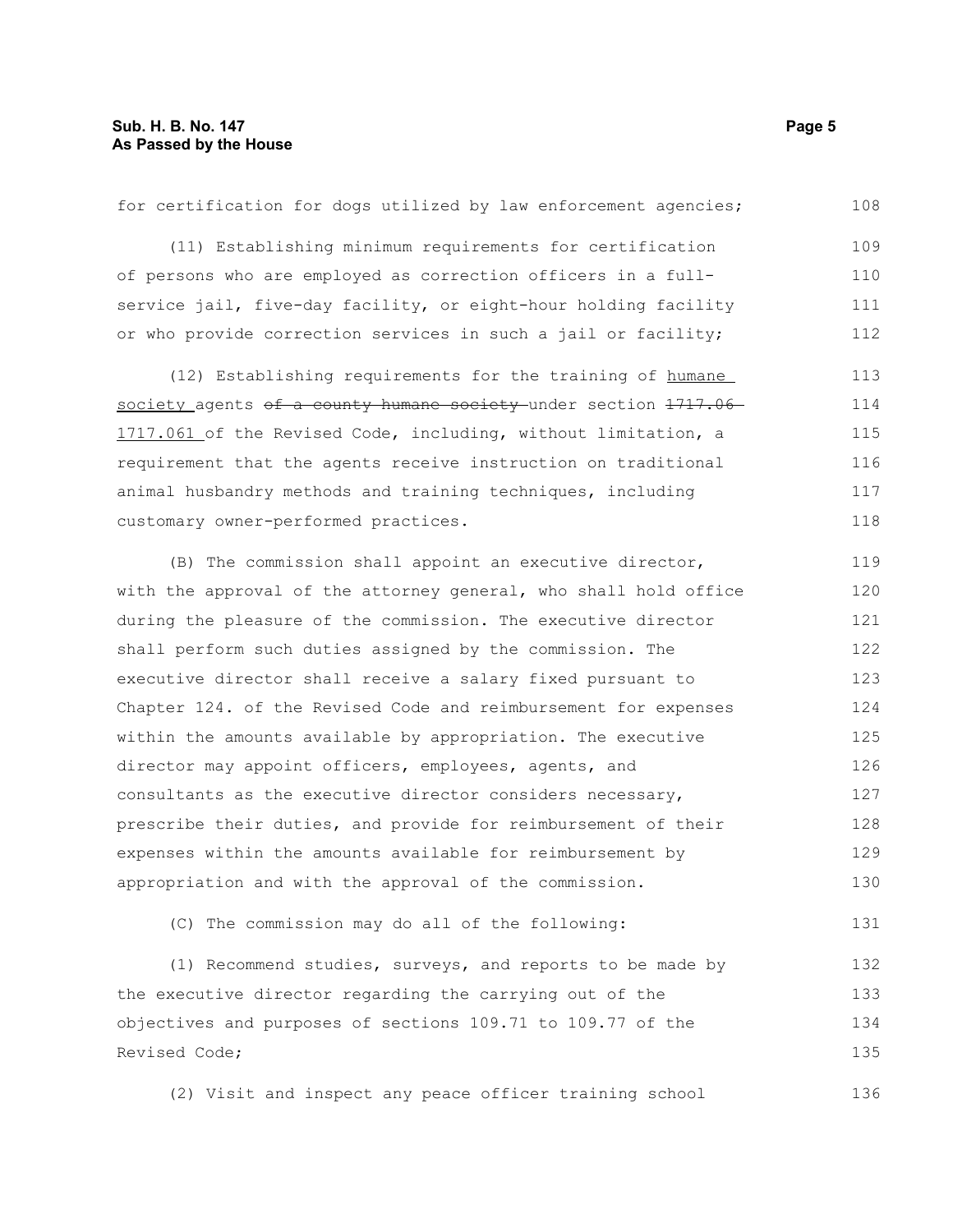for certification for dogs utilized by law enforcement agencies;

(11) Establishing minimum requirements for certification of persons who are employed as correction officers in a full-service jail, five-day facility, or eight-hour holding facility or who provide correction services in such a jail or facility;

(12) Establishing requirements for the training of <u>humane society</u> agents ~~of a county humane society~~ under section ~~1717.06~~ <u>1717.061</u> of the Revised Code, including, without limitation, a requirement that the agents receive instruction on traditional animal husbandry methods and training techniques, including customary owner-performed practices.

(B) The commission shall appoint an executive director, with the approval of the attorney general, who shall hold office during the pleasure of the commission. The executive director shall perform such duties assigned by the commission. The executive director shall receive a salary fixed pursuant to Chapter 124. of the Revised Code and reimbursement for expenses within the amounts available by appropriation. The executive director may appoint officers, employees, agents, and consultants as the executive director considers necessary, prescribe their duties, and provide for reimbursement of their expenses within the amounts available for reimbursement by appropriation and with the approval of the commission.

(C) The commission may do all of the following:

(1) Recommend studies, surveys, and reports to be made by the executive director regarding the carrying out of the objectives and purposes of sections 109.71 to 109.77 of the Revised Code;

(2) Visit and inspect any peace officer training school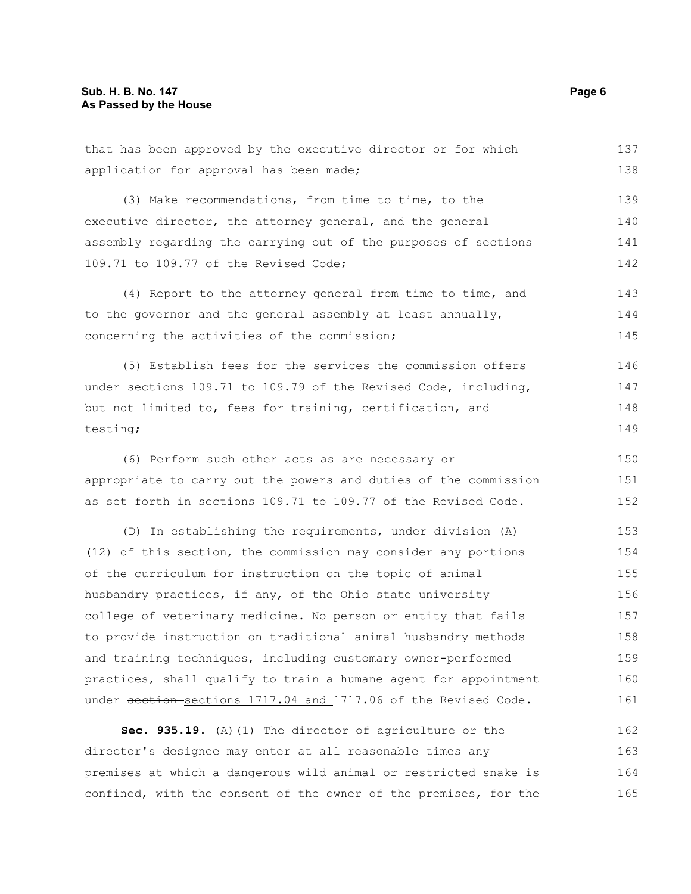that has been approved by the executive director or for which application for approval has been made;

(3) Make recommendations, from time to time, to the executive director, the attorney general, and the general assembly regarding the carrying out of the purposes of sections 109.71 to 109.77 of the Revised Code;

(4) Report to the attorney general from time to time, and to the governor and the general assembly at least annually, concerning the activities of the commission;

(5) Establish fees for the services the commission offers under sections 109.71 to 109.79 of the Revised Code, including, but not limited to, fees for training, certification, and testing;

(6) Perform such other acts as are necessary or appropriate to carry out the powers and duties of the commission as set forth in sections 109.71 to 109.77 of the Revised Code.

(D) In establishing the requirements, under division (A)(12) of this section, the commission may consider any portions of the curriculum for instruction on the topic of animal husbandry practices, if any, of the Ohio state university college of veterinary medicine. No person or entity that fails to provide instruction on traditional animal husbandry methods and training techniques, including customary owner-performed practices, shall qualify to train a humane agent for appointment under ~~section~~ sections 1717.04 and 1717.06 of the Revised Code.

**Sec. 935.19.** (A)(1) The director of agriculture or the director's designee may enter at all reasonable times any premises at which a dangerous wild animal or restricted snake is confined, with the consent of the owner of the premises, for the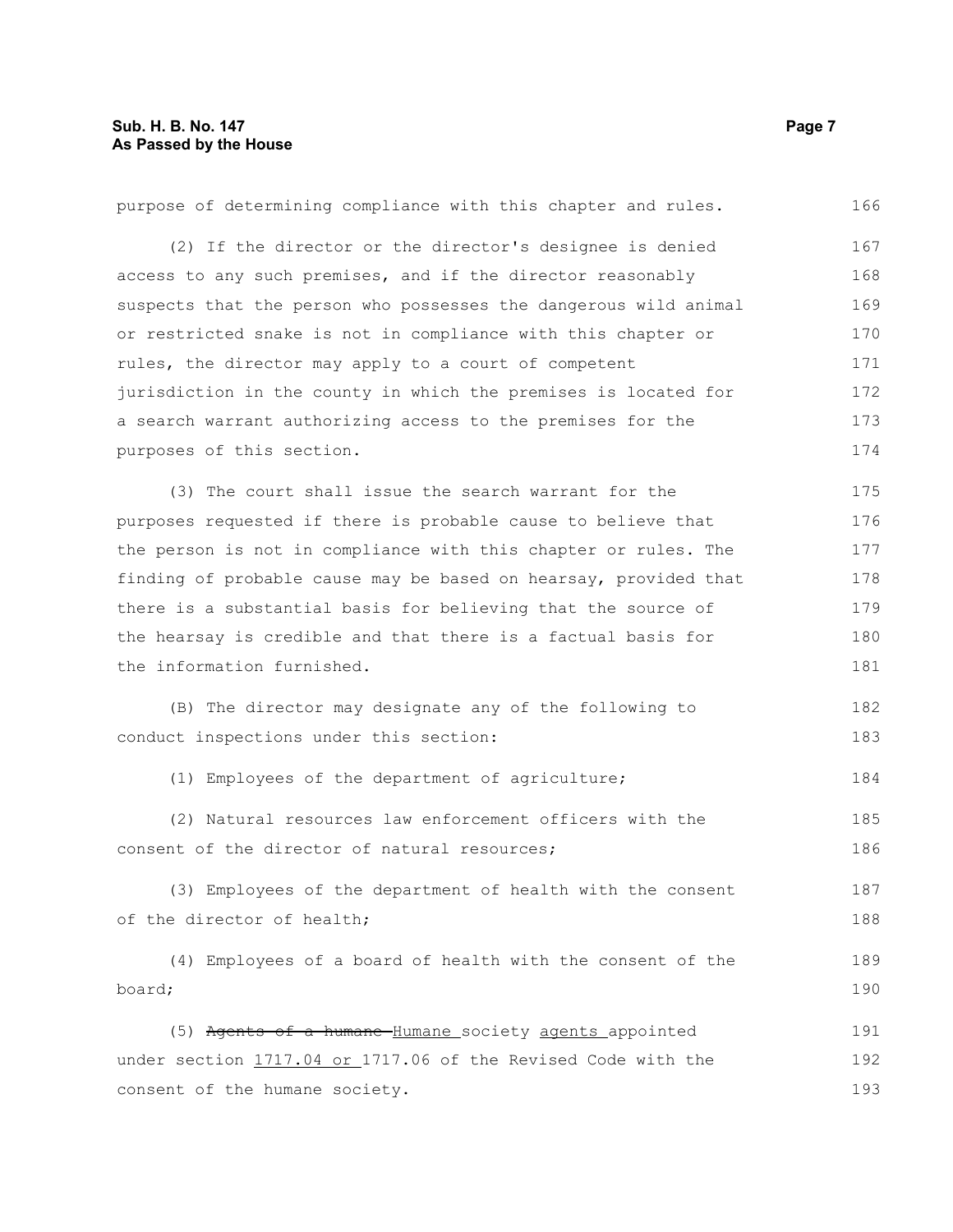purpose of determining compliance with this chapter and rules.

(2) If the director or the director's designee is denied access to any such premises, and if the director reasonably suspects that the person who possesses the dangerous wild animal or restricted snake is not in compliance with this chapter or rules, the director may apply to a court of competent jurisdiction in the county in which the premises is located for a search warrant authorizing access to the premises for the purposes of this section.

(3) The court shall issue the search warrant for the purposes requested if there is probable cause to believe that the person is not in compliance with this chapter or rules. The finding of probable cause may be based on hearsay, provided that there is a substantial basis for believing that the source of the hearsay is credible and that there is a factual basis for the information furnished.

(B) The director may designate any of the following to conduct inspections under this section:

(1) Employees of the department of agriculture;

(2) Natural resources law enforcement officers with the consent of the director of natural resources;

(3) Employees of the department of health with the consent of the director of health;

(4) Employees of a board of health with the consent of the board;

(5) ~~Agents of a humane~~ Humane society agents appointed under section 1717.04 or 1717.06 of the Revised Code with the consent of the humane society.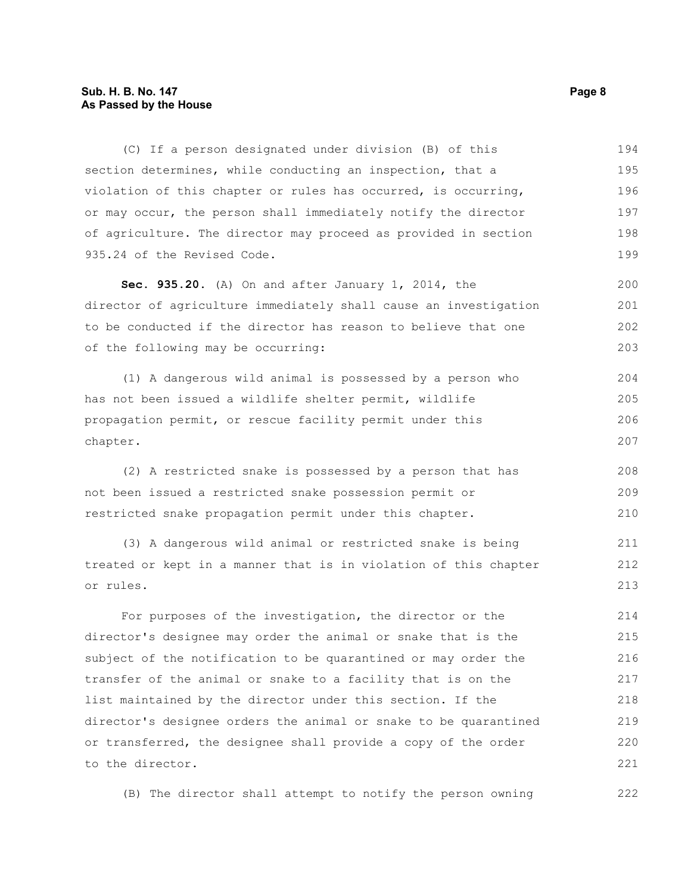(C) If a person designated under division (B) of this section determines, while conducting an inspection, that a violation of this chapter or rules has occurred, is occurring, or may occur, the person shall immediately notify the director of agriculture. The director may proceed as provided in section 935.24 of the Revised Code.

**Sec. 935.20.** (A) On and after January 1, 2014, the director of agriculture immediately shall cause an investigation to be conducted if the director has reason to believe that one of the following may be occurring:

(1) A dangerous wild animal is possessed by a person who has not been issued a wildlife shelter permit, wildlife propagation permit, or rescue facility permit under this chapter.

(2) A restricted snake is possessed by a person that has not been issued a restricted snake possession permit or restricted snake propagation permit under this chapter.

(3) A dangerous wild animal or restricted snake is being treated or kept in a manner that is in violation of this chapter or rules.

For purposes of the investigation, the director or the director's designee may order the animal or snake that is the subject of the notification to be quarantined or may order the transfer of the animal or snake to a facility that is on the list maintained by the director under this section. If the director's designee orders the animal or snake to be quarantined or transferred, the designee shall provide a copy of the order to the director.

(B) The director shall attempt to notify the person owning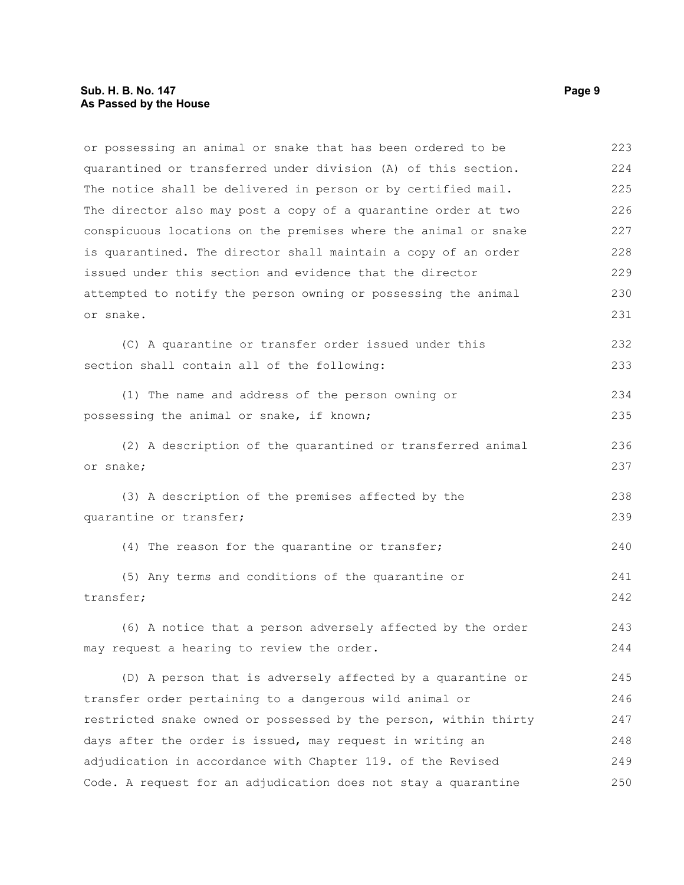or possessing an animal or snake that has been ordered to be quarantined or transferred under division (A) of this section. The notice shall be delivered in person or by certified mail. The director also may post a copy of a quarantine order at two conspicuous locations on the premises where the animal or snake is quarantined. The director shall maintain a copy of an order issued under this section and evidence that the director attempted to notify the person owning or possessing the animal or snake.

(C) A quarantine or transfer order issued under this section shall contain all of the following:

(1) The name and address of the person owning or possessing the animal or snake, if known;

(2) A description of the quarantined or transferred animal or snake;

(3) A description of the premises affected by the quarantine or transfer;

(4) The reason for the quarantine or transfer;

(5) Any terms and conditions of the quarantine or transfer;

(6) A notice that a person adversely affected by the order may request a hearing to review the order.

(D) A person that is adversely affected by a quarantine or transfer order pertaining to a dangerous wild animal or restricted snake owned or possessed by the person, within thirty days after the order is issued, may request in writing an adjudication in accordance with Chapter 119. of the Revised Code. A request for an adjudication does not stay a quarantine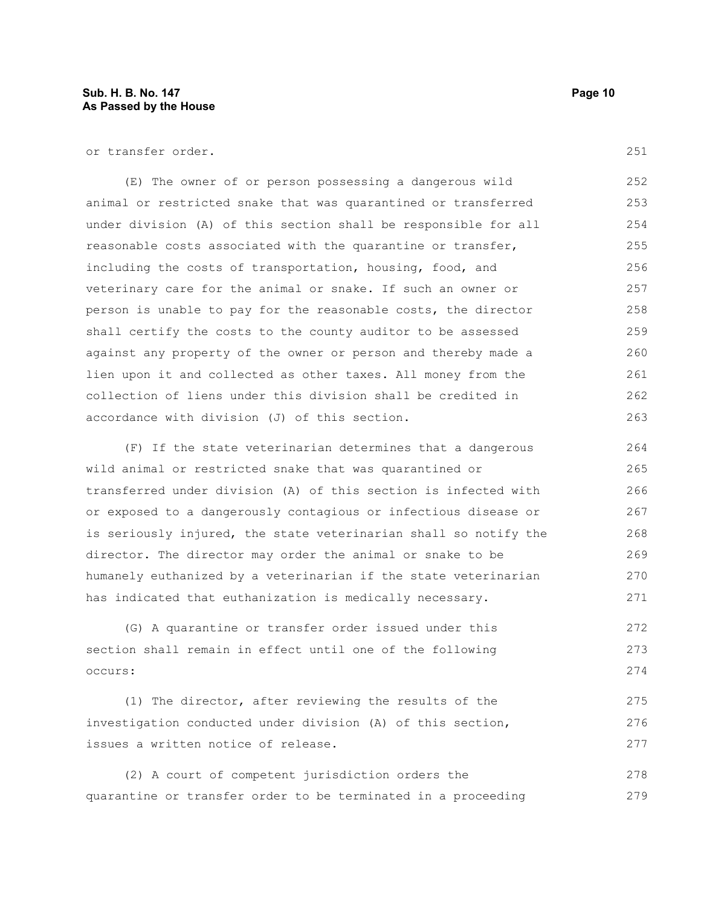or transfer order.

(E) The owner of or person possessing a dangerous wild animal or restricted snake that was quarantined or transferred under division (A) of this section shall be responsible for all reasonable costs associated with the quarantine or transfer, including the costs of transportation, housing, food, and veterinary care for the animal or snake. If such an owner or person is unable to pay for the reasonable costs, the director shall certify the costs to the county auditor to be assessed against any property of the owner or person and thereby made a lien upon it and collected as other taxes. All money from the collection of liens under this division shall be credited in accordance with division (J) of this section.

(F) If the state veterinarian determines that a dangerous wild animal or restricted snake that was quarantined or transferred under division (A) of this section is infected with or exposed to a dangerously contagious or infectious disease or is seriously injured, the state veterinarian shall so notify the director. The director may order the animal or snake to be humanely euthanized by a veterinarian if the state veterinarian has indicated that euthanization is medically necessary.

(G) A quarantine or transfer order issued under this section shall remain in effect until one of the following occurs:

(1) The director, after reviewing the results of the investigation conducted under division (A) of this section, issues a written notice of release.

(2) A court of competent jurisdiction orders the quarantine or transfer order to be terminated in a proceeding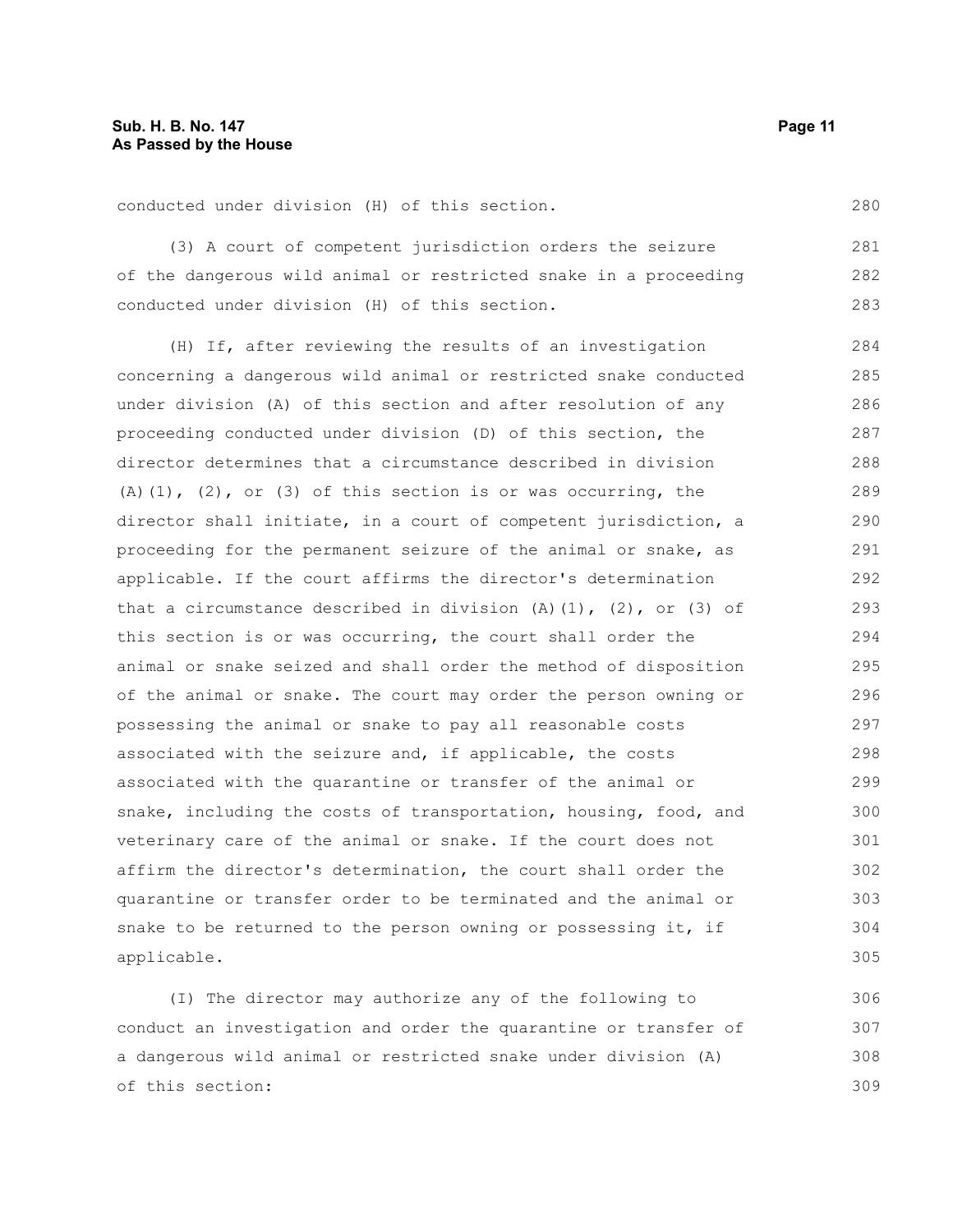conducted under division (H) of this section.

(3) A court of competent jurisdiction orders the seizure of the dangerous wild animal or restricted snake in a proceeding conducted under division (H) of this section.

(H) If, after reviewing the results of an investigation concerning a dangerous wild animal or restricted snake conducted under division (A) of this section and after resolution of any proceeding conducted under division (D) of this section, the director determines that a circumstance described in division (A)(1), (2), or (3) of this section is or was occurring, the director shall initiate, in a court of competent jurisdiction, a proceeding for the permanent seizure of the animal or snake, as applicable. If the court affirms the director's determination that a circumstance described in division (A)(1), (2), or (3) of this section is or was occurring, the court shall order the animal or snake seized and shall order the method of disposition of the animal or snake. The court may order the person owning or possessing the animal or snake to pay all reasonable costs associated with the seizure and, if applicable, the costs associated with the quarantine or transfer of the animal or snake, including the costs of transportation, housing, food, and veterinary care of the animal or snake. If the court does not affirm the director's determination, the court shall order the quarantine or transfer order to be terminated and the animal or snake to be returned to the person owning or possessing it, if applicable.

(I) The director may authorize any of the following to conduct an investigation and order the quarantine or transfer of a dangerous wild animal or restricted snake under division (A) of this section: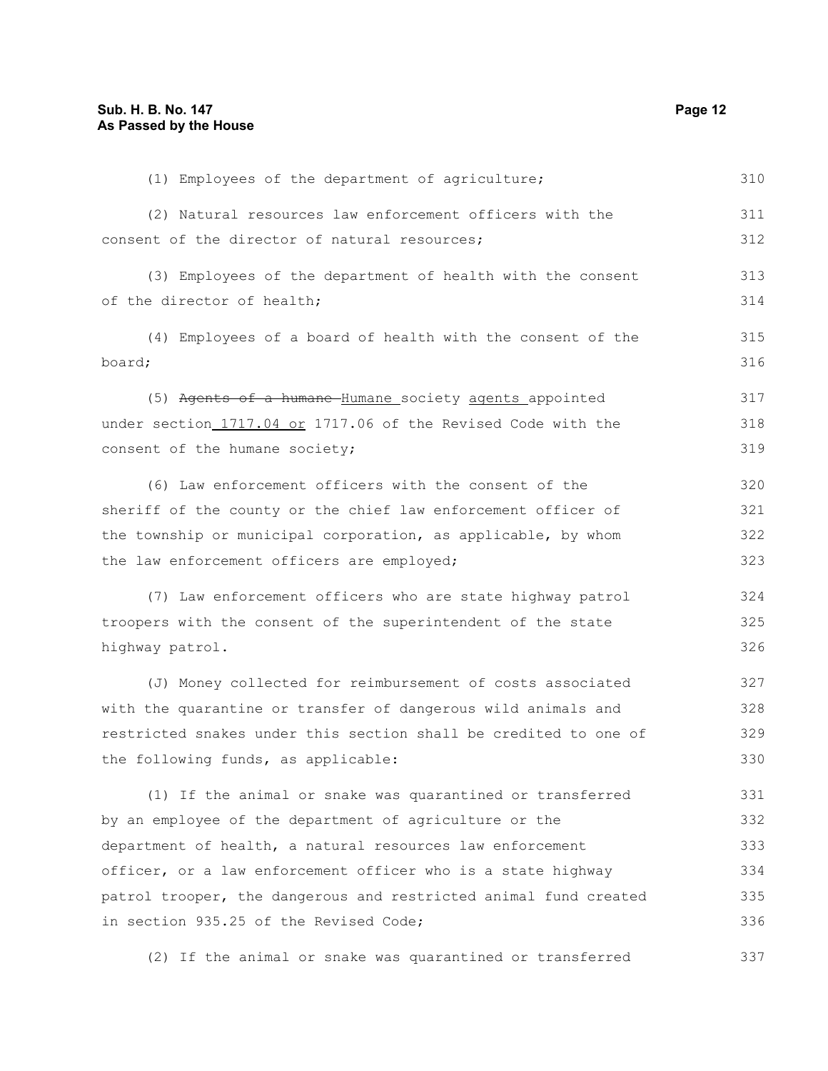(1) Employees of the department of agriculture;

(2) Natural resources law enforcement officers with the consent of the director of natural resources;

(3) Employees of the department of health with the consent of the director of health;

(4) Employees of a board of health with the consent of the board;

(5) ~~Agents of a humane~~ Humane society agents appointed under section 1717.04 or 1717.06 of the Revised Code with the consent of the humane society;

(6) Law enforcement officers with the consent of the sheriff of the county or the chief law enforcement officer of the township or municipal corporation, as applicable, by whom the law enforcement officers are employed;

(7) Law enforcement officers who are state highway patrol troopers with the consent of the superintendent of the state highway patrol.

(J) Money collected for reimbursement of costs associated with the quarantine or transfer of dangerous wild animals and restricted snakes under this section shall be credited to one of the following funds, as applicable:

(1) If the animal or snake was quarantined or transferred by an employee of the department of agriculture or the department of health, a natural resources law enforcement officer, or a law enforcement officer who is a state highway patrol trooper, the dangerous and restricted animal fund created in section 935.25 of the Revised Code;

(2) If the animal or snake was quarantined or transferred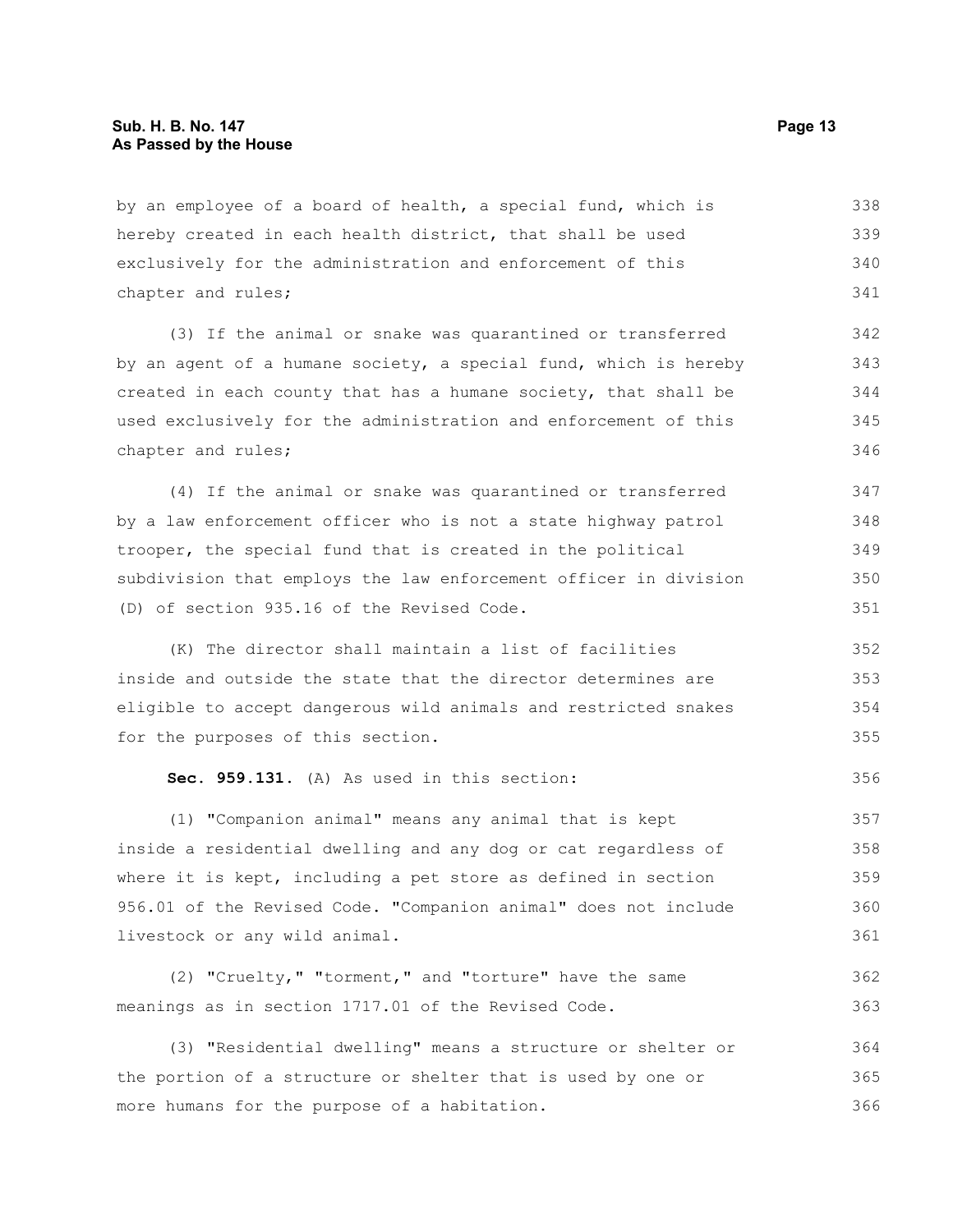by an employee of a board of health, a special fund, which is hereby created in each health district, that shall be used exclusively for the administration and enforcement of this chapter and rules;

(3) If the animal or snake was quarantined or transferred by an agent of a humane society, a special fund, which is hereby created in each county that has a humane society, that shall be used exclusively for the administration and enforcement of this chapter and rules;

(4) If the animal or snake was quarantined or transferred by a law enforcement officer who is not a state highway patrol trooper, the special fund that is created in the political subdivision that employs the law enforcement officer in division (D) of section 935.16 of the Revised Code.

(K) The director shall maintain a list of facilities inside and outside the state that the director determines are eligible to accept dangerous wild animals and restricted snakes for the purposes of this section.

**Sec. 959.131.** (A) As used in this section:

(1) "Companion animal" means any animal that is kept inside a residential dwelling and any dog or cat regardless of where it is kept, including a pet store as defined in section 956.01 of the Revised Code. "Companion animal" does not include livestock or any wild animal.

(2) "Cruelty," "torment," and "torture" have the same meanings as in section 1717.01 of the Revised Code.

(3) "Residential dwelling" means a structure or shelter or the portion of a structure or shelter that is used by one or more humans for the purpose of a habitation.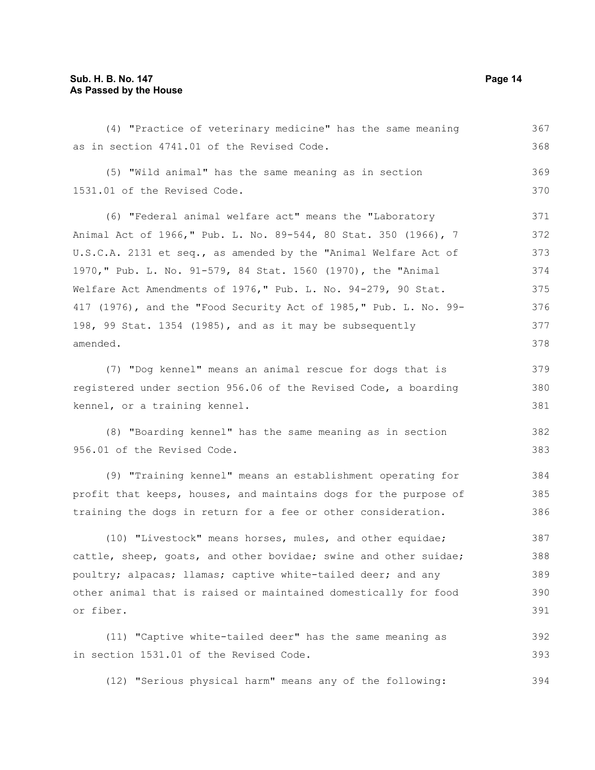(4) "Practice of veterinary medicine" has the same meaning as in section 4741.01 of the Revised Code.

(5) "Wild animal" has the same meaning as in section 1531.01 of the Revised Code.

(6) "Federal animal welfare act" means the "Laboratory Animal Act of 1966," Pub. L. No. 89-544, 80 Stat. 350 (1966), 7 U.S.C.A. 2131 et seq., as amended by the "Animal Welfare Act of 1970," Pub. L. No. 91-579, 84 Stat. 1560 (1970), the "Animal Welfare Act Amendments of 1976," Pub. L. No. 94-279, 90 Stat. 417 (1976), and the "Food Security Act of 1985," Pub. L. No. 99-198, 99 Stat. 1354 (1985), and as it may be subsequently amended.

(7) "Dog kennel" means an animal rescue for dogs that is registered under section 956.06 of the Revised Code, a boarding kennel, or a training kennel.

(8) "Boarding kennel" has the same meaning as in section 956.01 of the Revised Code.

(9) "Training kennel" means an establishment operating for profit that keeps, houses, and maintains dogs for the purpose of training the dogs in return for a fee or other consideration.

(10) "Livestock" means horses, mules, and other equidae; cattle, sheep, goats, and other bovidae; swine and other suidae; poultry; alpacas; llamas; captive white-tailed deer; and any other animal that is raised or maintained domestically for food or fiber.

(11) "Captive white-tailed deer" has the same meaning as in section 1531.01 of the Revised Code.

(12) "Serious physical harm" means any of the following: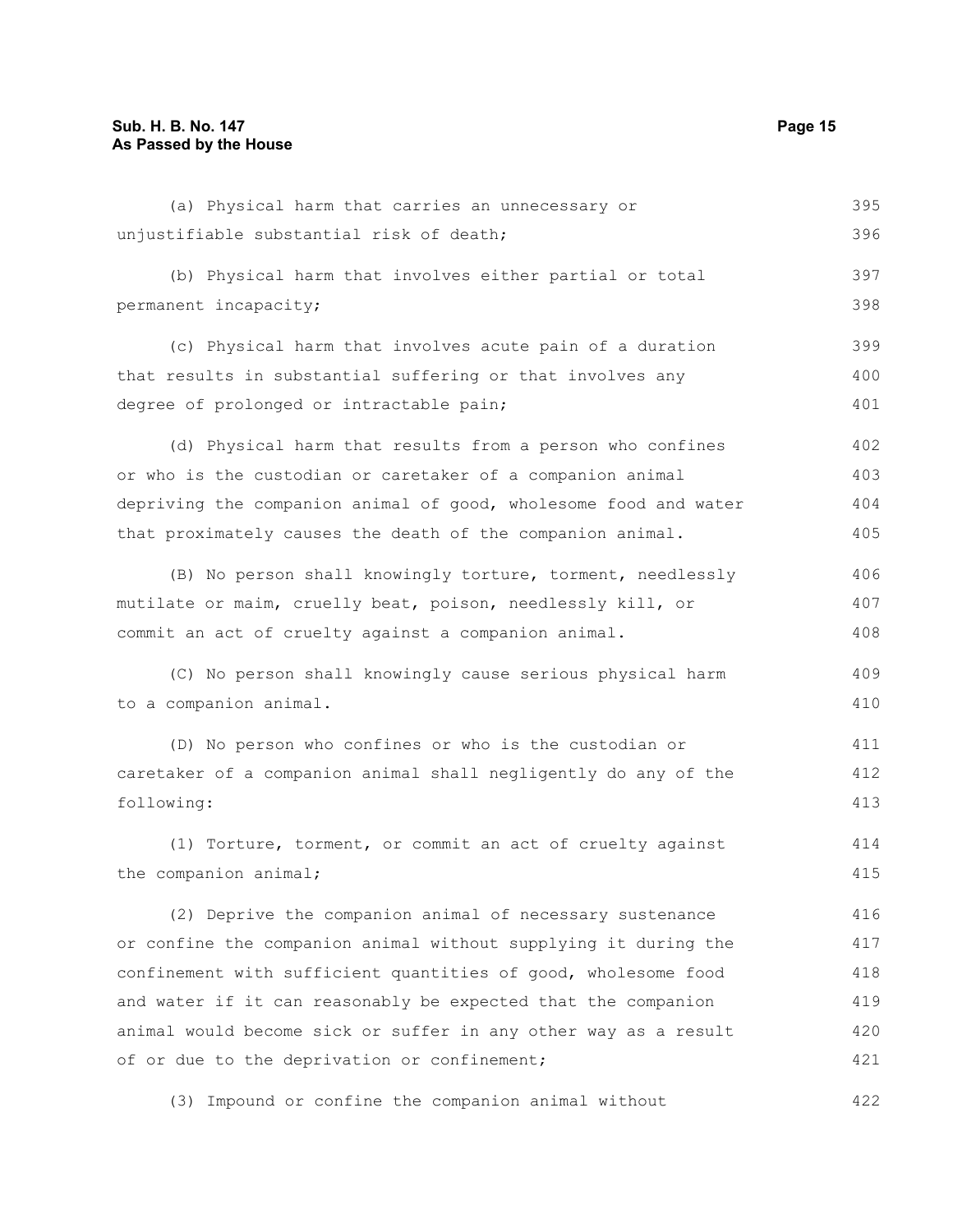(a) Physical harm that carries an unnecessary or unjustifiable substantial risk of death;

(b) Physical harm that involves either partial or total permanent incapacity;

(c) Physical harm that involves acute pain of a duration that results in substantial suffering or that involves any degree of prolonged or intractable pain;

(d) Physical harm that results from a person who confines or who is the custodian or caretaker of a companion animal depriving the companion animal of good, wholesome food and water that proximately causes the death of the companion animal.

(B) No person shall knowingly torture, torment, needlessly mutilate or maim, cruelly beat, poison, needlessly kill, or commit an act of cruelty against a companion animal.

(C) No person shall knowingly cause serious physical harm to a companion animal.

(D) No person who confines or who is the custodian or caretaker of a companion animal shall negligently do any of the following:

(1) Torture, torment, or commit an act of cruelty against the companion animal;

(2) Deprive the companion animal of necessary sustenance or confine the companion animal without supplying it during the confinement with sufficient quantities of good, wholesome food and water if it can reasonably be expected that the companion animal would become sick or suffer in any other way as a result of or due to the deprivation or confinement;

(3) Impound or confine the companion animal without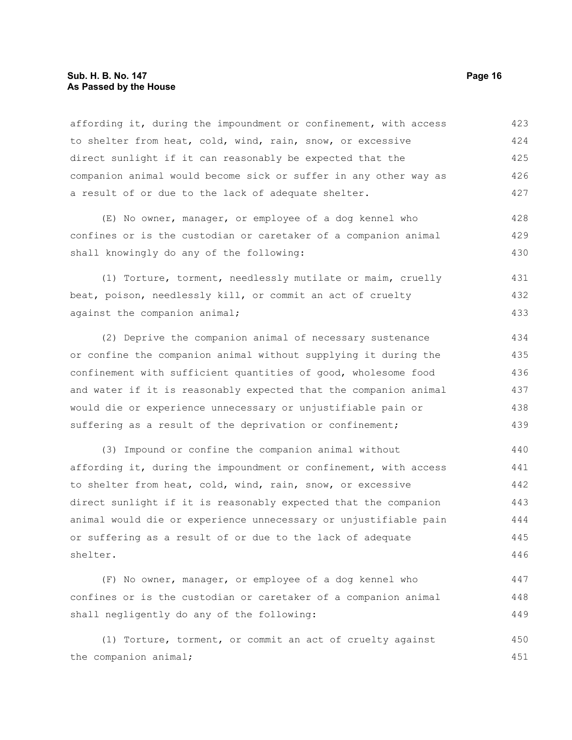affording it, during the impoundment or confinement, with access to shelter from heat, cold, wind, rain, snow, or excessive direct sunlight if it can reasonably be expected that the companion animal would become sick or suffer in any other way as a result of or due to the lack of adequate shelter.

(E) No owner, manager, or employee of a dog kennel who confines or is the custodian or caretaker of a companion animal shall knowingly do any of the following:

(1) Torture, torment, needlessly mutilate or maim, cruelly beat, poison, needlessly kill, or commit an act of cruelty against the companion animal;

(2) Deprive the companion animal of necessary sustenance or confine the companion animal without supplying it during the confinement with sufficient quantities of good, wholesome food and water if it is reasonably expected that the companion animal would die or experience unnecessary or unjustifiable pain or suffering as a result of the deprivation or confinement;

(3) Impound or confine the companion animal without affording it, during the impoundment or confinement, with access to shelter from heat, cold, wind, rain, snow, or excessive direct sunlight if it is reasonably expected that the companion animal would die or experience unnecessary or unjustifiable pain or suffering as a result of or due to the lack of adequate shelter.

(F) No owner, manager, or employee of a dog kennel who confines or is the custodian or caretaker of a companion animal shall negligently do any of the following:

(1) Torture, torment, or commit an act of cruelty against the companion animal;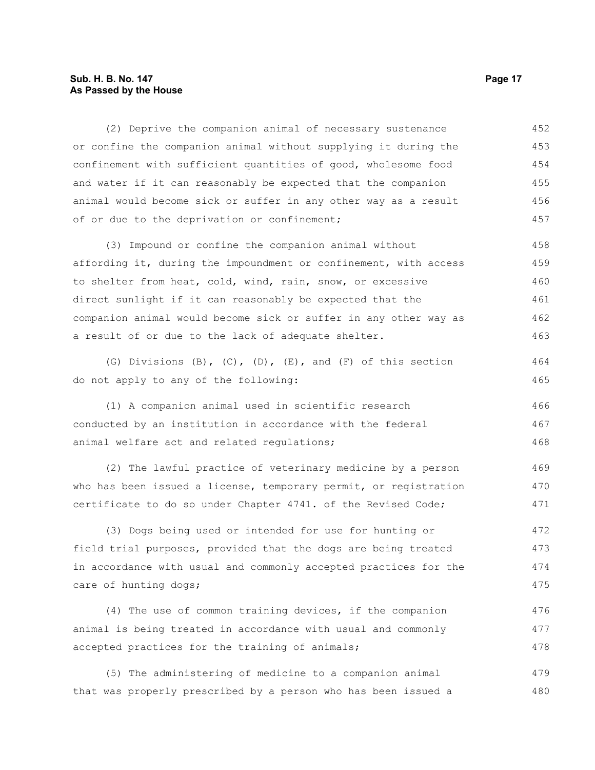(2) Deprive the companion animal of necessary sustenance or confine the companion animal without supplying it during the confinement with sufficient quantities of good, wholesome food and water if it can reasonably be expected that the companion animal would become sick or suffer in any other way as a result of or due to the deprivation or confinement;

(3) Impound or confine the companion animal without affording it, during the impoundment or confinement, with access to shelter from heat, cold, wind, rain, snow, or excessive direct sunlight if it can reasonably be expected that the companion animal would become sick or suffer in any other way as a result of or due to the lack of adequate shelter.

(G) Divisions (B), (C), (D), (E), and (F) of this section do not apply to any of the following:

(1) A companion animal used in scientific research conducted by an institution in accordance with the federal animal welfare act and related regulations;

(2) The lawful practice of veterinary medicine by a person who has been issued a license, temporary permit, or registration certificate to do so under Chapter 4741. of the Revised Code;

(3) Dogs being used or intended for use for hunting or field trial purposes, provided that the dogs are being treated in accordance with usual and commonly accepted practices for the care of hunting dogs;

(4) The use of common training devices, if the companion animal is being treated in accordance with usual and commonly accepted practices for the training of animals;

(5) The administering of medicine to a companion animal that was properly prescribed by a person who has been issued a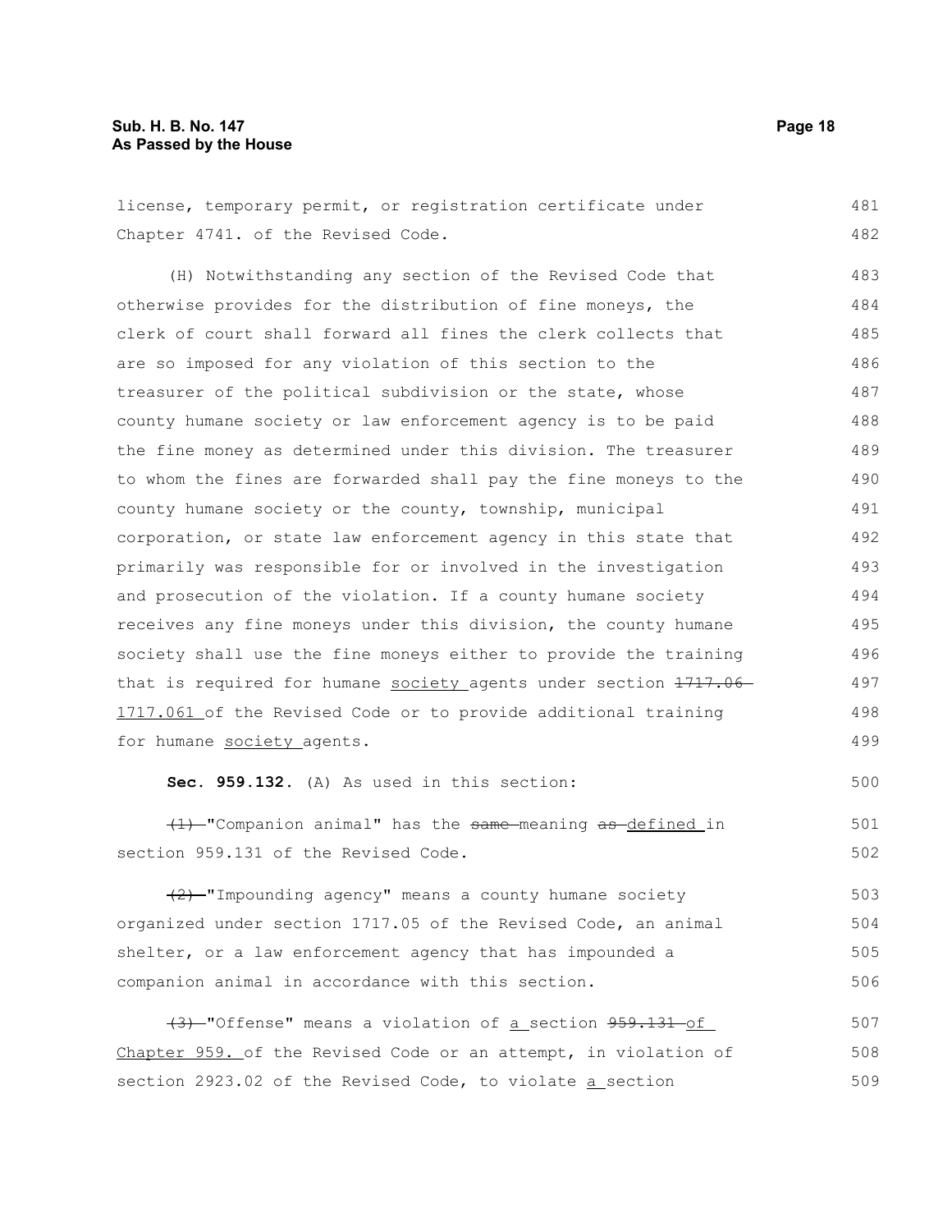license, temporary permit, or registration certificate under Chapter 4741. of the Revised Code.

(H) Notwithstanding any section of the Revised Code that otherwise provides for the distribution of fine moneys, the clerk of court shall forward all fines the clerk collects that are so imposed for any violation of this section to the treasurer of the political subdivision or the state, whose county humane society or law enforcement agency is to be paid the fine money as determined under this division. The treasurer to whom the fines are forwarded shall pay the fine moneys to the county humane society or the county, township, municipal corporation, or state law enforcement agency in this state that primarily was responsible for or involved in the investigation and prosecution of the violation. If a county humane society receives any fine moneys under this division, the county humane society shall use the fine moneys either to provide the training that is required for humane society agents under section ~~1717.06~~ 1717.061 of the Revised Code or to provide additional training for humane society agents.

**Sec. 959.132.** (A) As used in this section:

~~(1)~~ "Companion animal" has the ~~same~~ meaning ~~as~~ defined in section 959.131 of the Revised Code.

~~(2)~~ "Impounding agency" means a county humane society organized under section 1717.05 of the Revised Code, an animal shelter, or a law enforcement agency that has impounded a companion animal in accordance with this section.

~~(3)~~ "Offense" means a violation of a section ~~959.131~~ of Chapter 959. of the Revised Code or an attempt, in violation of section 2923.02 of the Revised Code, to violate a section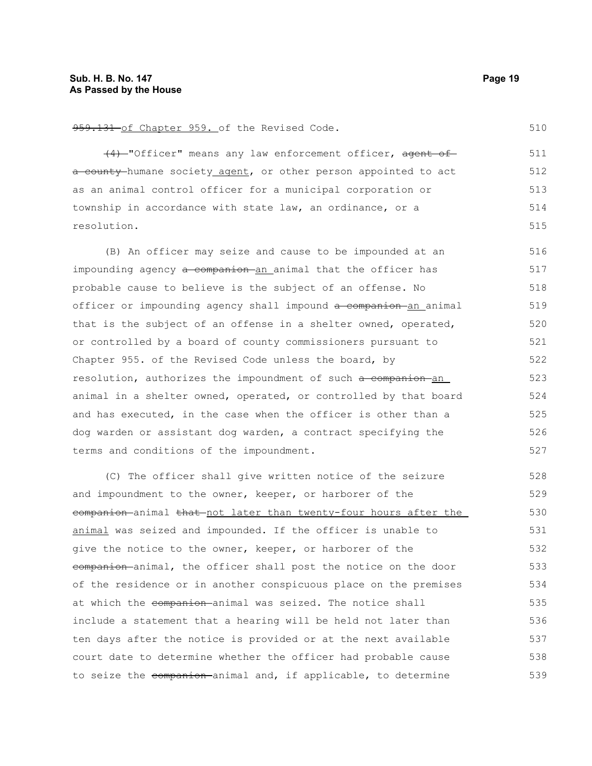959.131 of Chapter 959. of the Revised Code.

(4) "Officer" means any law enforcement officer, agent of a county humane society agent, or other person appointed to act as an animal control officer for a municipal corporation or township in accordance with state law, an ordinance, or a resolution.

(B) An officer may seize and cause to be impounded at an impounding agency a companion an animal that the officer has probable cause to believe is the subject of an offense. No officer or impounding agency shall impound a companion an animal that is the subject of an offense in a shelter owned, operated, or controlled by a board of county commissioners pursuant to Chapter 955. of the Revised Code unless the board, by resolution, authorizes the impoundment of such a companion an animal in a shelter owned, operated, or controlled by that board and has executed, in the case when the officer is other than a dog warden or assistant dog warden, a contract specifying the terms and conditions of the impoundment.

(C) The officer shall give written notice of the seizure and impoundment to the owner, keeper, or harborer of the companion animal that not later than twenty-four hours after the animal was seized and impounded. If the officer is unable to give the notice to the owner, keeper, or harborer of the companion animal, the officer shall post the notice on the door of the residence or in another conspicuous place on the premises at which the companion animal was seized. The notice shall include a statement that a hearing will be held not later than ten days after the notice is provided or at the next available court date to determine whether the officer had probable cause to seize the companion animal and, if applicable, to determine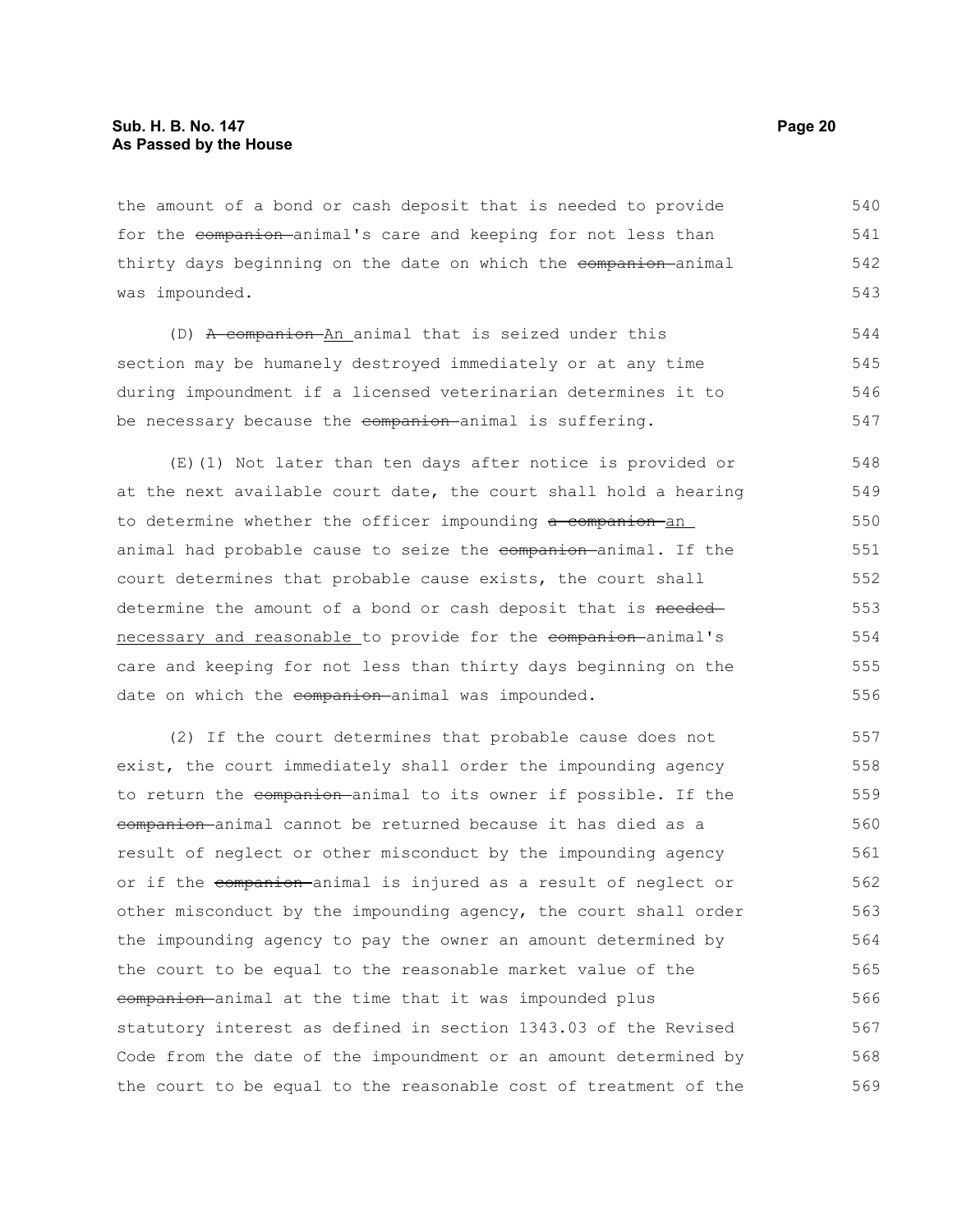the amount of a bond or cash deposit that is needed to provide for the ~~companion~~ animal's care and keeping for not less than thirty days beginning on the date on which the ~~companion~~ animal was impounded.

(D) ~~A companion~~ <u>An</u> animal that is seized under this section may be humanely destroyed immediately or at any time during impoundment if a licensed veterinarian determines it to be necessary because the ~~companion~~ animal is suffering.

(E)(1) Not later than ten days after notice is provided or at the next available court date, the court shall hold a hearing to determine whether the officer impounding ~~a companion~~ <u>an</u> animal had probable cause to seize the ~~companion~~ animal. If the court determines that probable cause exists, the court shall determine the amount of a bond or cash deposit that is ~~needed~~ <u>necessary and reasonable</u> to provide for the ~~companion~~ animal's care and keeping for not less than thirty days beginning on the date on which the ~~companion~~ animal was impounded.

(2) If the court determines that probable cause does not exist, the court immediately shall order the impounding agency to return the ~~companion~~ animal to its owner if possible. If the ~~companion~~ animal cannot be returned because it has died as a result of neglect or other misconduct by the impounding agency or if the ~~companion~~ animal is injured as a result of neglect or other misconduct by the impounding agency, the court shall order the impounding agency to pay the owner an amount determined by the court to be equal to the reasonable market value of the ~~companion~~ animal at the time that it was impounded plus statutory interest as defined in section 1343.03 of the Revised Code from the date of the impoundment or an amount determined by the court to be equal to the reasonable cost of treatment of the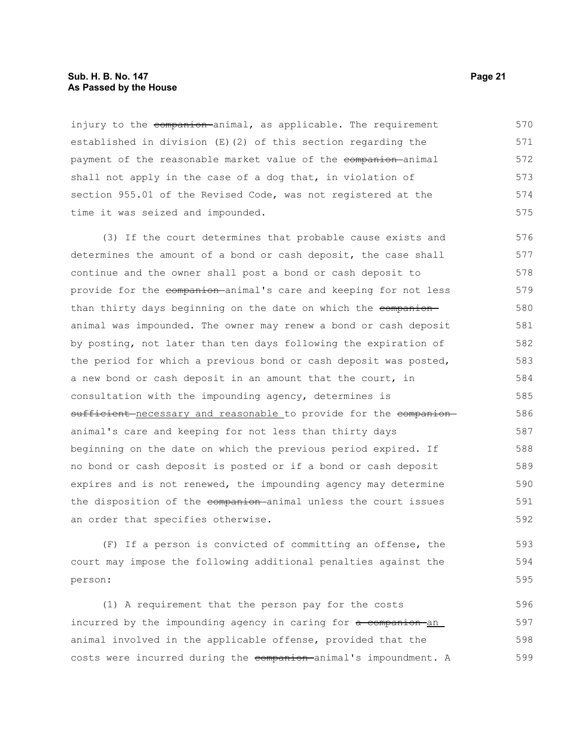injury to the ~~companion~~ animal, as applicable. The requirement established in division (E)(2) of this section regarding the payment of the reasonable market value of the ~~companion~~ animal shall not apply in the case of a dog that, in violation of section 955.01 of the Revised Code, was not registered at the time it was seized and impounded.

(3) If the court determines that probable cause exists and determines the amount of a bond or cash deposit, the case shall continue and the owner shall post a bond or cash deposit to provide for the ~~companion~~ animal's care and keeping for not less than thirty days beginning on the date on which the ~~companion~~ animal was impounded. The owner may renew a bond or cash deposit by posting, not later than ten days following the expiration of the period for which a previous bond or cash deposit was posted, a new bond or cash deposit in an amount that the court, in consultation with the impounding agency, determines is ~~sufficient~~ <u>necessary and reasonable</u> to provide for the ~~companion~~ animal's care and keeping for not less than thirty days beginning on the date on which the previous period expired. If no bond or cash deposit is posted or if a bond or cash deposit expires and is not renewed, the impounding agency may determine the disposition of the ~~companion~~ animal unless the court issues an order that specifies otherwise.

(F) If a person is convicted of committing an offense, the court may impose the following additional penalties against the person:

(1) A requirement that the person pay for the costs incurred by the impounding agency in caring for ~~a companion~~ <u>an</u> animal involved in the applicable offense, provided that the costs were incurred during the ~~companion~~ animal's impoundment. A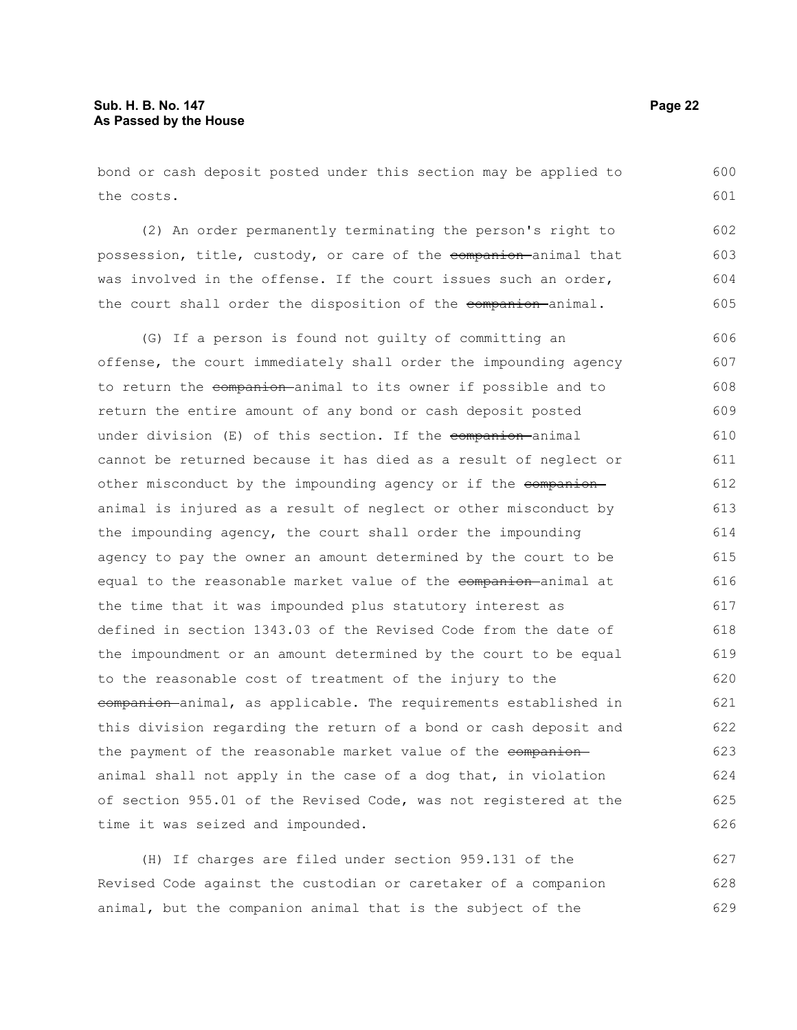bond or cash deposit posted under this section may be applied to the costs.

(2) An order permanently terminating the person's right to possession, title, custody, or care of the ~~companion~~ animal that was involved in the offense. If the court issues such an order, the court shall order the disposition of the ~~companion~~ animal.

(G) If a person is found not guilty of committing an offense, the court immediately shall order the impounding agency to return the ~~companion~~ animal to its owner if possible and to return the entire amount of any bond or cash deposit posted under division (E) of this section. If the ~~companion~~ animal cannot be returned because it has died as a result of neglect or other misconduct by the impounding agency or if the ~~companion~~ animal is injured as a result of neglect or other misconduct by the impounding agency, the court shall order the impounding agency to pay the owner an amount determined by the court to be equal to the reasonable market value of the ~~companion~~ animal at the time that it was impounded plus statutory interest as defined in section 1343.03 of the Revised Code from the date of the impoundment or an amount determined by the court to be equal to the reasonable cost of treatment of the injury to the ~~companion~~ animal, as applicable. The requirements established in this division regarding the return of a bond or cash deposit and the payment of the reasonable market value of the ~~companion~~ animal shall not apply in the case of a dog that, in violation of section 955.01 of the Revised Code, was not registered at the time it was seized and impounded.

(H) If charges are filed under section 959.131 of the Revised Code against the custodian or caretaker of a companion animal, but the companion animal that is the subject of the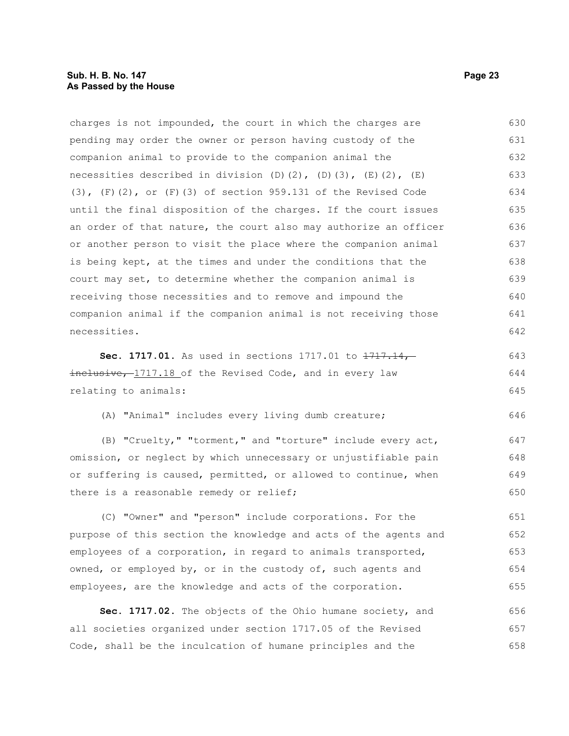charges is not impounded, the court in which the charges are pending may order the owner or person having custody of the companion animal to provide to the companion animal the necessities described in division (D)(2), (D)(3), (E)(2), (E)(3), (F)(2), or (F)(3) of section 959.131 of the Revised Code until the final disposition of the charges. If the court issues an order of that nature, the court also may authorize an officer or another person to visit the place where the companion animal is being kept, at the times and under the conditions that the court may set, to determine whether the companion animal is receiving those necessities and to remove and impound the companion animal if the companion animal is not receiving those necessities.

**Sec. 1717.01.** As used in sections 1717.01 to ~~1717.14, inclusive,~~ 1717.18 of the Revised Code, and in every law relating to animals:

(A) "Animal" includes every living dumb creature;

(B) "Cruelty," "torment," and "torture" include every act, omission, or neglect by which unnecessary or unjustifiable pain or suffering is caused, permitted, or allowed to continue, when there is a reasonable remedy or relief;

(C) "Owner" and "person" include corporations. For the purpose of this section the knowledge and acts of the agents and employees of a corporation, in regard to animals transported, owned, or employed by, or in the custody of, such agents and employees, are the knowledge and acts of the corporation.

**Sec. 1717.02.** The objects of the Ohio humane society, and all societies organized under section 1717.05 of the Revised Code, shall be the inculcation of humane principles and the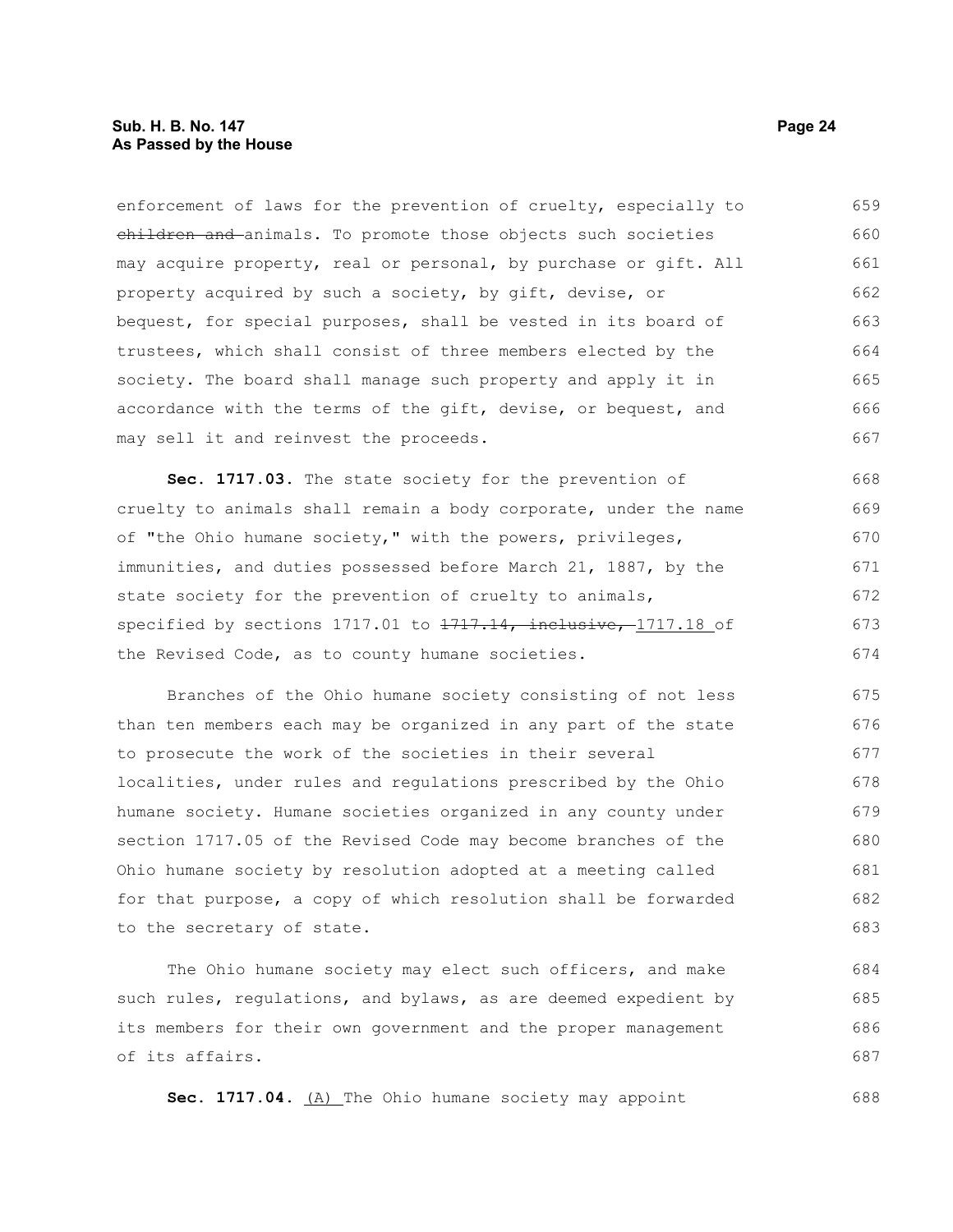enforcement of laws for the prevention of cruelty, especially to ~~children and~~ animals. To promote those objects such societies may acquire property, real or personal, by purchase or gift. All property acquired by such a society, by gift, devise, or bequest, for special purposes, shall be vested in its board of trustees, which shall consist of three members elected by the society. The board shall manage such property and apply it in accordance with the terms of the gift, devise, or bequest, and may sell it and reinvest the proceeds.

**Sec. 1717.03.** The state society for the prevention of cruelty to animals shall remain a body corporate, under the name of "the Ohio humane society," with the powers, privileges, immunities, and duties possessed before March 21, 1887, by the state society for the prevention of cruelty to animals, specified by sections 1717.01 to ~~1717.14, inclusive,~~ <u>1717.18</u> of the Revised Code, as to county humane societies.

Branches of the Ohio humane society consisting of not less than ten members each may be organized in any part of the state to prosecute the work of the societies in their several localities, under rules and regulations prescribed by the Ohio humane society. Humane societies organized in any county under section 1717.05 of the Revised Code may become branches of the Ohio humane society by resolution adopted at a meeting called for that purpose, a copy of which resolution shall be forwarded to the secretary of state.

The Ohio humane society may elect such officers, and make such rules, regulations, and bylaws, as are deemed expedient by its members for their own government and the proper management of its affairs.

**Sec. 1717.04.** <u>(A)</u> The Ohio humane society may appoint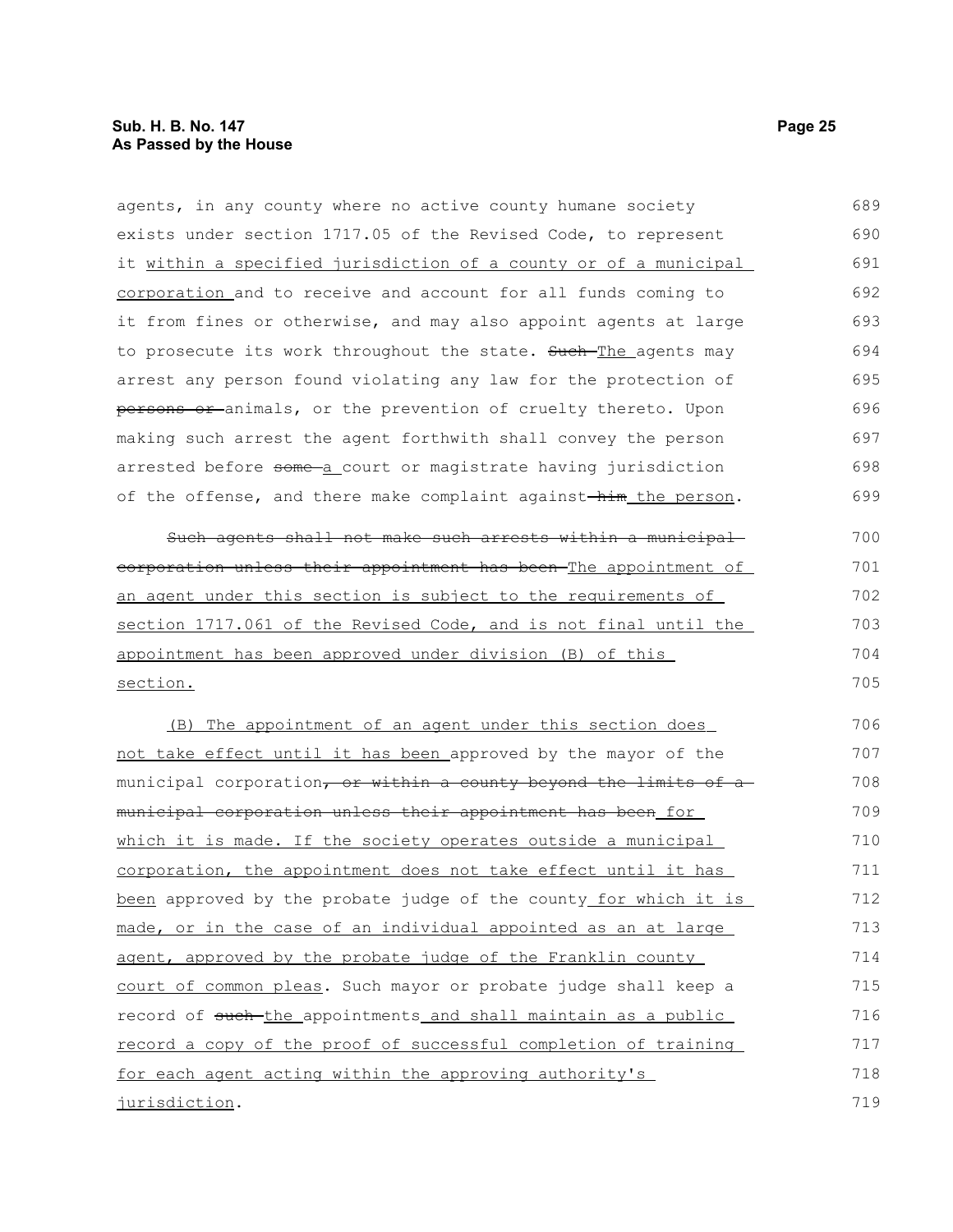agents, in any county where no active county humane society exists under section 1717.05 of the Revised Code, to represent it within a specified jurisdiction of a county or of a municipal corporation and to receive and account for all funds coming to it from fines or otherwise, and may also appoint agents at large to prosecute its work throughout the state. ~~Such~~ The agents may arrest any person found violating any law for the protection of ~~persons or~~ animals, or the prevention of cruelty thereto. Upon making such arrest the agent forthwith shall convey the person arrested before ~~some~~ a court or magistrate having jurisdiction of the offense, and there make complaint against ~~him~~ the person.

~~Such agents shall not make such arrests within a municipal corporation unless their appointment has been~~ The appointment of an agent under this section is subject to the requirements of section 1717.061 of the Revised Code, and is not final until the appointment has been approved under division (B) of this section.

(B) The appointment of an agent under this section does not take effect until it has been approved by the mayor of the municipal corporation~~, or within a county beyond the limits of a municipal corporation unless their appointment has been~~ for which it is made. If the society operates outside a municipal corporation, the appointment does not take effect until it has been approved by the probate judge of the county for which it is made, or in the case of an individual appointed as an at large agent, approved by the probate judge of the Franklin county court of common pleas. Such mayor or probate judge shall keep a record of ~~such~~ the appointments and shall maintain as a public record a copy of the proof of successful completion of training for each agent acting within the approving authority's jurisdiction.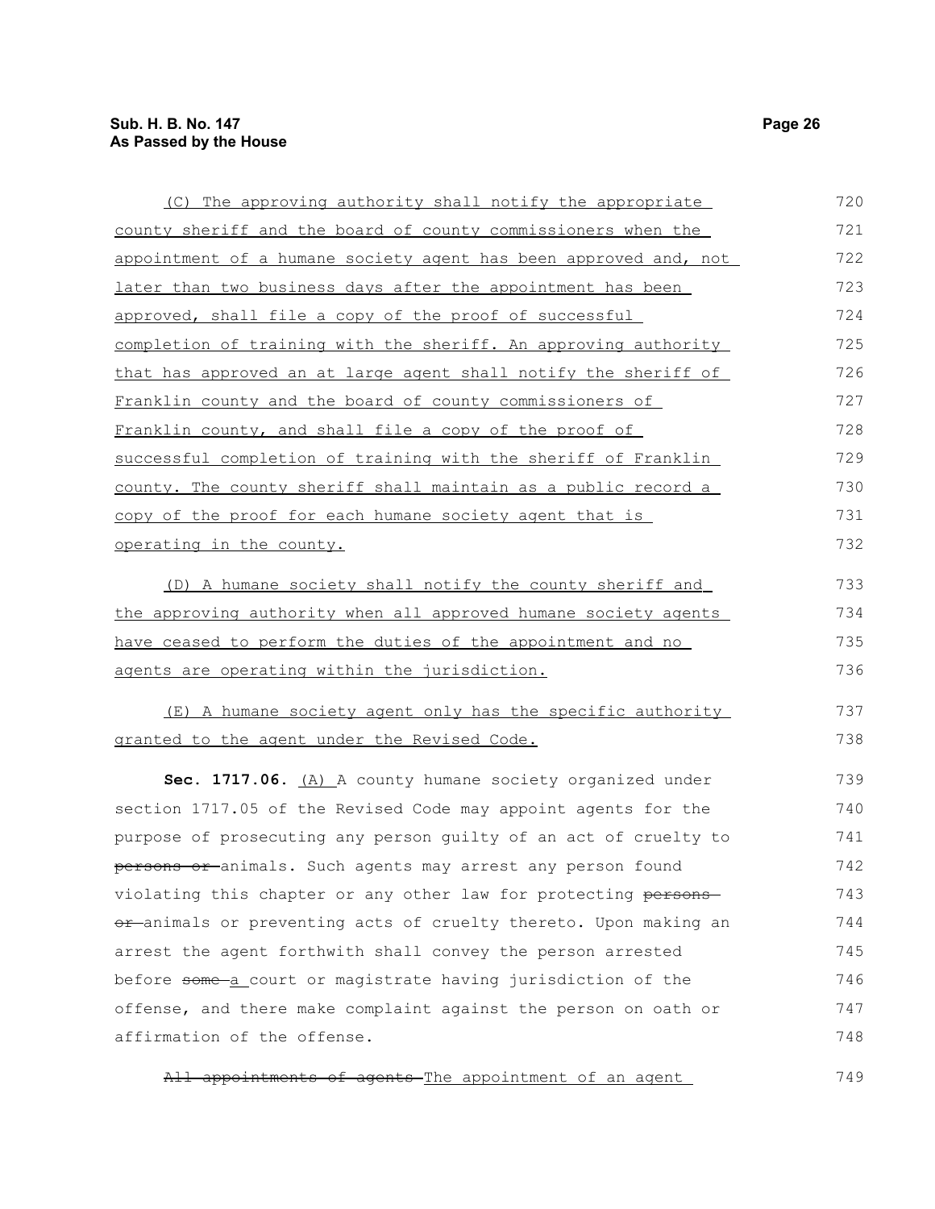(C) The approving authority shall notify the appropriate county sheriff and the board of county commissioners when the appointment of a humane society agent has been approved and, not later than two business days after the appointment has been approved, shall file a copy of the proof of successful completion of training with the sheriff. An approving authority that has approved an at large agent shall notify the sheriff of Franklin county and the board of county commissioners of Franklin county, and shall file a copy of the proof of successful completion of training with the sheriff of Franklin county. The county sheriff shall maintain as a public record a copy of the proof for each humane society agent that is operating in the county.

(D) A humane society shall notify the county sheriff and the approving authority when all approved humane society agents have ceased to perform the duties of the appointment and no agents are operating within the jurisdiction.

(E) A humane society agent only has the specific authority granted to the agent under the Revised Code.

**Sec. 1717.06.** (A) A county humane society organized under section 1717.05 of the Revised Code may appoint agents for the purpose of prosecuting any person guilty of an act of cruelty to ~~persons or~~ animals. Such agents may arrest any person found violating this chapter or any other law for protecting ~~persons or~~ animals or preventing acts of cruelty thereto. Upon making an arrest the agent forthwith shall convey the person arrested before ~~some~~ a court or magistrate having jurisdiction of the offense, and there make complaint against the person on oath or affirmation of the offense.

~~All appointments of agents~~ The appointment of an agent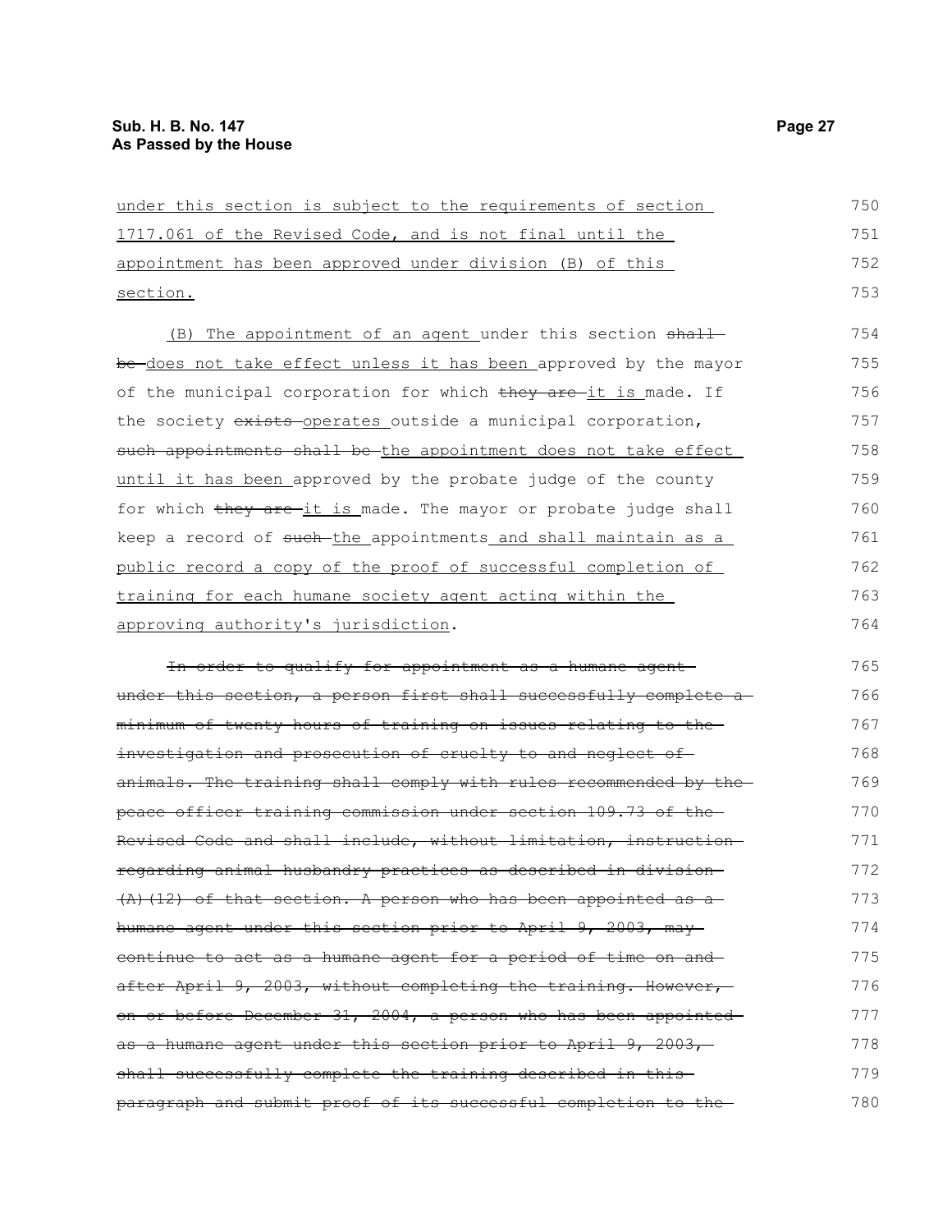under this section is subject to the requirements of section 1717.061 of the Revised Code, and is not final until the appointment has been approved under division (B) of this section.

(B) The appointment of an agent under this section ~~shall be~~ does not take effect unless it has been approved by the mayor of the municipal corporation for which ~~they are~~ it is made. If the society ~~exists~~ operates outside a municipal corporation, ~~such appointments shall be~~ the appointment does not take effect until it has been approved by the probate judge of the county for which ~~they are~~ it is made. The mayor or probate judge shall keep a record of ~~such~~ the appointments and shall maintain as a public record a copy of the proof of successful completion of training for each humane society agent acting within the approving authority's jurisdiction.

~~In order to qualify for appointment as a humane agent under this section, a person first shall successfully complete a minimum of twenty hours of training on issues relating to the investigation and prosecution of cruelty to and neglect of animals. The training shall comply with rules recommended by the peace officer training commission under section 109.73 of the Revised Code and shall include, without limitation, instruction regarding animal husbandry practices as described in division (A)(12) of that section. A person who has been appointed as a humane agent under this section prior to April 9, 2003, may continue to act as a humane agent for a period of time on and after April 9, 2003, without completing the training. However, on or before December 31, 2004, a person who has been appointed as a humane agent under this section prior to April 9, 2003, shall successfully complete the training described in this paragraph and submit proof of its successful completion to the~~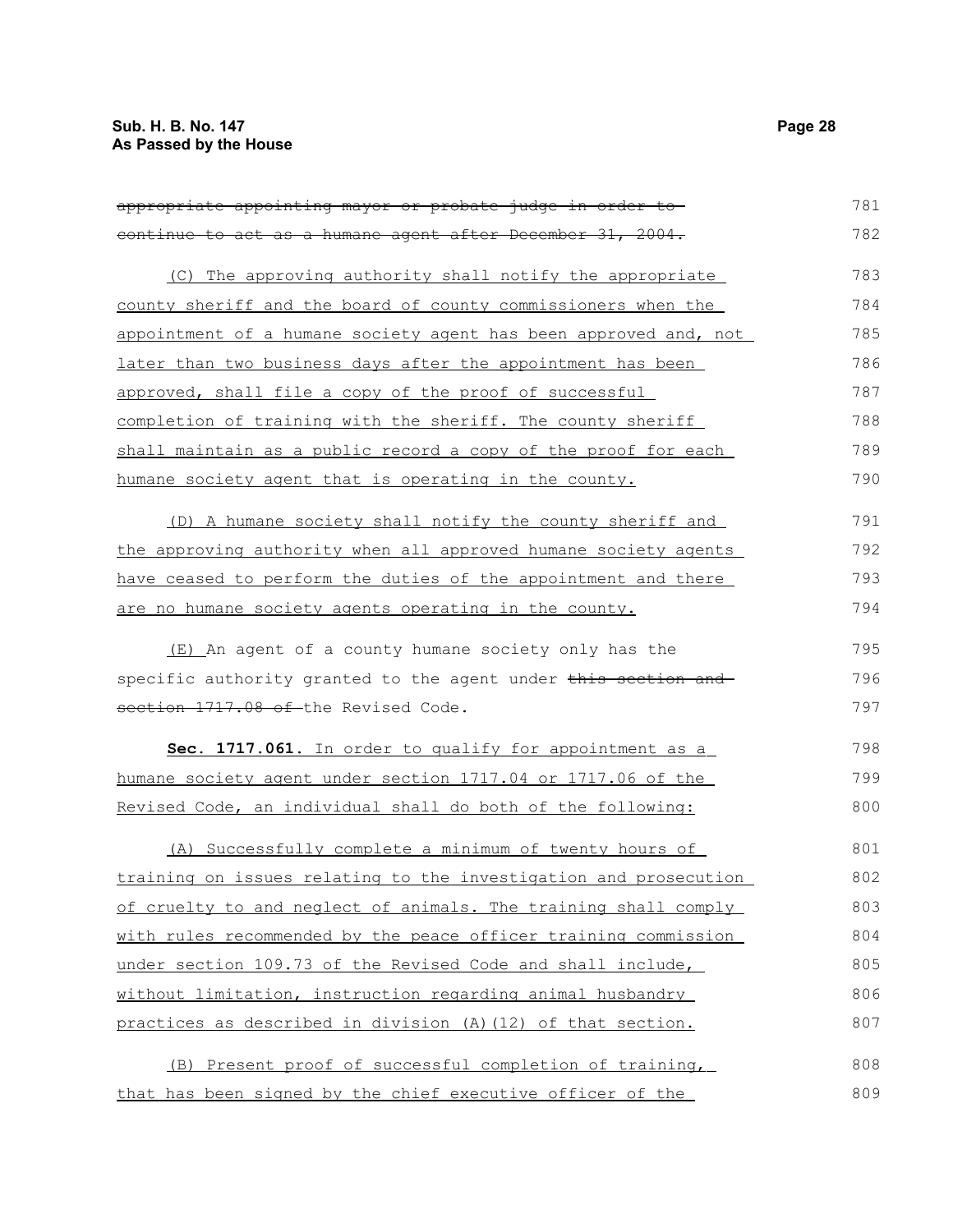~~appropriate appointing mayor or probate judge in order to continue to act as a humane agent after December 31, 2004.~~

<u>(C) The approving authority shall notify the appropriate county sheriff and the board of county commissioners when the appointment of a humane society agent has been approved and, not later than two business days after the appointment has been approved, shall file a copy of the proof of successful completion of training with the sheriff. The county sheriff shall maintain as a public record a copy of the proof for each humane society agent that is operating in the county.</u>

<u>(D) A humane society shall notify the county sheriff and the approving authority when all approved humane society agents have ceased to perform the duties of the appointment and there are no humane society agents operating in the county.</u>

<u>(E)</u> An agent of a county humane society only has the specific authority granted to the agent under ~~this section and section 1717.08 of~~ the Revised Code.

**Sec. 1717.061.** <u>In order to qualify for appointment as a humane society agent under section 1717.04 or 1717.06 of the Revised Code, an individual shall do both of the following:</u>

<u>(A) Successfully complete a minimum of twenty hours of training on issues relating to the investigation and prosecution of cruelty to and neglect of animals. The training shall comply with rules recommended by the peace officer training commission under section 109.73 of the Revised Code and shall include, without limitation, instruction regarding animal husbandry practices as described in division (A)(12) of that section.</u>

<u>(B) Present proof of successful completion of training, that has been signed by the chief executive officer of the</u>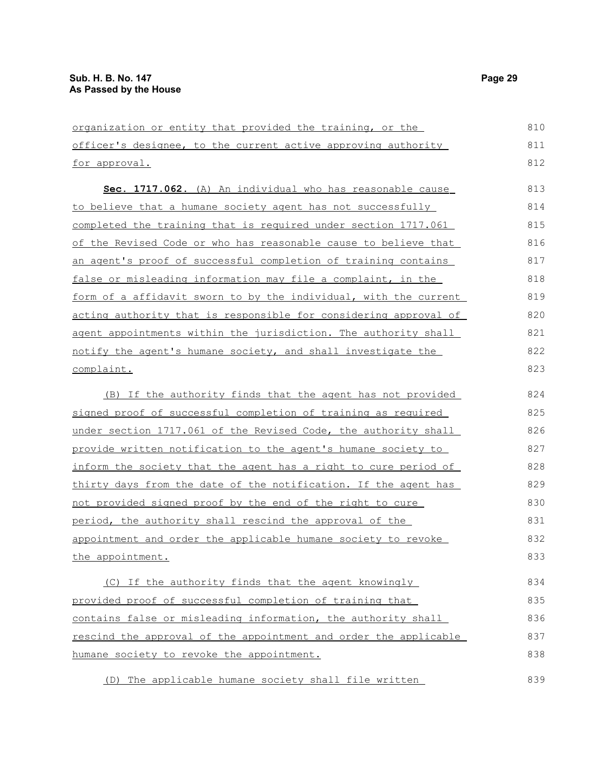organization or entity that provided the training, or the officer's designee, to the current active approving authority for approval.

**Sec. 1717.062.** (A) An individual who has reasonable cause to believe that a humane society agent has not successfully completed the training that is required under section 1717.061 of the Revised Code or who has reasonable cause to believe that an agent's proof of successful completion of training contains false or misleading information may file a complaint, in the form of a affidavit sworn to by the individual, with the current acting authority that is responsible for considering approval of agent appointments within the jurisdiction. The authority shall notify the agent's humane society, and shall investigate the complaint.

(B) If the authority finds that the agent has not provided signed proof of successful completion of training as required under section 1717.061 of the Revised Code, the authority shall provide written notification to the agent's humane society to inform the society that the agent has a right to cure period of thirty days from the date of the notification. If the agent has not provided signed proof by the end of the right to cure period, the authority shall rescind the approval of the appointment and order the applicable humane society to revoke the appointment.

(C) If the authority finds that the agent knowingly provided proof of successful completion of training that contains false or misleading information, the authority shall rescind the approval of the appointment and order the applicable humane society to revoke the appointment.

(D) The applicable humane society shall file written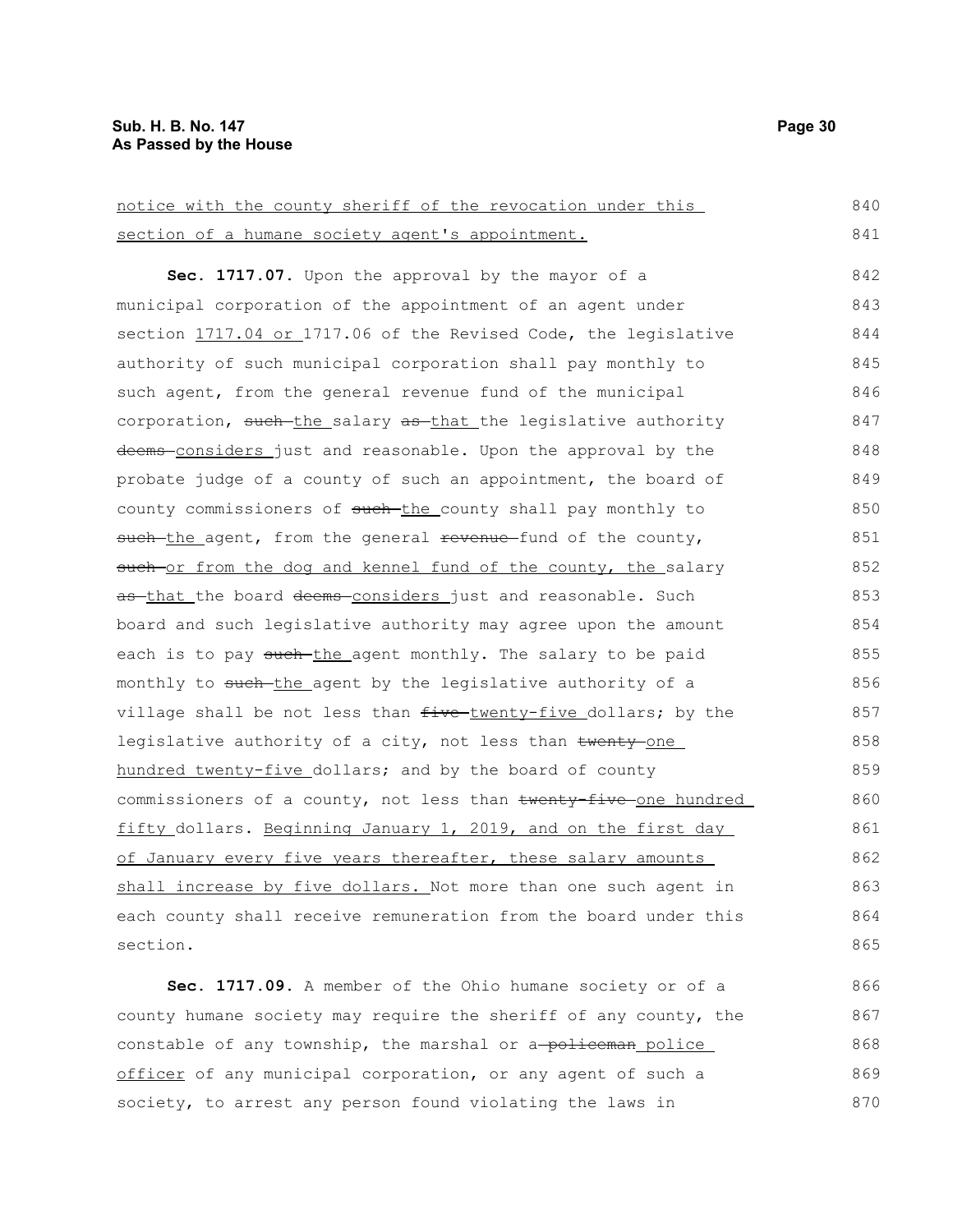notice with the county sheriff of the revocation under this section of a humane society agent's appointment.

**Sec. 1717.07.** Upon the approval by the mayor of a municipal corporation of the appointment of an agent under section 1717.04 or 1717.06 of the Revised Code, the legislative authority of such municipal corporation shall pay monthly to such agent, from the general revenue fund of the municipal corporation, such the salary as that the legislative authority deems considers just and reasonable. Upon the approval by the probate judge of a county of such an appointment, the board of county commissioners of such the county shall pay monthly to such the agent, from the general revenue fund of the county, such or from the dog and kennel fund of the county, the salary as that the board deems considers just and reasonable. Such board and such legislative authority may agree upon the amount each is to pay such the agent monthly. The salary to be paid monthly to such the agent by the legislative authority of a village shall be not less than five twenty-five dollars; by the legislative authority of a city, not less than twenty one hundred twenty-five dollars; and by the board of county commissioners of a county, not less than twenty-five one hundred fifty dollars. Beginning January 1, 2019, and on the first day of January every five years thereafter, these salary amounts shall increase by five dollars. Not more than one such agent in each county shall receive remuneration from the board under this section.

**Sec. 1717.09.** A member of the Ohio humane society or of a county humane society may require the sheriff of any county, the constable of any township, the marshal or a policeman police officer of any municipal corporation, or any agent of such a society, to arrest any person found violating the laws in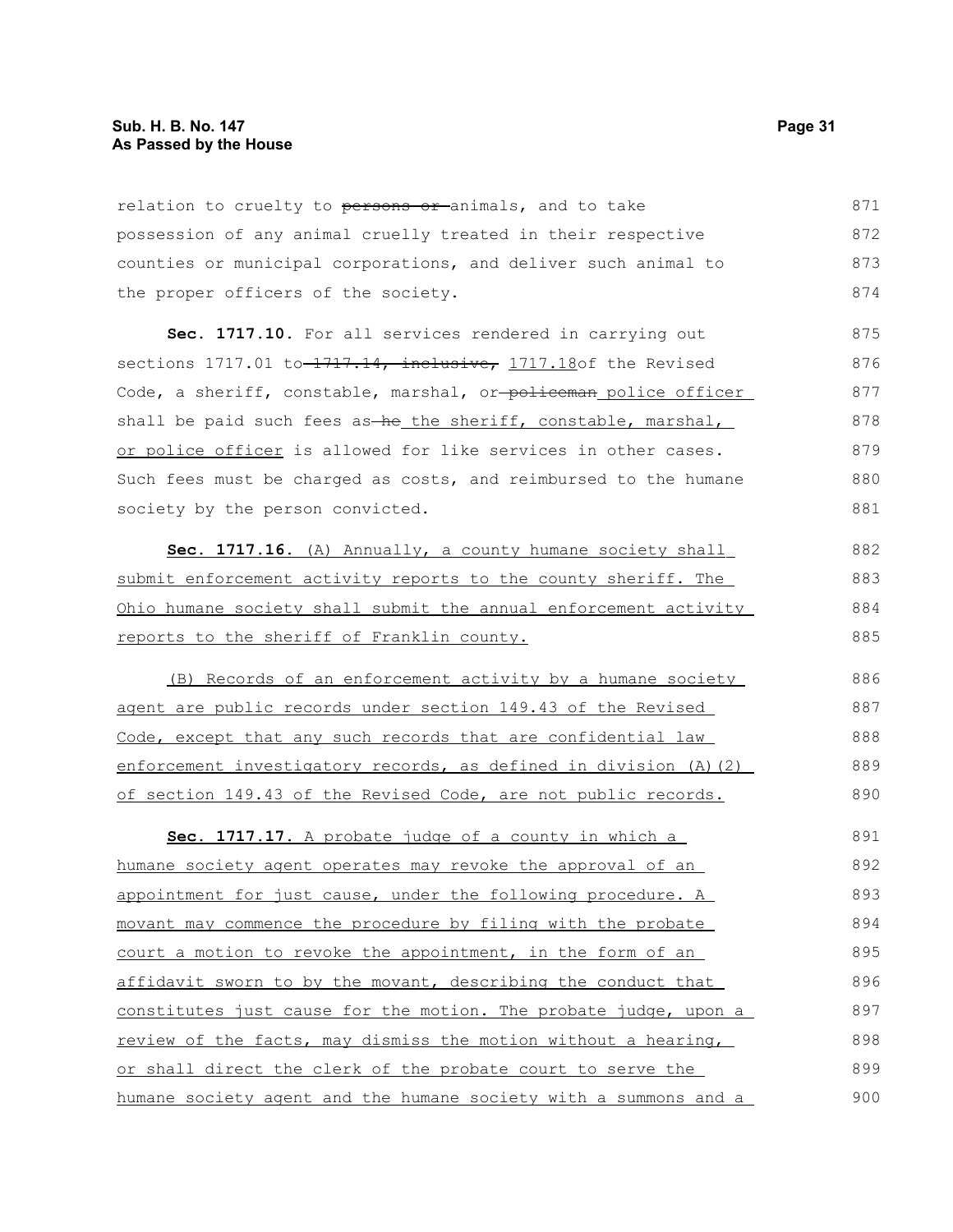relation to cruelty to ~~persons or~~ animals, and to take possession of any animal cruelly treated in their respective counties or municipal corporations, and deliver such animal to the proper officers of the society.

**Sec. 1717.10.** For all services rendered in carrying out sections 1717.01 to ~~1717.14, inclusive,~~ 1717.18 of the Revised Code, a sheriff, constable, marshal, or ~~policeman~~ police officer shall be paid such fees as ~~he~~ the sheriff, constable, marshal, or police officer is allowed for like services in other cases. Such fees must be charged as costs, and reimbursed to the humane society by the person convicted.

**Sec. 1717.16.** (A) Annually, a county humane society shall submit enforcement activity reports to the county sheriff. The Ohio humane society shall submit the annual enforcement activity reports to the sheriff of Franklin county.

(B) Records of an enforcement activity by a humane society agent are public records under section 149.43 of the Revised Code, except that any such records that are confidential law enforcement investigatory records, as defined in division (A)(2) of section 149.43 of the Revised Code, are not public records.

**Sec. 1717.17.** A probate judge of a county in which a humane society agent operates may revoke the approval of an appointment for just cause, under the following procedure. A movant may commence the procedure by filing with the probate court a motion to revoke the appointment, in the form of an affidavit sworn to by the movant, describing the conduct that constitutes just cause for the motion. The probate judge, upon a review of the facts, may dismiss the motion without a hearing, or shall direct the clerk of the probate court to serve the humane society agent and the humane society with a summons and a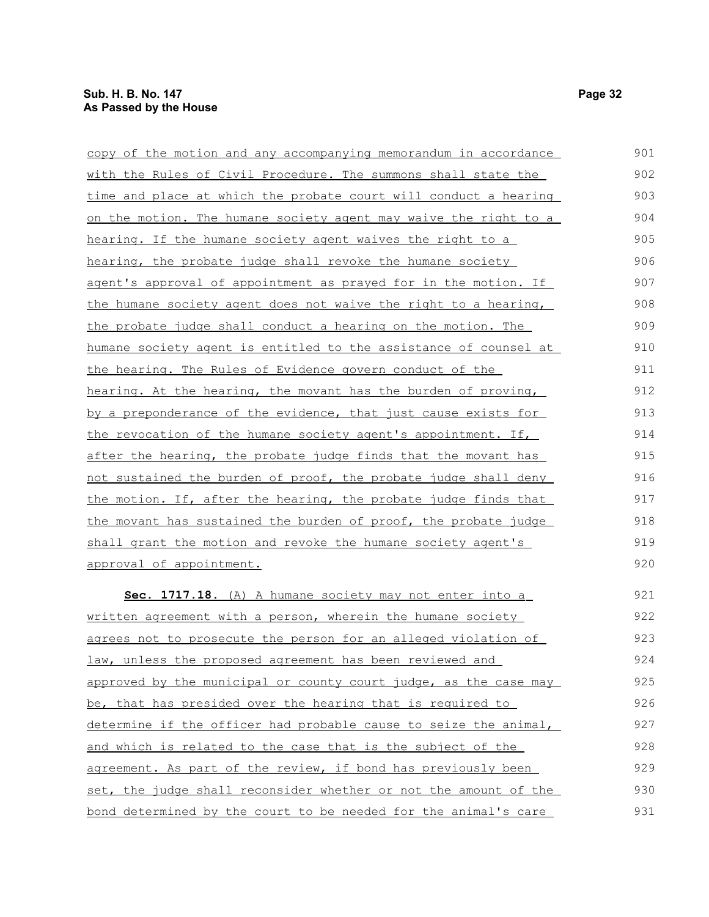copy of the motion and any accompanying memorandum in accordance with the Rules of Civil Procedure. The summons shall state the time and place at which the probate court will conduct a hearing on the motion. The humane society agent may waive the right to a hearing. If the humane society agent waives the right to a hearing, the probate judge shall revoke the humane society agent's approval of appointment as prayed for in the motion. If the humane society agent does not waive the right to a hearing, the probate judge shall conduct a hearing on the motion. The humane society agent is entitled to the assistance of counsel at the hearing. The Rules of Evidence govern conduct of the hearing. At the hearing, the movant has the burden of proving, by a preponderance of the evidence, that just cause exists for the revocation of the humane society agent's appointment. If, after the hearing, the probate judge finds that the movant has not sustained the burden of proof, the probate judge shall deny the motion. If, after the hearing, the probate judge finds that the movant has sustained the burden of proof, the probate judge shall grant the motion and revoke the humane society agent's approval of appointment.

**Sec. 1717.18.** (A) A humane society may not enter into a written agreement with a person, wherein the humane society agrees not to prosecute the person for an alleged violation of law, unless the proposed agreement has been reviewed and approved by the municipal or county court judge, as the case may be, that has presided over the hearing that is required to determine if the officer had probable cause to seize the animal, and which is related to the case that is the subject of the agreement. As part of the review, if bond has previously been set, the judge shall reconsider whether or not the amount of the bond determined by the court to be needed for the animal's care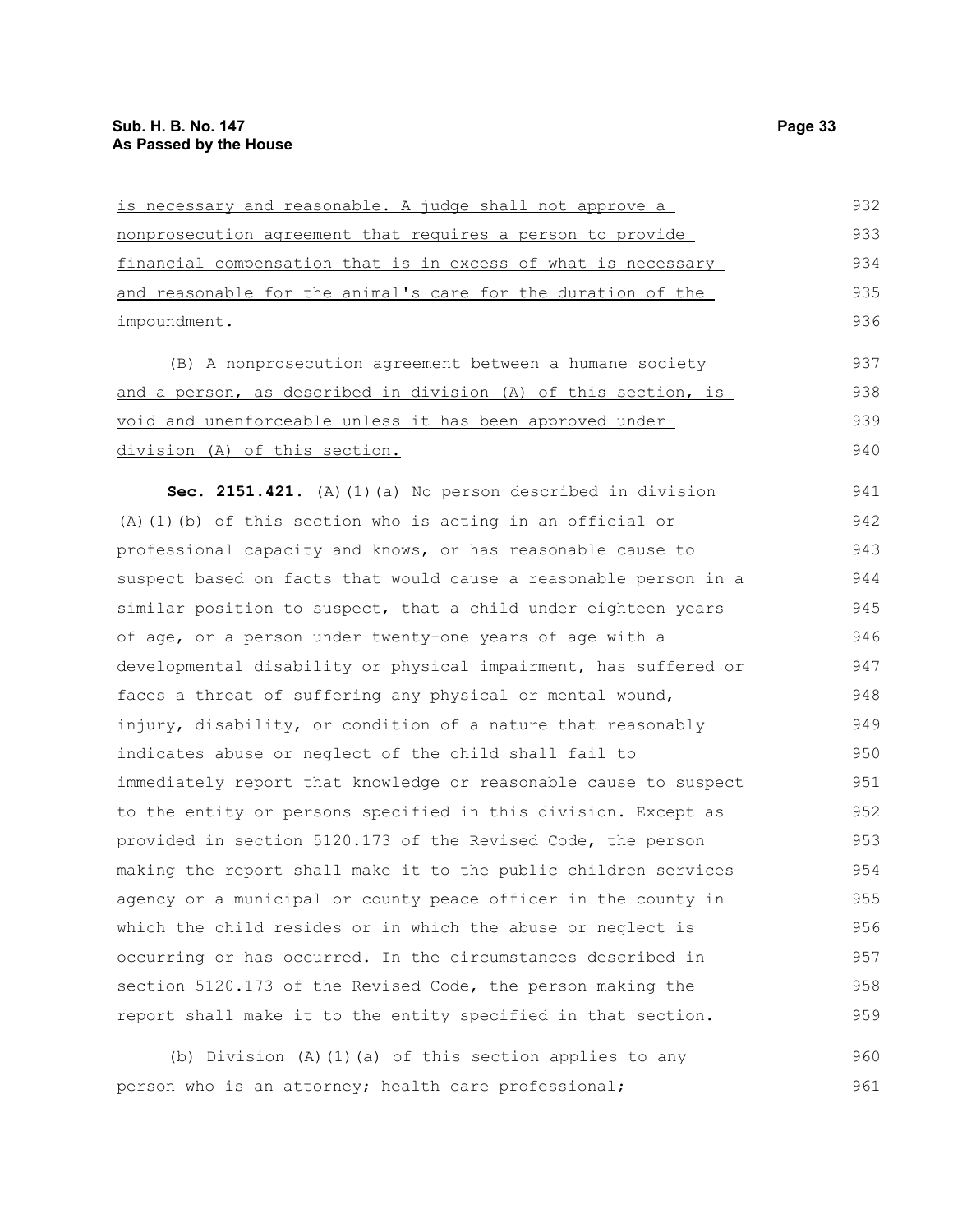is necessary and reasonable. A judge shall not approve a nonprosecution agreement that requires a person to provide financial compensation that is in excess of what is necessary and reasonable for the animal's care for the duration of the impoundment.

(B) A nonprosecution agreement between a humane society and a person, as described in division (A) of this section, is void and unenforceable unless it has been approved under division (A) of this section.

**Sec. 2151.421.** (A)(1)(a) No person described in division (A)(1)(b) of this section who is acting in an official or professional capacity and knows, or has reasonable cause to suspect based on facts that would cause a reasonable person in a similar position to suspect, that a child under eighteen years of age, or a person under twenty-one years of age with a developmental disability or physical impairment, has suffered or faces a threat of suffering any physical or mental wound, injury, disability, or condition of a nature that reasonably indicates abuse or neglect of the child shall fail to immediately report that knowledge or reasonable cause to suspect to the entity or persons specified in this division. Except as provided in section 5120.173 of the Revised Code, the person making the report shall make it to the public children services agency or a municipal or county peace officer in the county in which the child resides or in which the abuse or neglect is occurring or has occurred. In the circumstances described in section 5120.173 of the Revised Code, the person making the report shall make it to the entity specified in that section.

(b) Division (A)(1)(a) of this section applies to any person who is an attorney; health care professional;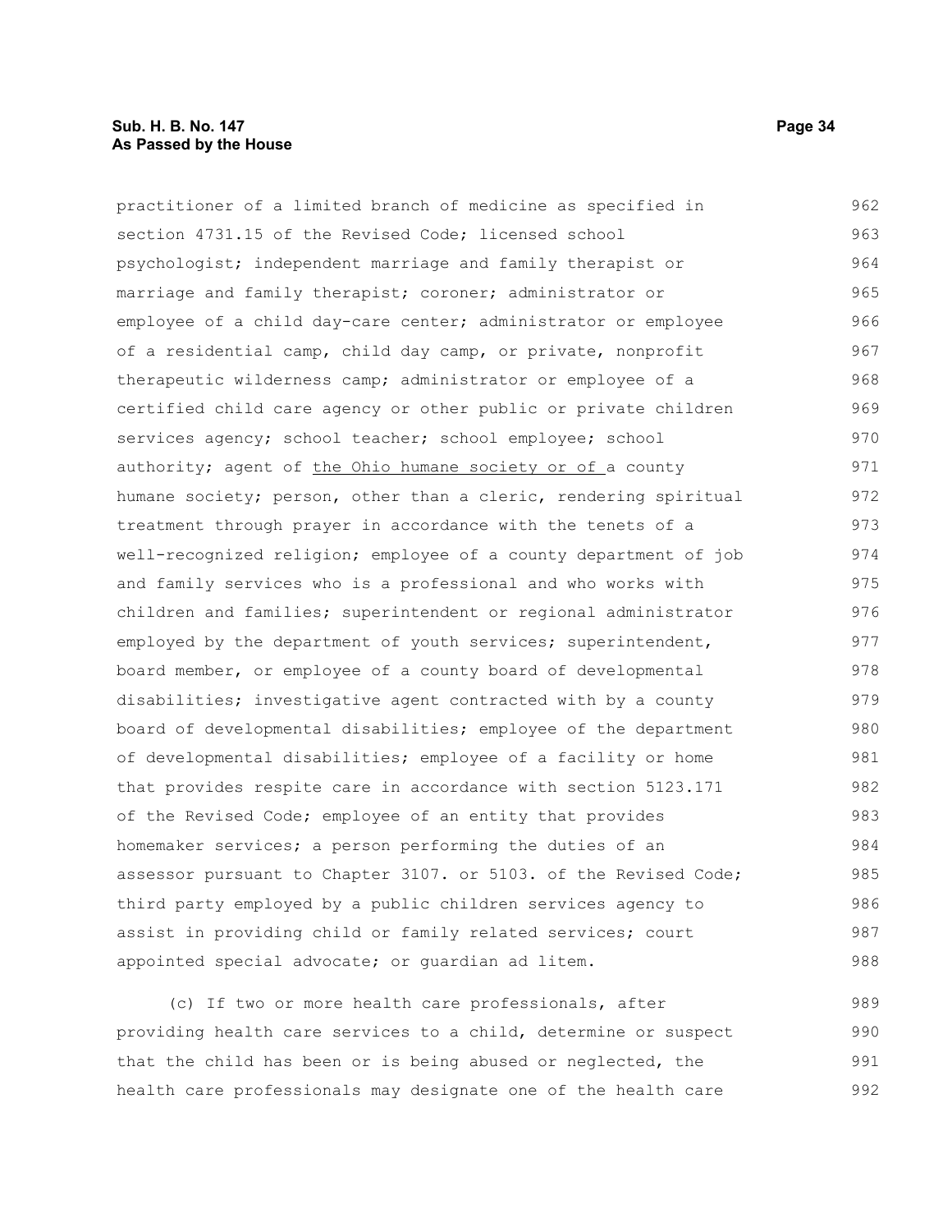practitioner of a limited branch of medicine as specified in section 4731.15 of the Revised Code; licensed school psychologist; independent marriage and family therapist or marriage and family therapist; coroner; administrator or employee of a child day-care center; administrator or employee of a residential camp, child day camp, or private, nonprofit therapeutic wilderness camp; administrator or employee of a certified child care agency or other public or private children services agency; school teacher; school employee; school authority; agent of <u>the Ohio humane society or of </u>a county humane society; person, other than a cleric, rendering spiritual treatment through prayer in accordance with the tenets of a well-recognized religion; employee of a county department of job and family services who is a professional and who works with children and families; superintendent or regional administrator employed by the department of youth services; superintendent, board member, or employee of a county board of developmental disabilities; investigative agent contracted with by a county board of developmental disabilities; employee of the department of developmental disabilities; employee of a facility or home that provides respite care in accordance with section 5123.171 of the Revised Code; employee of an entity that provides homemaker services; a person performing the duties of an assessor pursuant to Chapter 3107. or 5103. of the Revised Code; third party employed by a public children services agency to assist in providing child or family related services; court appointed special advocate; or guardian ad litem.

(c) If two or more health care professionals, after providing health care services to a child, determine or suspect that the child has been or is being abused or neglected, the health care professionals may designate one of the health care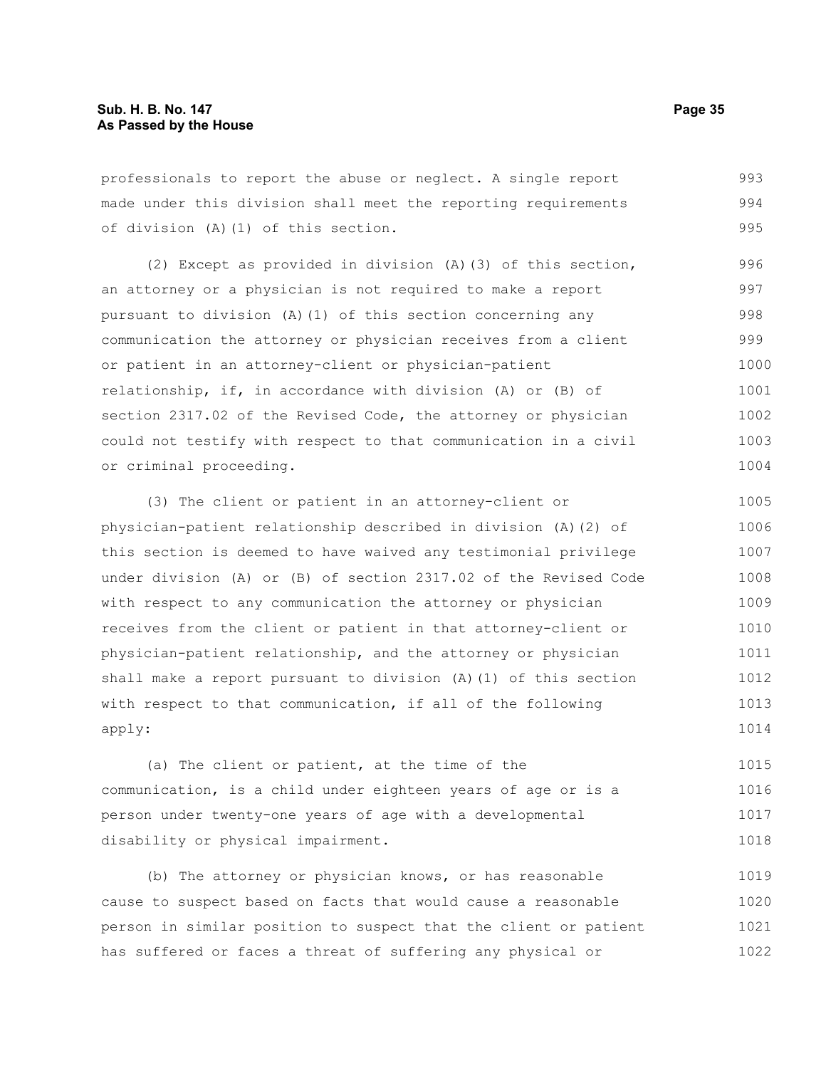professionals to report the abuse or neglect. A single report made under this division shall meet the reporting requirements of division (A)(1) of this section.

(2) Except as provided in division (A)(3) of this section, an attorney or a physician is not required to make a report pursuant to division (A)(1) of this section concerning any communication the attorney or physician receives from a client or patient in an attorney-client or physician-patient relationship, if, in accordance with division (A) or (B) of section 2317.02 of the Revised Code, the attorney or physician could not testify with respect to that communication in a civil or criminal proceeding.

(3) The client or patient in an attorney-client or physician-patient relationship described in division (A)(2) of this section is deemed to have waived any testimonial privilege under division (A) or (B) of section 2317.02 of the Revised Code with respect to any communication the attorney or physician receives from the client or patient in that attorney-client or physician-patient relationship, and the attorney or physician shall make a report pursuant to division (A)(1) of this section with respect to that communication, if all of the following apply:

(a) The client or patient, at the time of the communication, is a child under eighteen years of age or is a person under twenty-one years of age with a developmental disability or physical impairment.

(b) The attorney or physician knows, or has reasonable cause to suspect based on facts that would cause a reasonable person in similar position to suspect that the client or patient has suffered or faces a threat of suffering any physical or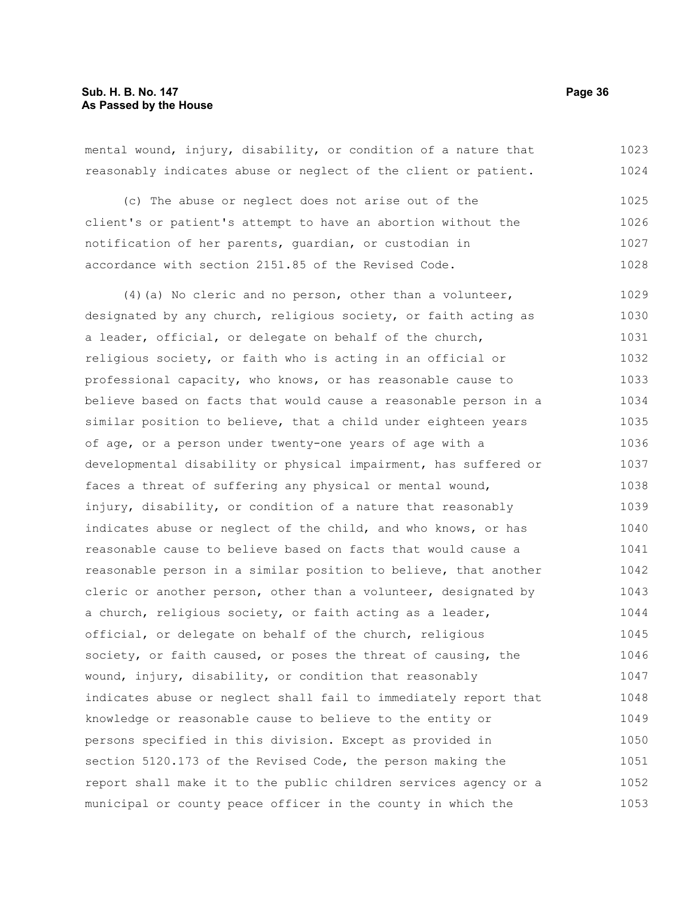mental wound, injury, disability, or condition of a nature that reasonably indicates abuse or neglect of the client or patient.

(c) The abuse or neglect does not arise out of the client's or patient's attempt to have an abortion without the notification of her parents, guardian, or custodian in accordance with section 2151.85 of the Revised Code.

(4)(a) No cleric and no person, other than a volunteer, designated by any church, religious society, or faith acting as a leader, official, or delegate on behalf of the church, religious society, or faith who is acting in an official or professional capacity, who knows, or has reasonable cause to believe based on facts that would cause a reasonable person in a similar position to believe, that a child under eighteen years of age, or a person under twenty-one years of age with a developmental disability or physical impairment, has suffered or faces a threat of suffering any physical or mental wound, injury, disability, or condition of a nature that reasonably indicates abuse or neglect of the child, and who knows, or has reasonable cause to believe based on facts that would cause a reasonable person in a similar position to believe, that another cleric or another person, other than a volunteer, designated by a church, religious society, or faith acting as a leader, official, or delegate on behalf of the church, religious society, or faith caused, or poses the threat of causing, the wound, injury, disability, or condition that reasonably indicates abuse or neglect shall fail to immediately report that knowledge or reasonable cause to believe to the entity or persons specified in this division. Except as provided in section 5120.173 of the Revised Code, the person making the report shall make it to the public children services agency or a municipal or county peace officer in the county in which the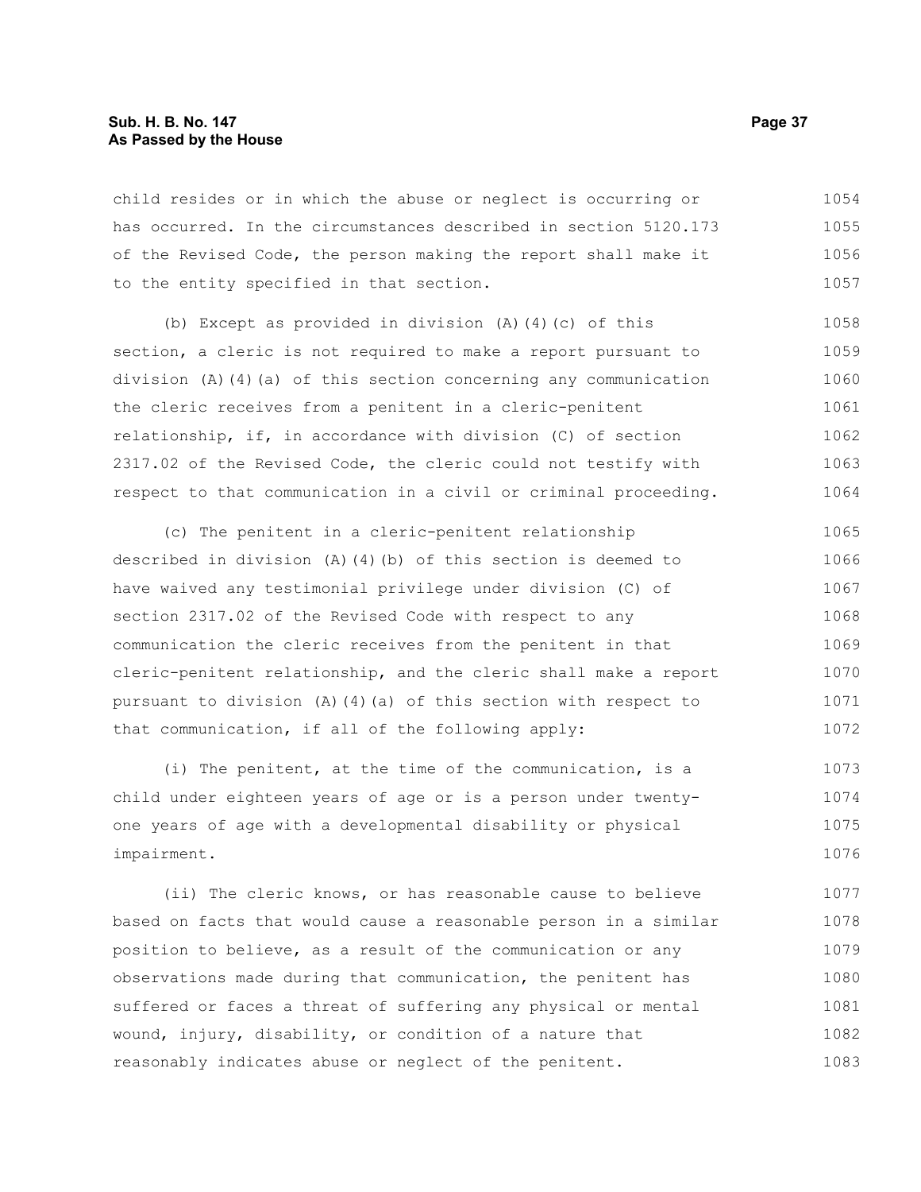child resides or in which the abuse or neglect is occurring or has occurred. In the circumstances described in section 5120.173 of the Revised Code, the person making the report shall make it to the entity specified in that section.

(b) Except as provided in division (A)(4)(c) of this section, a cleric is not required to make a report pursuant to division (A)(4)(a) of this section concerning any communication the cleric receives from a penitent in a cleric-penitent relationship, if, in accordance with division (C) of section 2317.02 of the Revised Code, the cleric could not testify with respect to that communication in a civil or criminal proceeding.

(c) The penitent in a cleric-penitent relationship described in division (A)(4)(b) of this section is deemed to have waived any testimonial privilege under division (C) of section 2317.02 of the Revised Code with respect to any communication the cleric receives from the penitent in that cleric-penitent relationship, and the cleric shall make a report pursuant to division (A)(4)(a) of this section with respect to that communication, if all of the following apply:

(i) The penitent, at the time of the communication, is a child under eighteen years of age or is a person under twenty-one years of age with a developmental disability or physical impairment.

(ii) The cleric knows, or has reasonable cause to believe based on facts that would cause a reasonable person in a similar position to believe, as a result of the communication or any observations made during that communication, the penitent has suffered or faces a threat of suffering any physical or mental wound, injury, disability, or condition of a nature that reasonably indicates abuse or neglect of the penitent.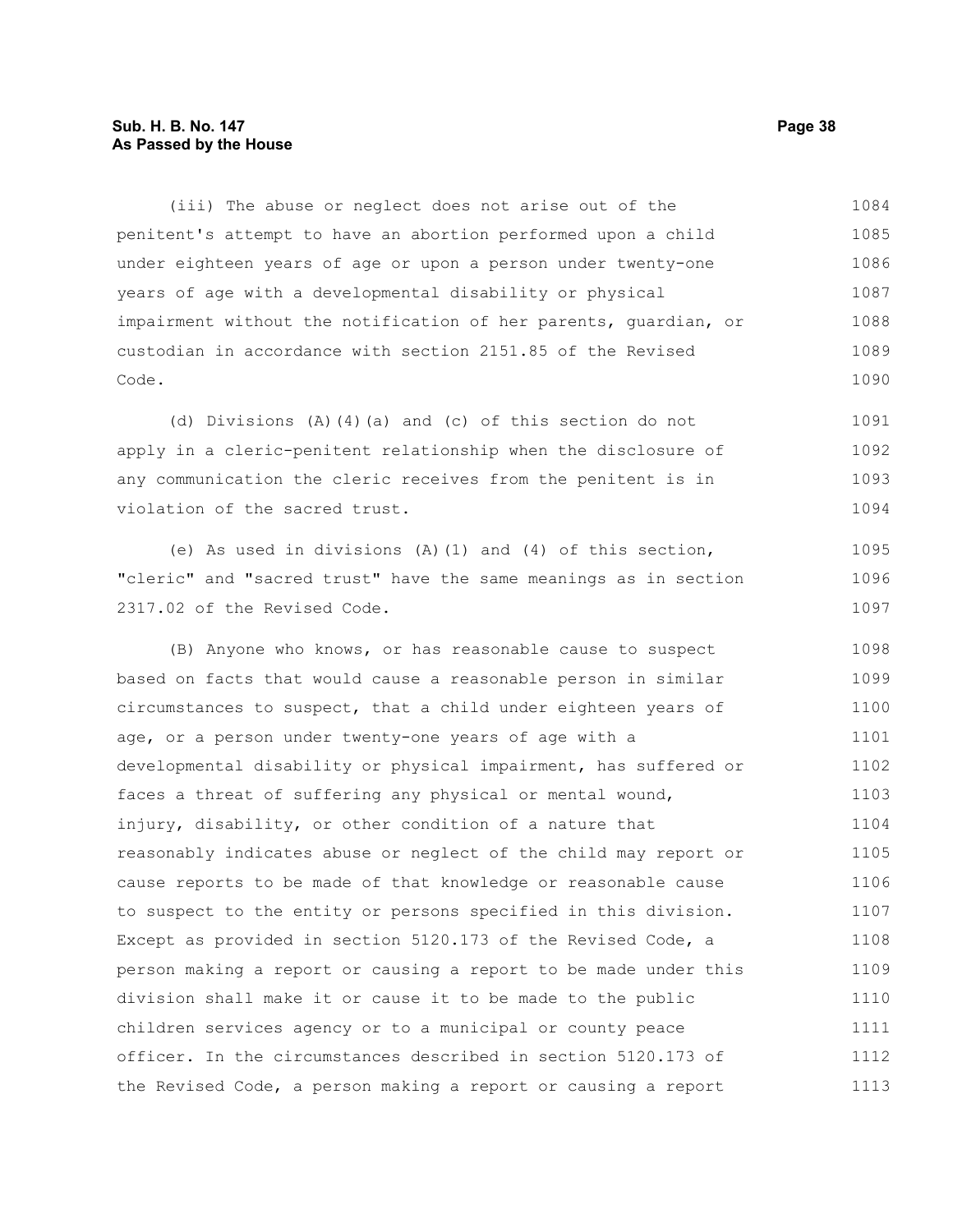(iii) The abuse or neglect does not arise out of the penitent's attempt to have an abortion performed upon a child under eighteen years of age or upon a person under twenty-one years of age with a developmental disability or physical impairment without the notification of her parents, guardian, or custodian in accordance with section 2151.85 of the Revised Code.

(d) Divisions (A)(4)(a) and (c) of this section do not apply in a cleric-penitent relationship when the disclosure of any communication the cleric receives from the penitent is in violation of the sacred trust.

(e) As used in divisions (A)(1) and (4) of this section, "cleric" and "sacred trust" have the same meanings as in section 2317.02 of the Revised Code.

(B) Anyone who knows, or has reasonable cause to suspect based on facts that would cause a reasonable person in similar circumstances to suspect, that a child under eighteen years of age, or a person under twenty-one years of age with a developmental disability or physical impairment, has suffered or faces a threat of suffering any physical or mental wound, injury, disability, or other condition of a nature that reasonably indicates abuse or neglect of the child may report or cause reports to be made of that knowledge or reasonable cause to suspect to the entity or persons specified in this division. Except as provided in section 5120.173 of the Revised Code, a person making a report or causing a report to be made under this division shall make it or cause it to be made to the public children services agency or to a municipal or county peace officer. In the circumstances described in section 5120.173 of the Revised Code, a person making a report or causing a report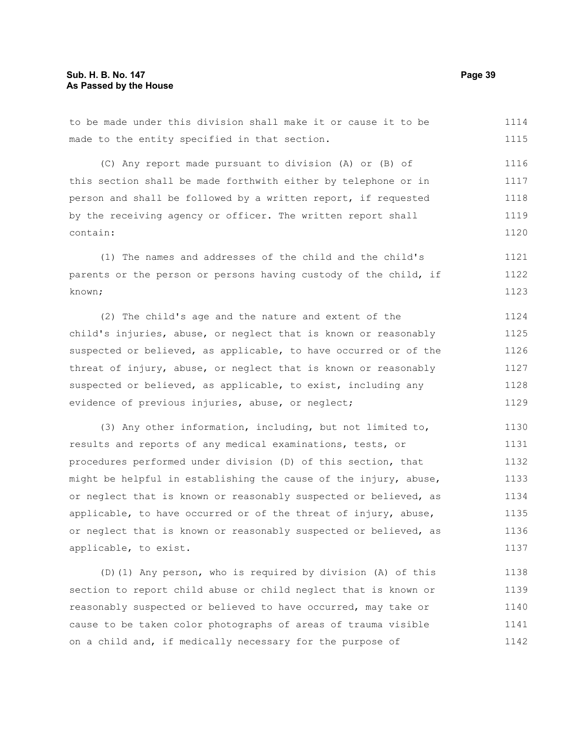to be made under this division shall make it or cause it to be made to the entity specified in that section.

(C) Any report made pursuant to division (A) or (B) of this section shall be made forthwith either by telephone or in person and shall be followed by a written report, if requested by the receiving agency or officer. The written report shall contain:

(1) The names and addresses of the child and the child's parents or the person or persons having custody of the child, if known;

(2) The child's age and the nature and extent of the child's injuries, abuse, or neglect that is known or reasonably suspected or believed, as applicable, to have occurred or of the threat of injury, abuse, or neglect that is known or reasonably suspected or believed, as applicable, to exist, including any evidence of previous injuries, abuse, or neglect;

(3) Any other information, including, but not limited to, results and reports of any medical examinations, tests, or procedures performed under division (D) of this section, that might be helpful in establishing the cause of the injury, abuse, or neglect that is known or reasonably suspected or believed, as applicable, to have occurred or of the threat of injury, abuse, or neglect that is known or reasonably suspected or believed, as applicable, to exist.

(D)(1) Any person, who is required by division (A) of this section to report child abuse or child neglect that is known or reasonably suspected or believed to have occurred, may take or cause to be taken color photographs of areas of trauma visible on a child and, if medically necessary for the purpose of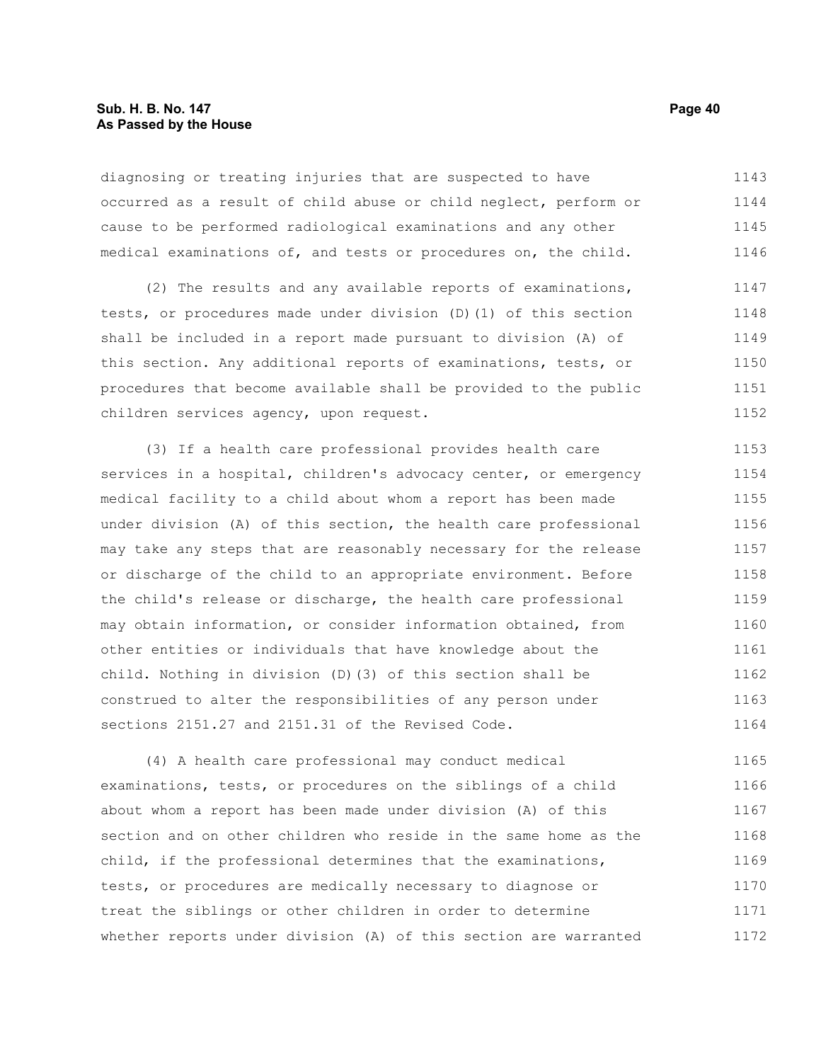diagnosing or treating injuries that are suspected to have occurred as a result of child abuse or child neglect, perform or cause to be performed radiological examinations and any other medical examinations of, and tests or procedures on, the child.

(2) The results and any available reports of examinations, tests, or procedures made under division (D)(1) of this section shall be included in a report made pursuant to division (A) of this section. Any additional reports of examinations, tests, or procedures that become available shall be provided to the public children services agency, upon request.

(3) If a health care professional provides health care services in a hospital, children's advocacy center, or emergency medical facility to a child about whom a report has been made under division (A) of this section, the health care professional may take any steps that are reasonably necessary for the release or discharge of the child to an appropriate environment. Before the child's release or discharge, the health care professional may obtain information, or consider information obtained, from other entities or individuals that have knowledge about the child. Nothing in division (D)(3) of this section shall be construed to alter the responsibilities of any person under sections 2151.27 and 2151.31 of the Revised Code.

(4) A health care professional may conduct medical examinations, tests, or procedures on the siblings of a child about whom a report has been made under division (A) of this section and on other children who reside in the same home as the child, if the professional determines that the examinations, tests, or procedures are medically necessary to diagnose or treat the siblings or other children in order to determine whether reports under division (A) of this section are warranted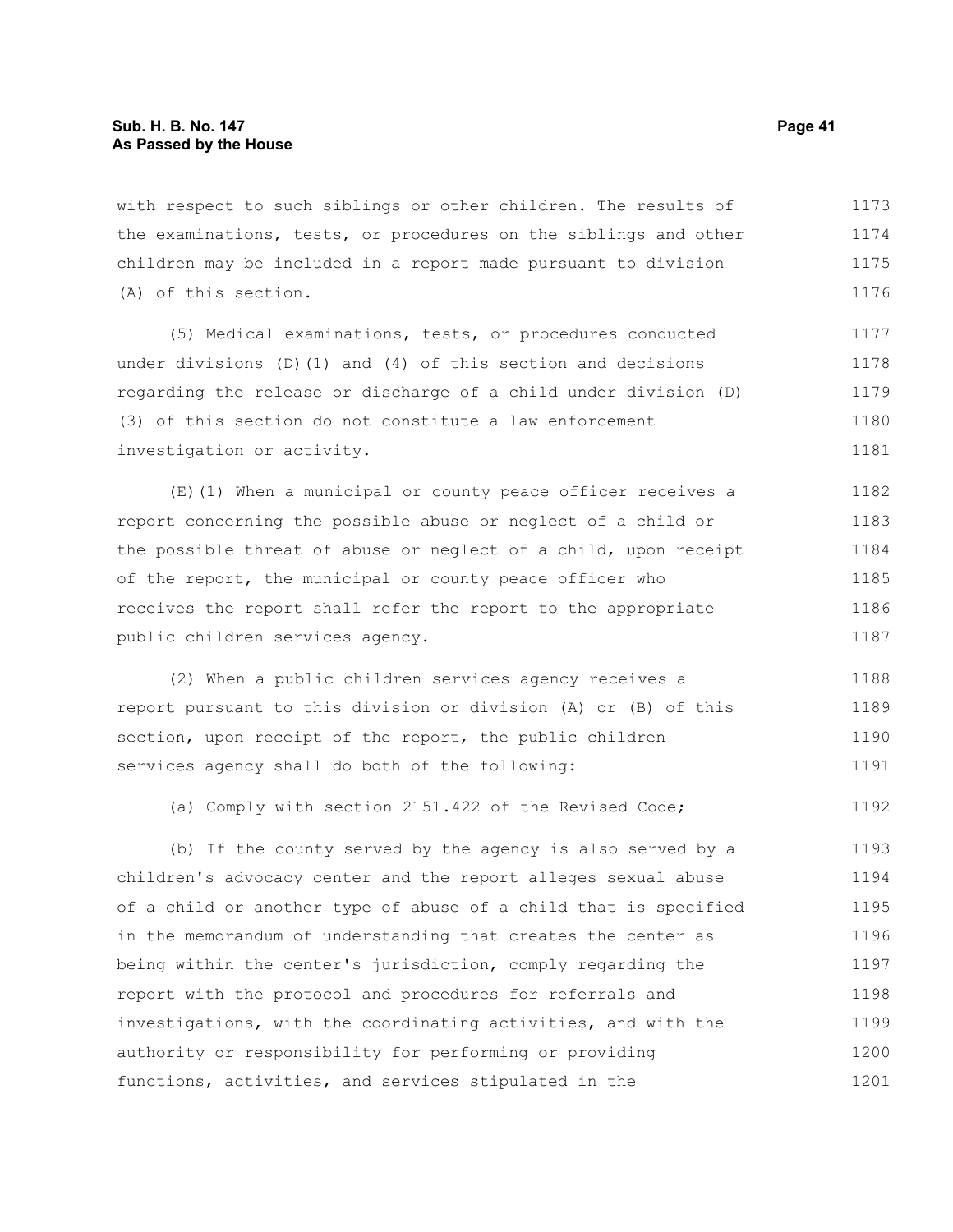with respect to such siblings or other children. The results of the examinations, tests, or procedures on the siblings and other children may be included in a report made pursuant to division (A) of this section.

(5) Medical examinations, tests, or procedures conducted under divisions (D)(1) and (4) of this section and decisions regarding the release or discharge of a child under division (D)(3) of this section do not constitute a law enforcement investigation or activity.

(E)(1) When a municipal or county peace officer receives a report concerning the possible abuse or neglect of a child or the possible threat of abuse or neglect of a child, upon receipt of the report, the municipal or county peace officer who receives the report shall refer the report to the appropriate public children services agency.

(2) When a public children services agency receives a report pursuant to this division or division (A) or (B) of this section, upon receipt of the report, the public children services agency shall do both of the following:

(a) Comply with section 2151.422 of the Revised Code;

(b) If the county served by the agency is also served by a children's advocacy center and the report alleges sexual abuse of a child or another type of abuse of a child that is specified in the memorandum of understanding that creates the center as being within the center's jurisdiction, comply regarding the report with the protocol and procedures for referrals and investigations, with the coordinating activities, and with the authority or responsibility for performing or providing functions, activities, and services stipulated in the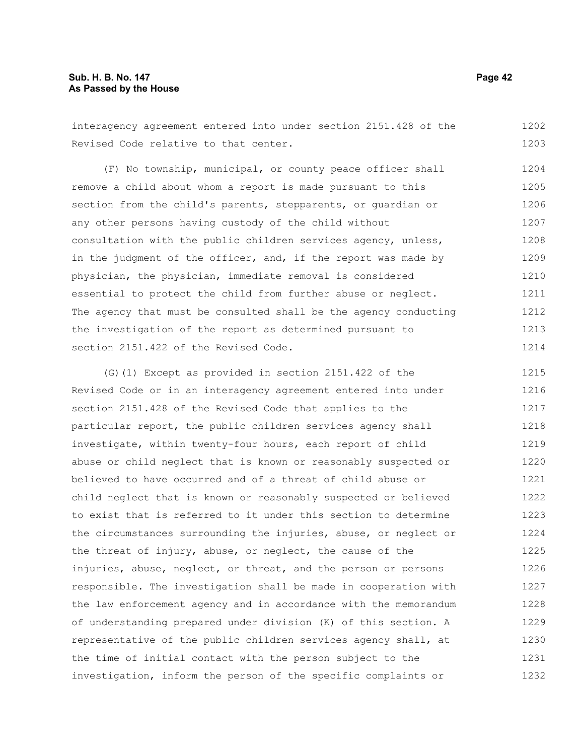interagency agreement entered into under section 2151.428 of the Revised Code relative to that center.

(F) No township, municipal, or county peace officer shall remove a child about whom a report is made pursuant to this section from the child's parents, stepparents, or guardian or any other persons having custody of the child without consultation with the public children services agency, unless, in the judgment of the officer, and, if the report was made by physician, the physician, immediate removal is considered essential to protect the child from further abuse or neglect. The agency that must be consulted shall be the agency conducting the investigation of the report as determined pursuant to section 2151.422 of the Revised Code.

(G)(1) Except as provided in section 2151.422 of the Revised Code or in an interagency agreement entered into under section 2151.428 of the Revised Code that applies to the particular report, the public children services agency shall investigate, within twenty-four hours, each report of child abuse or child neglect that is known or reasonably suspected or believed to have occurred and of a threat of child abuse or child neglect that is known or reasonably suspected or believed to exist that is referred to it under this section to determine the circumstances surrounding the injuries, abuse, or neglect or the threat of injury, abuse, or neglect, the cause of the injuries, abuse, neglect, or threat, and the person or persons responsible. The investigation shall be made in cooperation with the law enforcement agency and in accordance with the memorandum of understanding prepared under division (K) of this section. A representative of the public children services agency shall, at the time of initial contact with the person subject to the investigation, inform the person of the specific complaints or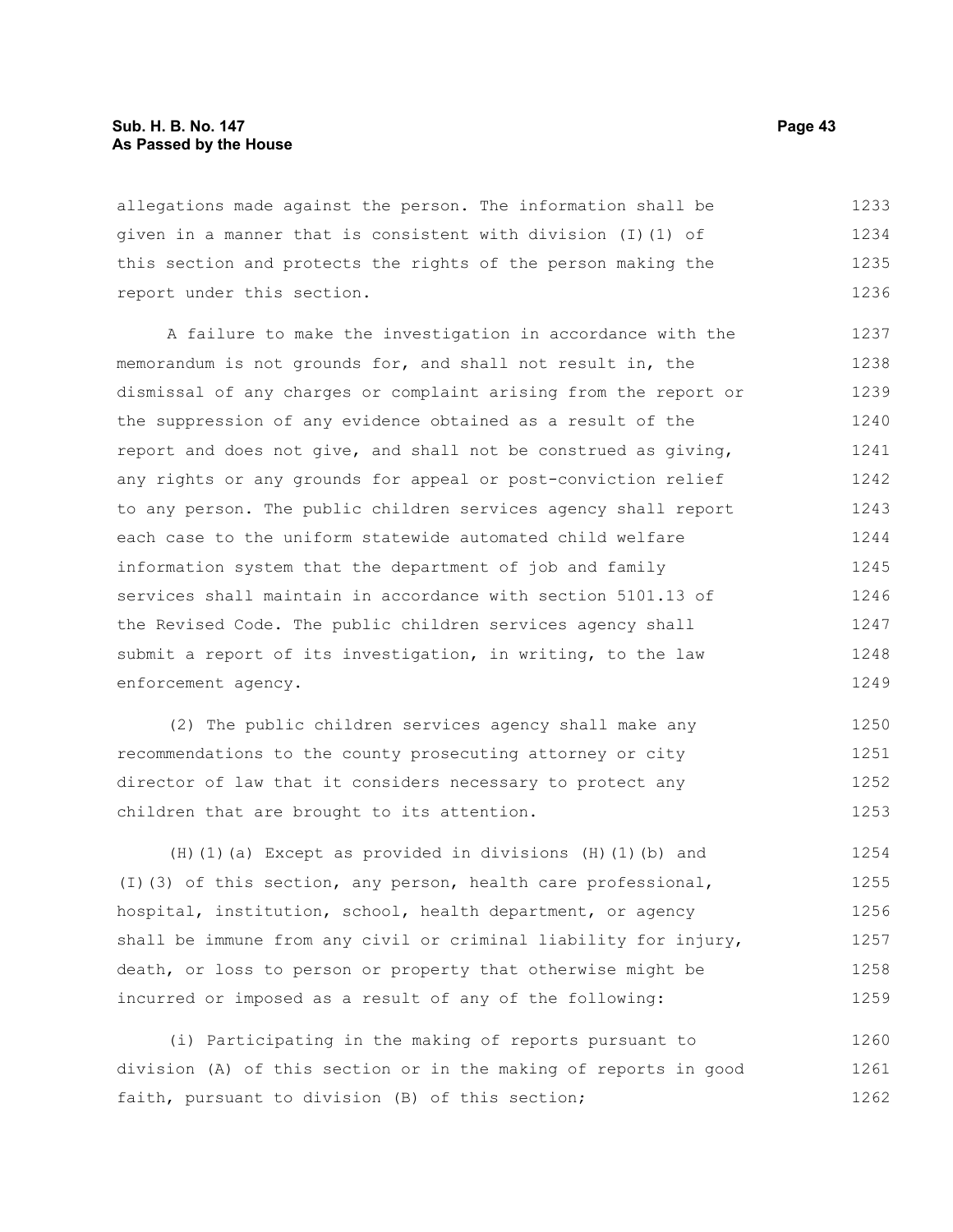allegations made against the person. The information shall be given in a manner that is consistent with division (I)(1) of this section and protects the rights of the person making the report under this section.

A failure to make the investigation in accordance with the memorandum is not grounds for, and shall not result in, the dismissal of any charges or complaint arising from the report or the suppression of any evidence obtained as a result of the report and does not give, and shall not be construed as giving, any rights or any grounds for appeal or post-conviction relief to any person. The public children services agency shall report each case to the uniform statewide automated child welfare information system that the department of job and family services shall maintain in accordance with section 5101.13 of the Revised Code. The public children services agency shall submit a report of its investigation, in writing, to the law enforcement agency.

(2) The public children services agency shall make any recommendations to the county prosecuting attorney or city director of law that it considers necessary to protect any children that are brought to its attention.

(H)(1)(a) Except as provided in divisions (H)(1)(b) and (I)(3) of this section, any person, health care professional, hospital, institution, school, health department, or agency shall be immune from any civil or criminal liability for injury, death, or loss to person or property that otherwise might be incurred or imposed as a result of any of the following:

(i) Participating in the making of reports pursuant to division (A) of this section or in the making of reports in good faith, pursuant to division (B) of this section;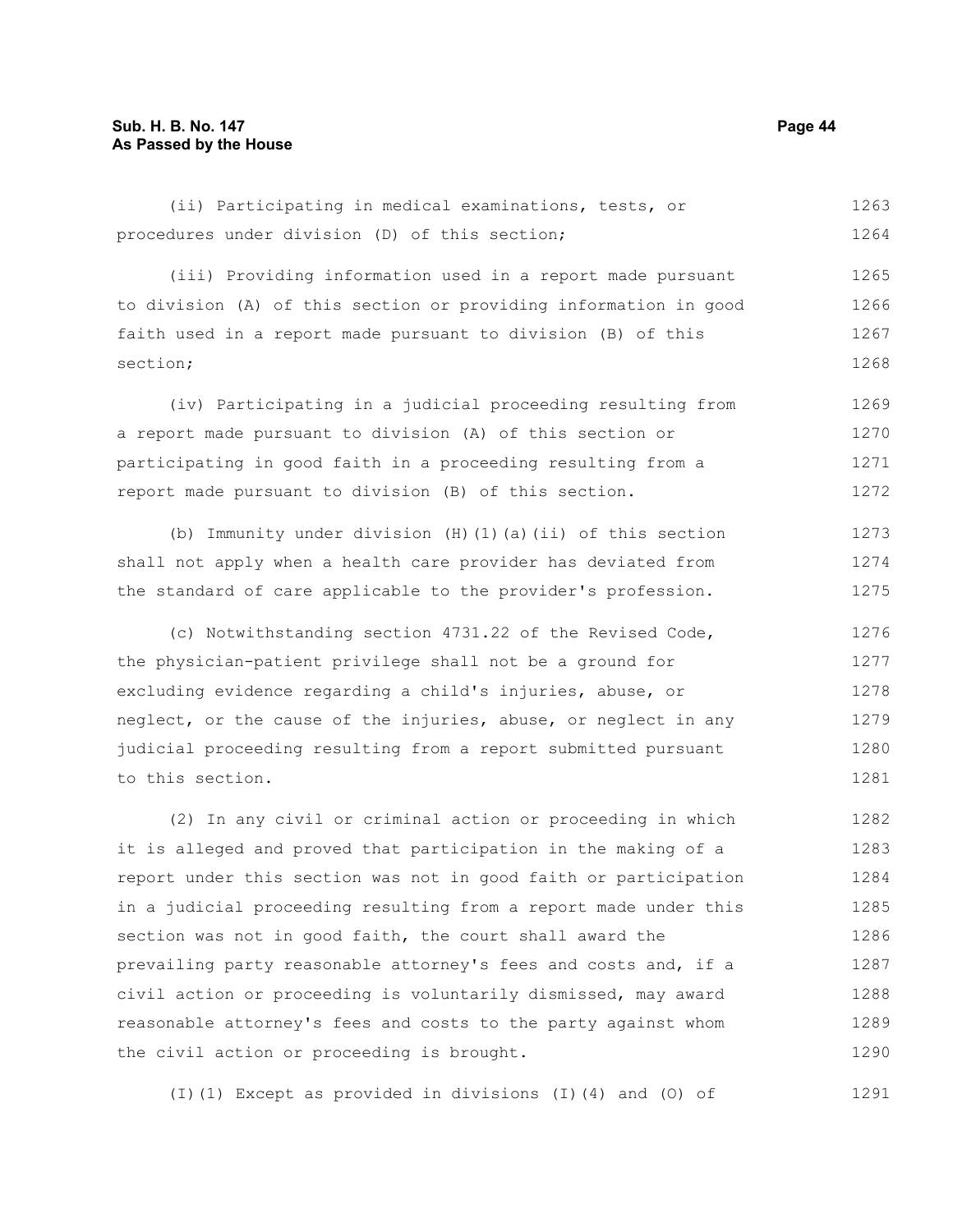(ii) Participating in medical examinations, tests, or procedures under division (D) of this section;

(iii) Providing information used in a report made pursuant to division (A) of this section or providing information in good faith used in a report made pursuant to division (B) of this section;

(iv) Participating in a judicial proceeding resulting from a report made pursuant to division (A) of this section or participating in good faith in a proceeding resulting from a report made pursuant to division (B) of this section.

(b) Immunity under division (H)(1)(a)(ii) of this section shall not apply when a health care provider has deviated from the standard of care applicable to the provider's profession.

(c) Notwithstanding section 4731.22 of the Revised Code, the physician-patient privilege shall not be a ground for excluding evidence regarding a child's injuries, abuse, or neglect, or the cause of the injuries, abuse, or neglect in any judicial proceeding resulting from a report submitted pursuant to this section.

(2) In any civil or criminal action or proceeding in which it is alleged and proved that participation in the making of a report under this section was not in good faith or participation in a judicial proceeding resulting from a report made under this section was not in good faith, the court shall award the prevailing party reasonable attorney's fees and costs and, if a civil action or proceeding is voluntarily dismissed, may award reasonable attorney's fees and costs to the party against whom the civil action or proceeding is brought.

(I)(1) Except as provided in divisions (I)(4) and (O) of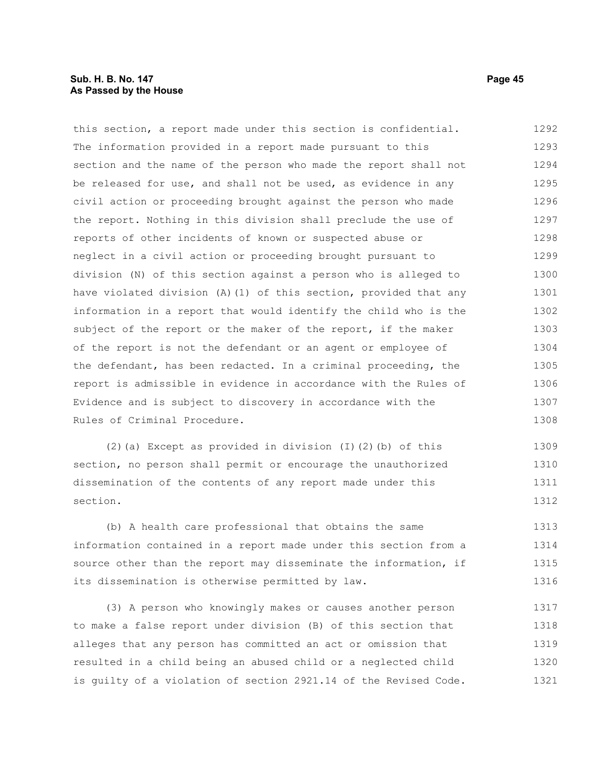this section, a report made under this section is confidential. The information provided in a report made pursuant to this section and the name of the person who made the report shall not be released for use, and shall not be used, as evidence in any civil action or proceeding brought against the person who made the report. Nothing in this division shall preclude the use of reports of other incidents of known or suspected abuse or neglect in a civil action or proceeding brought pursuant to division (N) of this section against a person who is alleged to have violated division (A)(1) of this section, provided that any information in a report that would identify the child who is the subject of the report or the maker of the report, if the maker of the report is not the defendant or an agent or employee of the defendant, has been redacted. In a criminal proceeding, the report is admissible in evidence in accordance with the Rules of Evidence and is subject to discovery in accordance with the Rules of Criminal Procedure.

(2)(a) Except as provided in division (I)(2)(b) of this section, no person shall permit or encourage the unauthorized dissemination of the contents of any report made under this section.

(b) A health care professional that obtains the same information contained in a report made under this section from a source other than the report may disseminate the information, if its dissemination is otherwise permitted by law.

(3) A person who knowingly makes or causes another person to make a false report under division (B) of this section that alleges that any person has committed an act or omission that resulted in a child being an abused child or a neglected child is guilty of a violation of section 2921.14 of the Revised Code.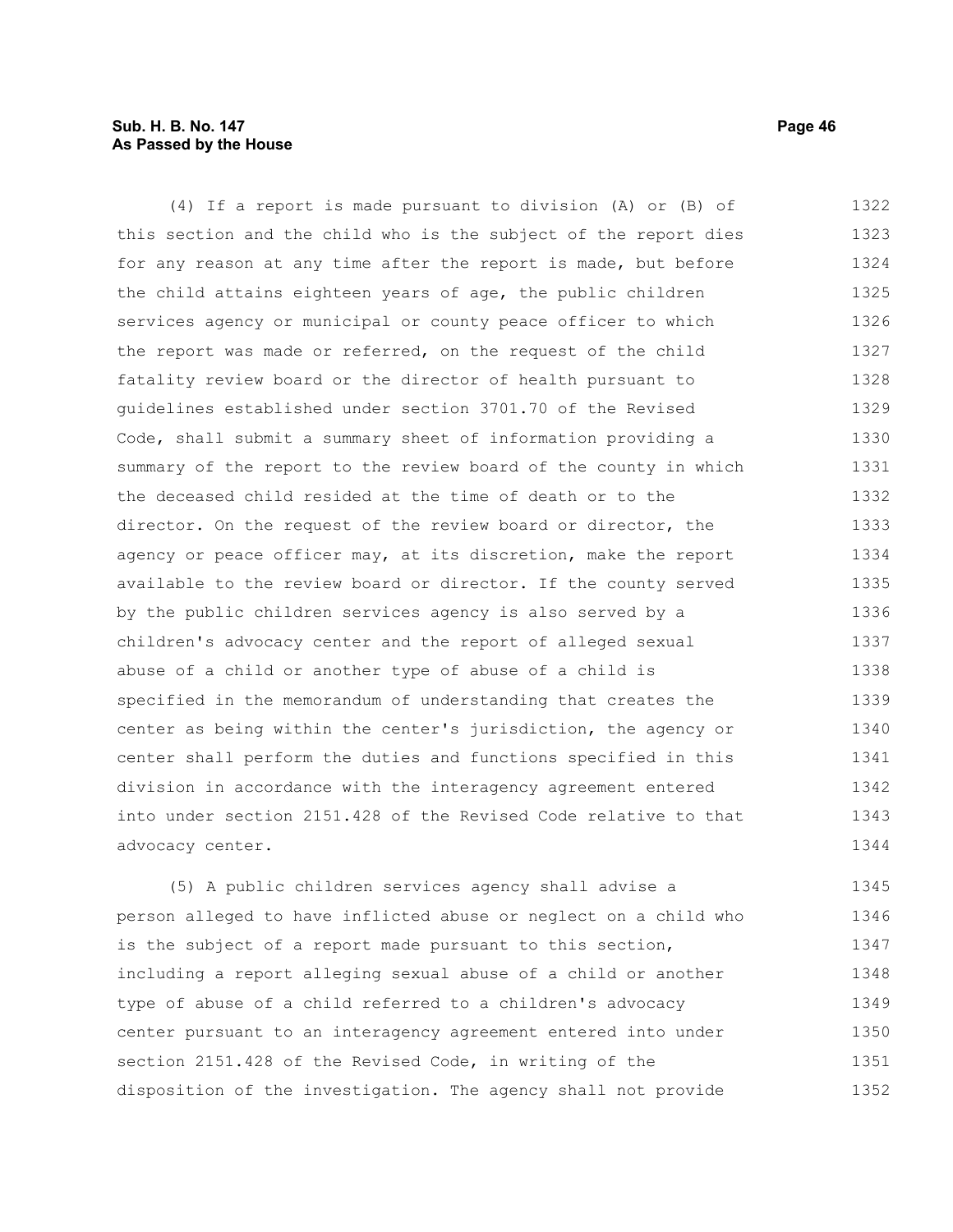(4) If a report is made pursuant to division (A) or (B) of this section and the child who is the subject of the report dies for any reason at any time after the report is made, but before the child attains eighteen years of age, the public children services agency or municipal or county peace officer to which the report was made or referred, on the request of the child fatality review board or the director of health pursuant to guidelines established under section 3701.70 of the Revised Code, shall submit a summary sheet of information providing a summary of the report to the review board of the county in which the deceased child resided at the time of death or to the director. On the request of the review board or director, the agency or peace officer may, at its discretion, make the report available to the review board or director. If the county served by the public children services agency is also served by a children's advocacy center and the report of alleged sexual abuse of a child or another type of abuse of a child is specified in the memorandum of understanding that creates the center as being within the center's jurisdiction, the agency or center shall perform the duties and functions specified in this division in accordance with the interagency agreement entered into under section 2151.428 of the Revised Code relative to that advocacy center.

(5) A public children services agency shall advise a person alleged to have inflicted abuse or neglect on a child who is the subject of a report made pursuant to this section, including a report alleging sexual abuse of a child or another type of abuse of a child referred to a children's advocacy center pursuant to an interagency agreement entered into under section 2151.428 of the Revised Code, in writing of the disposition of the investigation. The agency shall not provide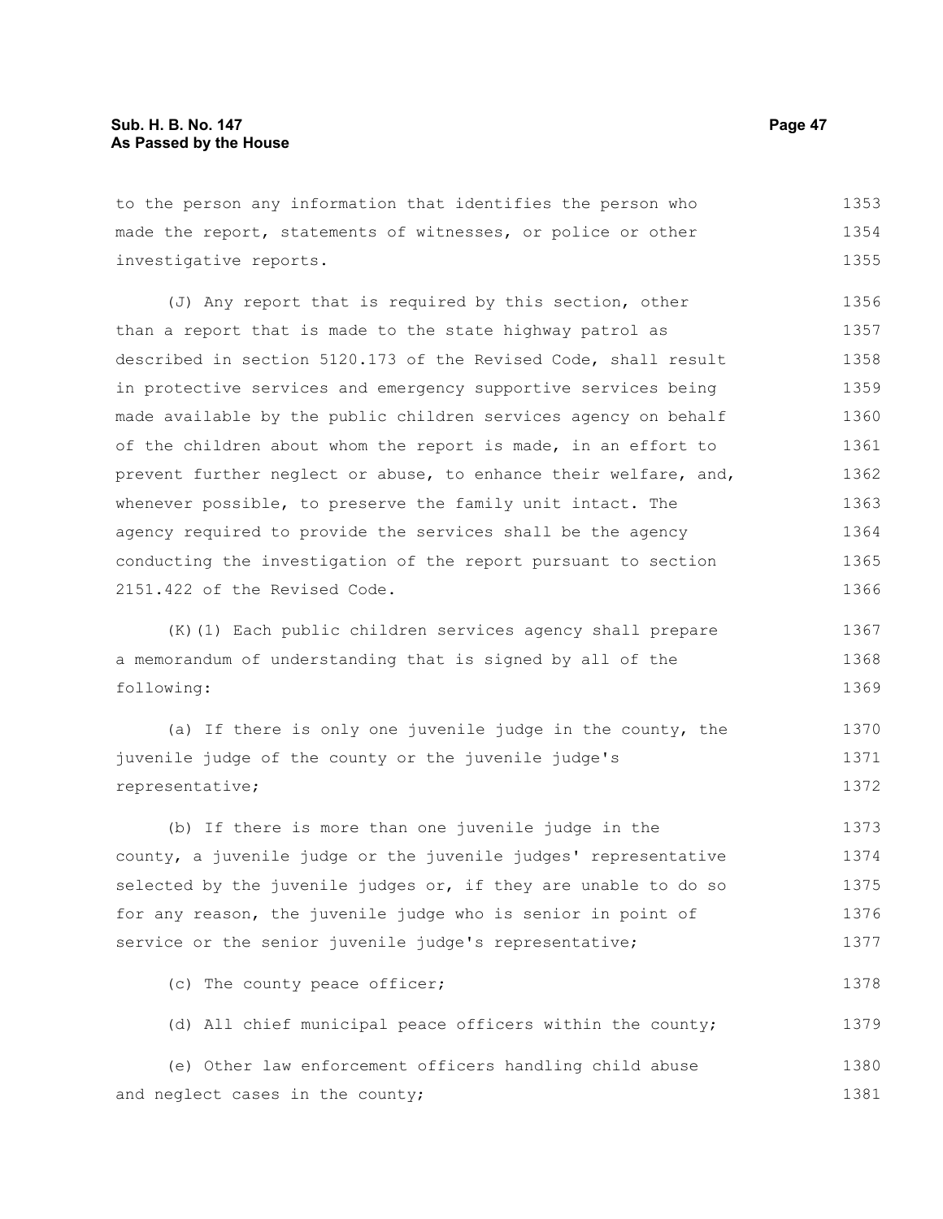to the person any information that identifies the person who made the report, statements of witnesses, or police or other investigative reports.

(J) Any report that is required by this section, other than a report that is made to the state highway patrol as described in section 5120.173 of the Revised Code, shall result in protective services and emergency supportive services being made available by the public children services agency on behalf of the children about whom the report is made, in an effort to prevent further neglect or abuse, to enhance their welfare, and, whenever possible, to preserve the family unit intact. The agency required to provide the services shall be the agency conducting the investigation of the report pursuant to section 2151.422 of the Revised Code.

(K)(1) Each public children services agency shall prepare a memorandum of understanding that is signed by all of the following:

(a) If there is only one juvenile judge in the county, the juvenile judge of the county or the juvenile judge's representative;

(b) If there is more than one juvenile judge in the county, a juvenile judge or the juvenile judges' representative selected by the juvenile judges or, if they are unable to do so for any reason, the juvenile judge who is senior in point of service or the senior juvenile judge's representative;

(c) The county peace officer;

(d) All chief municipal peace officers within the county;

(e) Other law enforcement officers handling child abuse and neglect cases in the county;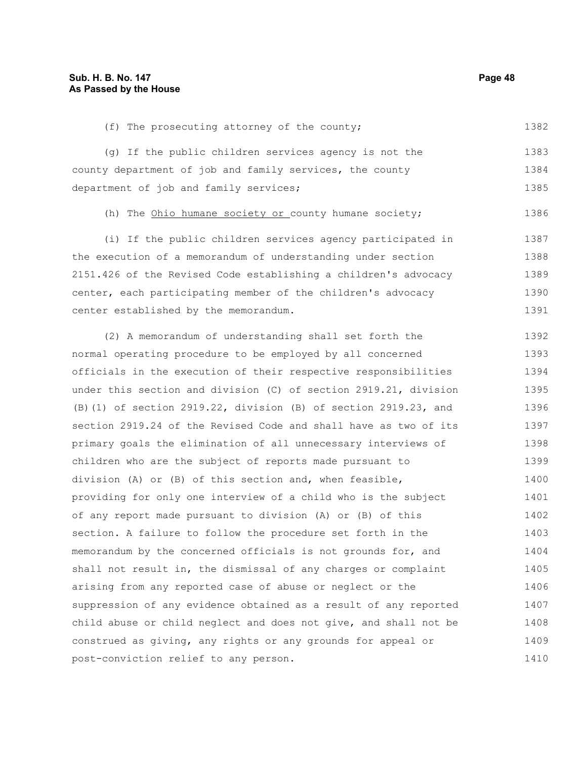(f) The prosecuting attorney of the county;

(g) If the public children services agency is not the county department of job and family services, the county department of job and family services;

(h) The <u>Ohio humane society or</u> county humane society;

(i) If the public children services agency participated in the execution of a memorandum of understanding under section 2151.426 of the Revised Code establishing a children's advocacy center, each participating member of the children's advocacy center established by the memorandum.

(2) A memorandum of understanding shall set forth the normal operating procedure to be employed by all concerned officials in the execution of their respective responsibilities under this section and division (C) of section 2919.21, division (B)(1) of section 2919.22, division (B) of section 2919.23, and section 2919.24 of the Revised Code and shall have as two of its primary goals the elimination of all unnecessary interviews of children who are the subject of reports made pursuant to division (A) or (B) of this section and, when feasible, providing for only one interview of a child who is the subject of any report made pursuant to division (A) or (B) of this section. A failure to follow the procedure set forth in the memorandum by the concerned officials is not grounds for, and shall not result in, the dismissal of any charges or complaint arising from any reported case of abuse or neglect or the suppression of any evidence obtained as a result of any reported child abuse or child neglect and does not give, and shall not be construed as giving, any rights or any grounds for appeal or post-conviction relief to any person.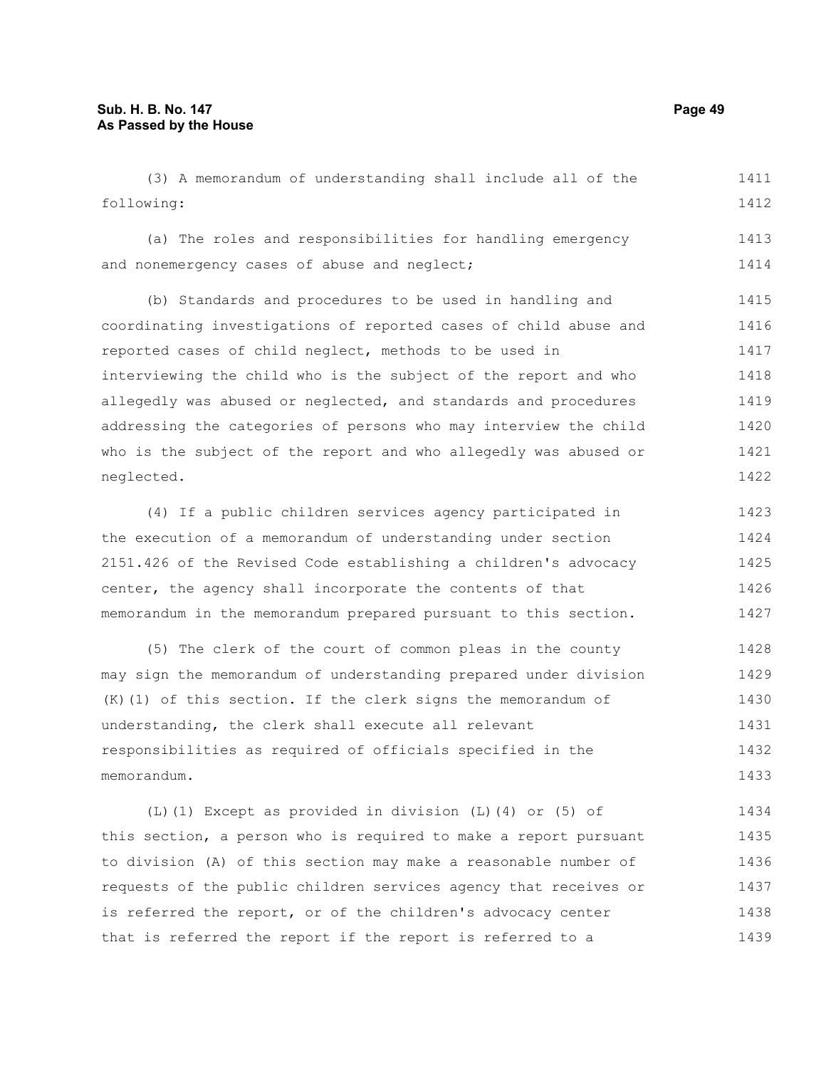(3) A memorandum of understanding shall include all of the following:

(a) The roles and responsibilities for handling emergency and nonemergency cases of abuse and neglect;

(b) Standards and procedures to be used in handling and coordinating investigations of reported cases of child abuse and reported cases of child neglect, methods to be used in interviewing the child who is the subject of the report and who allegedly was abused or neglected, and standards and procedures addressing the categories of persons who may interview the child who is the subject of the report and who allegedly was abused or neglected.

(4) If a public children services agency participated in the execution of a memorandum of understanding under section 2151.426 of the Revised Code establishing a children's advocacy center, the agency shall incorporate the contents of that memorandum in the memorandum prepared pursuant to this section.

(5) The clerk of the court of common pleas in the county may sign the memorandum of understanding prepared under division (K)(1) of this section. If the clerk signs the memorandum of understanding, the clerk shall execute all relevant responsibilities as required of officials specified in the memorandum.

(L)(1) Except as provided in division (L)(4) or (5) of this section, a person who is required to make a report pursuant to division (A) of this section may make a reasonable number of requests of the public children services agency that receives or is referred the report, or of the children's advocacy center that is referred the report if the report is referred to a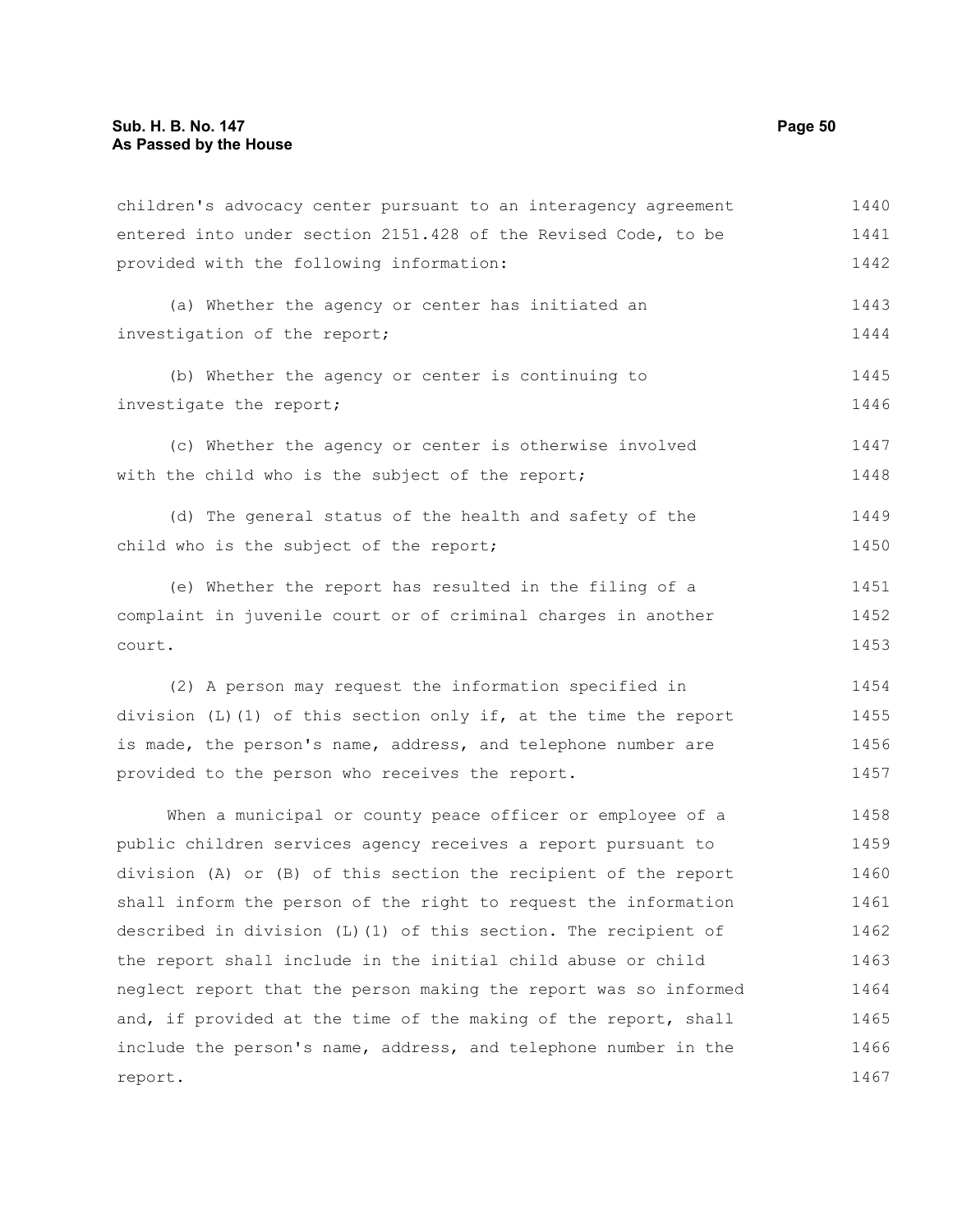children's advocacy center pursuant to an interagency agreement entered into under section 2151.428 of the Revised Code, to be provided with the following information:

(a) Whether the agency or center has initiated an investigation of the report;

(b) Whether the agency or center is continuing to investigate the report;

(c) Whether the agency or center is otherwise involved with the child who is the subject of the report;

(d) The general status of the health and safety of the child who is the subject of the report;

(e) Whether the report has resulted in the filing of a complaint in juvenile court or of criminal charges in another court.

(2) A person may request the information specified in division (L)(1) of this section only if, at the time the report is made, the person's name, address, and telephone number are provided to the person who receives the report.

When a municipal or county peace officer or employee of a public children services agency receives a report pursuant to division (A) or (B) of this section the recipient of the report shall inform the person of the right to request the information described in division (L)(1) of this section. The recipient of the report shall include in the initial child abuse or child neglect report that the person making the report was so informed and, if provided at the time of the making of the report, shall include the person's name, address, and telephone number in the report.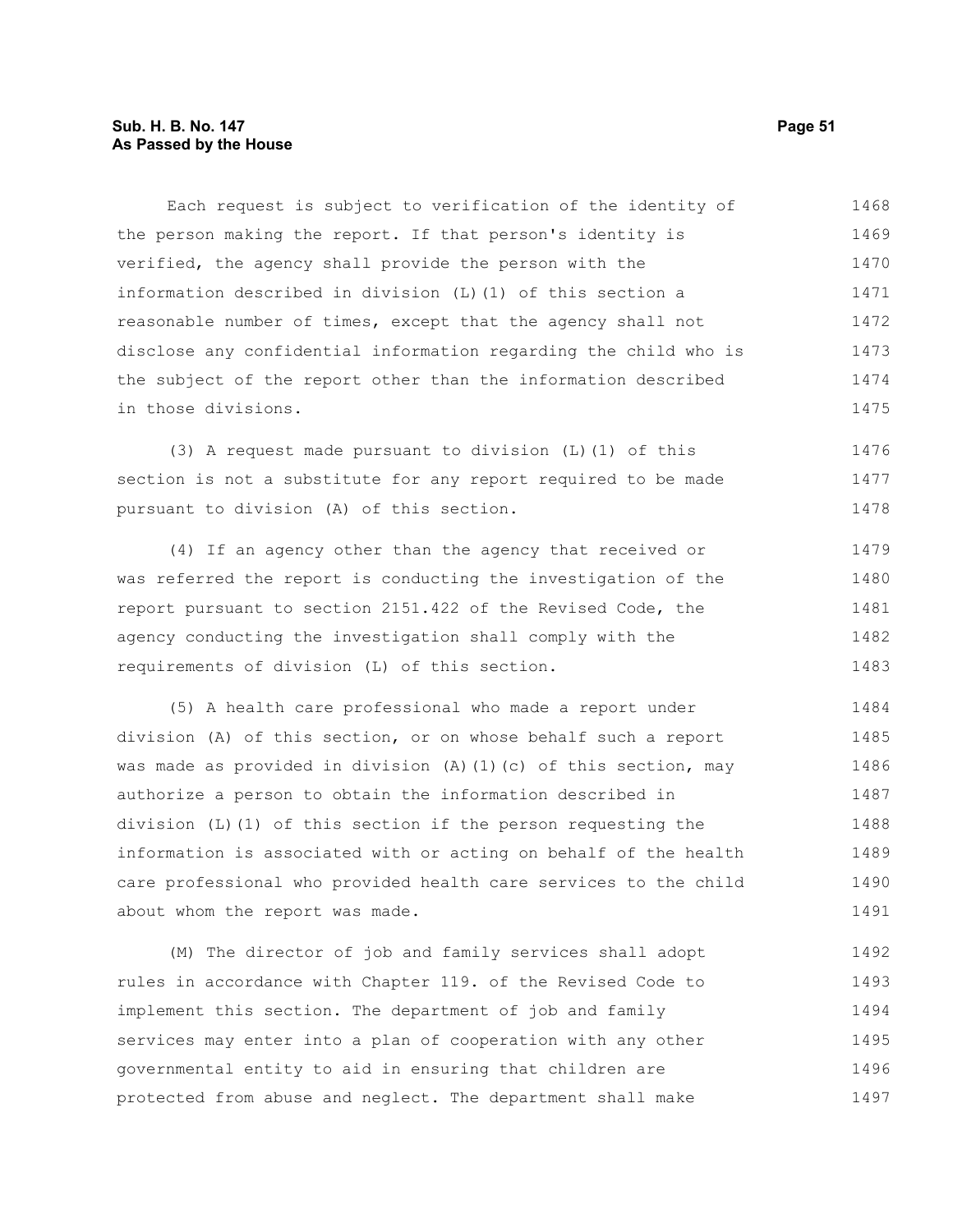Each request is subject to verification of the identity of the person making the report. If that person's identity is verified, the agency shall provide the person with the information described in division (L)(1) of this section a reasonable number of times, except that the agency shall not disclose any confidential information regarding the child who is the subject of the report other than the information described in those divisions.

(3) A request made pursuant to division (L)(1) of this section is not a substitute for any report required to be made pursuant to division (A) of this section.

(4) If an agency other than the agency that received or was referred the report is conducting the investigation of the report pursuant to section 2151.422 of the Revised Code, the agency conducting the investigation shall comply with the requirements of division (L) of this section.

(5) A health care professional who made a report under division (A) of this section, or on whose behalf such a report was made as provided in division (A)(1)(c) of this section, may authorize a person to obtain the information described in division (L)(1) of this section if the person requesting the information is associated with or acting on behalf of the health care professional who provided health care services to the child about whom the report was made.

(M) The director of job and family services shall adopt rules in accordance with Chapter 119. of the Revised Code to implement this section. The department of job and family services may enter into a plan of cooperation with any other governmental entity to aid in ensuring that children are protected from abuse and neglect. The department shall make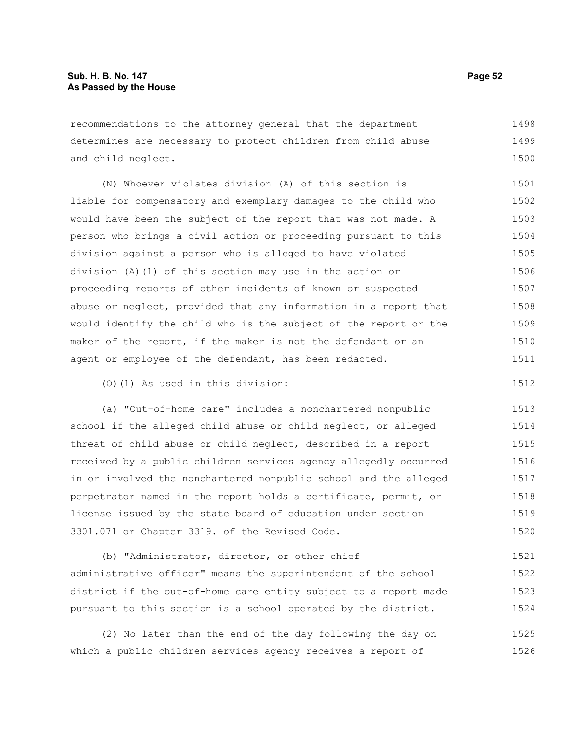recommendations to the attorney general that the department determines are necessary to protect children from child abuse and child neglect.

(N) Whoever violates division (A) of this section is liable for compensatory and exemplary damages to the child who would have been the subject of the report that was not made. A person who brings a civil action or proceeding pursuant to this division against a person who is alleged to have violated division (A)(1) of this section may use in the action or proceeding reports of other incidents of known or suspected abuse or neglect, provided that any information in a report that would identify the child who is the subject of the report or the maker of the report, if the maker is not the defendant or an agent or employee of the defendant, has been redacted.

(O)(1) As used in this division:

(a) "Out-of-home care" includes a nonchartered nonpublic school if the alleged child abuse or child neglect, or alleged threat of child abuse or child neglect, described in a report received by a public children services agency allegedly occurred in or involved the nonchartered nonpublic school and the alleged perpetrator named in the report holds a certificate, permit, or license issued by the state board of education under section 3301.071 or Chapter 3319. of the Revised Code.

(b) "Administrator, director, or other chief administrative officer" means the superintendent of the school district if the out-of-home care entity subject to a report made pursuant to this section is a school operated by the district.

(2) No later than the end of the day following the day on which a public children services agency receives a report of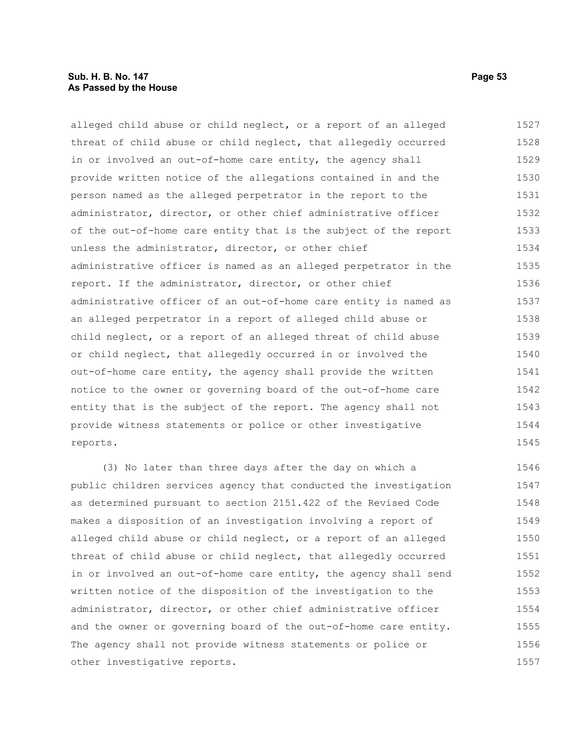alleged child abuse or child neglect, or a report of an alleged threat of child abuse or child neglect, that allegedly occurred in or involved an out-of-home care entity, the agency shall provide written notice of the allegations contained in and the person named as the alleged perpetrator in the report to the administrator, director, or other chief administrative officer of the out-of-home care entity that is the subject of the report unless the administrator, director, or other chief administrative officer is named as an alleged perpetrator in the report. If the administrator, director, or other chief administrative officer of an out-of-home care entity is named as an alleged perpetrator in a report of alleged child abuse or child neglect, or a report of an alleged threat of child abuse or child neglect, that allegedly occurred in or involved the out-of-home care entity, the agency shall provide the written notice to the owner or governing board of the out-of-home care entity that is the subject of the report. The agency shall not provide witness statements or police or other investigative reports.

(3) No later than three days after the day on which a public children services agency that conducted the investigation as determined pursuant to section 2151.422 of the Revised Code makes a disposition of an investigation involving a report of alleged child abuse or child neglect, or a report of an alleged threat of child abuse or child neglect, that allegedly occurred in or involved an out-of-home care entity, the agency shall send written notice of the disposition of the investigation to the administrator, director, or other chief administrative officer and the owner or governing board of the out-of-home care entity. The agency shall not provide witness statements or police or other investigative reports.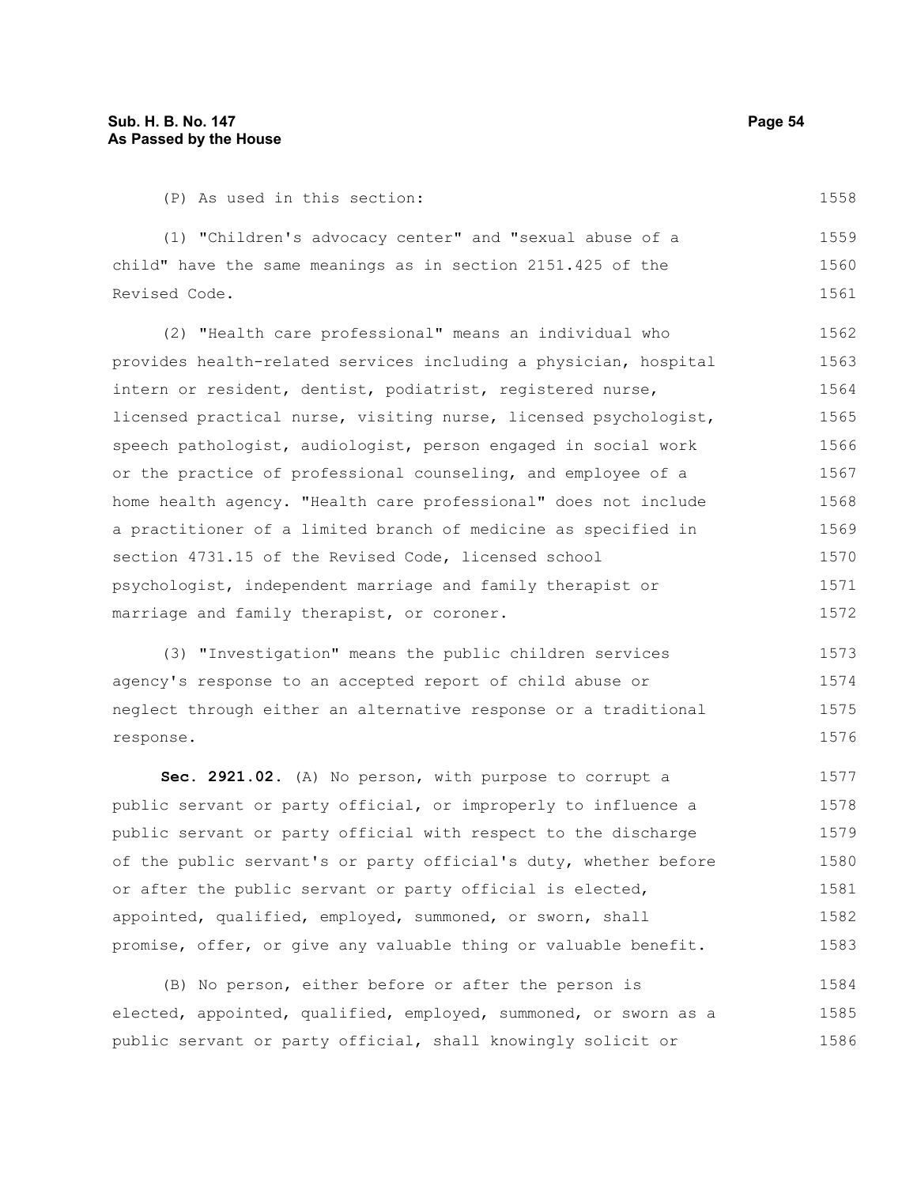(P) As used in this section:

(1) "Children's advocacy center" and "sexual abuse of a child" have the same meanings as in section 2151.425 of the Revised Code.

(2) "Health care professional" means an individual who provides health-related services including a physician, hospital intern or resident, dentist, podiatrist, registered nurse, licensed practical nurse, visiting nurse, licensed psychologist, speech pathologist, audiologist, person engaged in social work or the practice of professional counseling, and employee of a home health agency. "Health care professional" does not include a practitioner of a limited branch of medicine as specified in section 4731.15 of the Revised Code, licensed school psychologist, independent marriage and family therapist or marriage and family therapist, or coroner.

(3) "Investigation" means the public children services agency's response to an accepted report of child abuse or neglect through either an alternative response or a traditional response.

**Sec. 2921.02.** (A) No person, with purpose to corrupt a public servant or party official, or improperly to influence a public servant or party official with respect to the discharge of the public servant's or party official's duty, whether before or after the public servant or party official is elected, appointed, qualified, employed, summoned, or sworn, shall promise, offer, or give any valuable thing or valuable benefit.

(B) No person, either before or after the person is elected, appointed, qualified, employed, summoned, or sworn as a public servant or party official, shall knowingly solicit or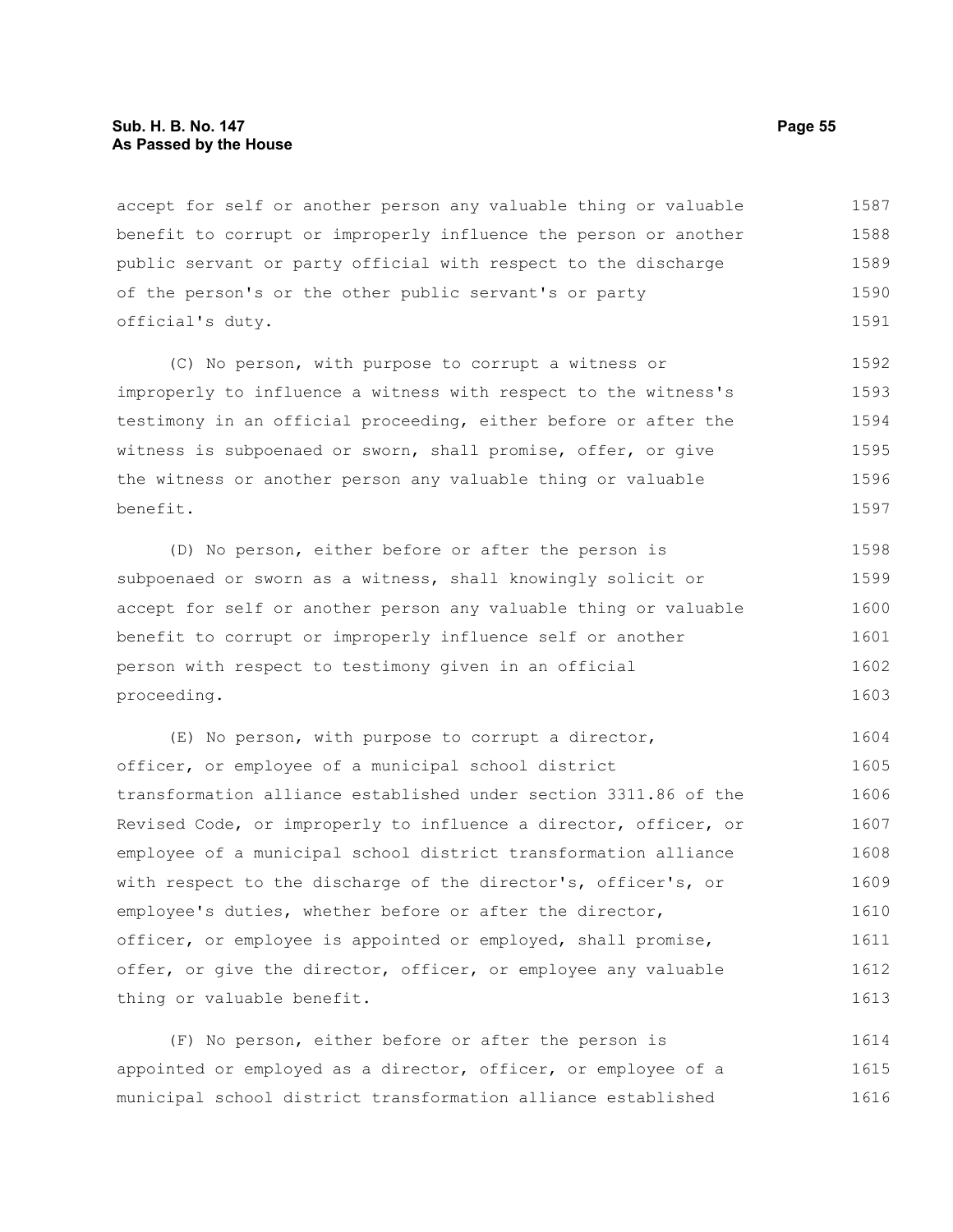accept for self or another person any valuable thing or valuable benefit to corrupt or improperly influence the person or another public servant or party official with respect to the discharge of the person's or the other public servant's or party official's duty.

(C) No person, with purpose to corrupt a witness or improperly to influence a witness with respect to the witness's testimony in an official proceeding, either before or after the witness is subpoenaed or sworn, shall promise, offer, or give the witness or another person any valuable thing or valuable benefit.

(D) No person, either before or after the person is subpoenaed or sworn as a witness, shall knowingly solicit or accept for self or another person any valuable thing or valuable benefit to corrupt or improperly influence self or another person with respect to testimony given in an official proceeding.

(E) No person, with purpose to corrupt a director, officer, or employee of a municipal school district transformation alliance established under section 3311.86 of the Revised Code, or improperly to influence a director, officer, or employee of a municipal school district transformation alliance with respect to the discharge of the director's, officer's, or employee's duties, whether before or after the director, officer, or employee is appointed or employed, shall promise, offer, or give the director, officer, or employee any valuable thing or valuable benefit.

(F) No person, either before or after the person is appointed or employed as a director, officer, or employee of a municipal school district transformation alliance established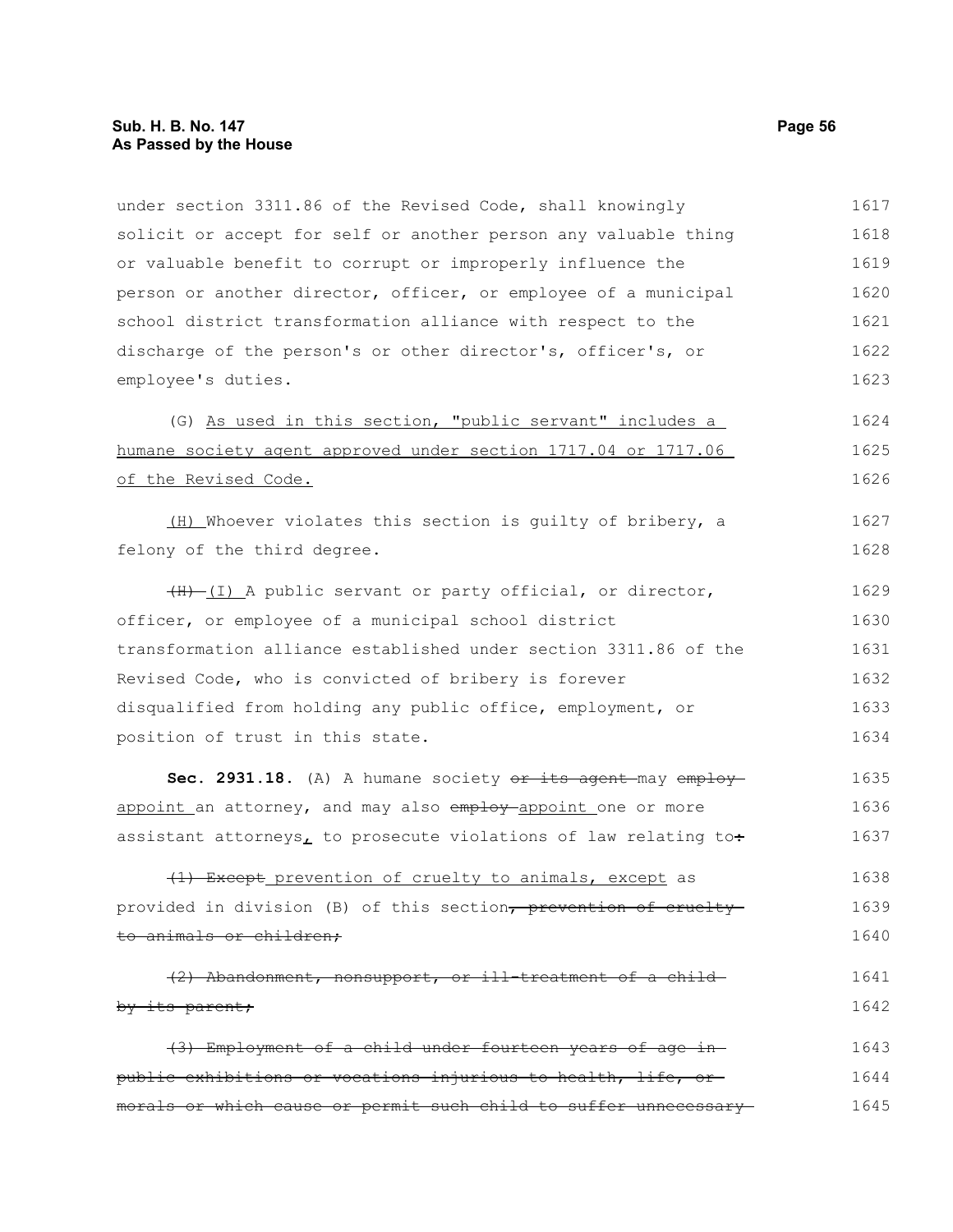under section 3311.86 of the Revised Code, shall knowingly solicit or accept for self or another person any valuable thing or valuable benefit to corrupt or improperly influence the person or another director, officer, or employee of a municipal school district transformation alliance with respect to the discharge of the person's or other director's, officer's, or employee's duties.

(G) <u>As used in this section, "public servant" includes a humane society agent approved under section 1717.04 or 1717.06 of the Revised Code.</u>

<u>(H)</u> Whoever violates this section is guilty of bribery, a felony of the third degree.

~~(H)~~ <u>(I)</u> A public servant or party official, or director, officer, or employee of a municipal school district transformation alliance established under section 3311.86 of the Revised Code, who is convicted of bribery is forever disqualified from holding any public office, employment, or position of trust in this state.

**Sec. 2931.18.** (A) A humane society ~~or its agent~~ may ~~employ~~ <u>appoint</u> an attorney, and may also ~~employ~~ <u>appoint</u> one or more assistant attorneys<u>,</u> to prosecute violations of law relating to~~:~~

~~(1) Except~~ <u>prevention of cruelty to animals, except</u> as provided in division (B) of this section~~, prevention of cruelty to animals or children;~~

~~(2) Abandonment, nonsupport, or ill-treatment of a child by its parent;~~

~~(3) Employment of a child under fourteen years of age in public exhibitions or vocations injurious to health, life, or morals or which cause or permit such child to suffer unnecessary~~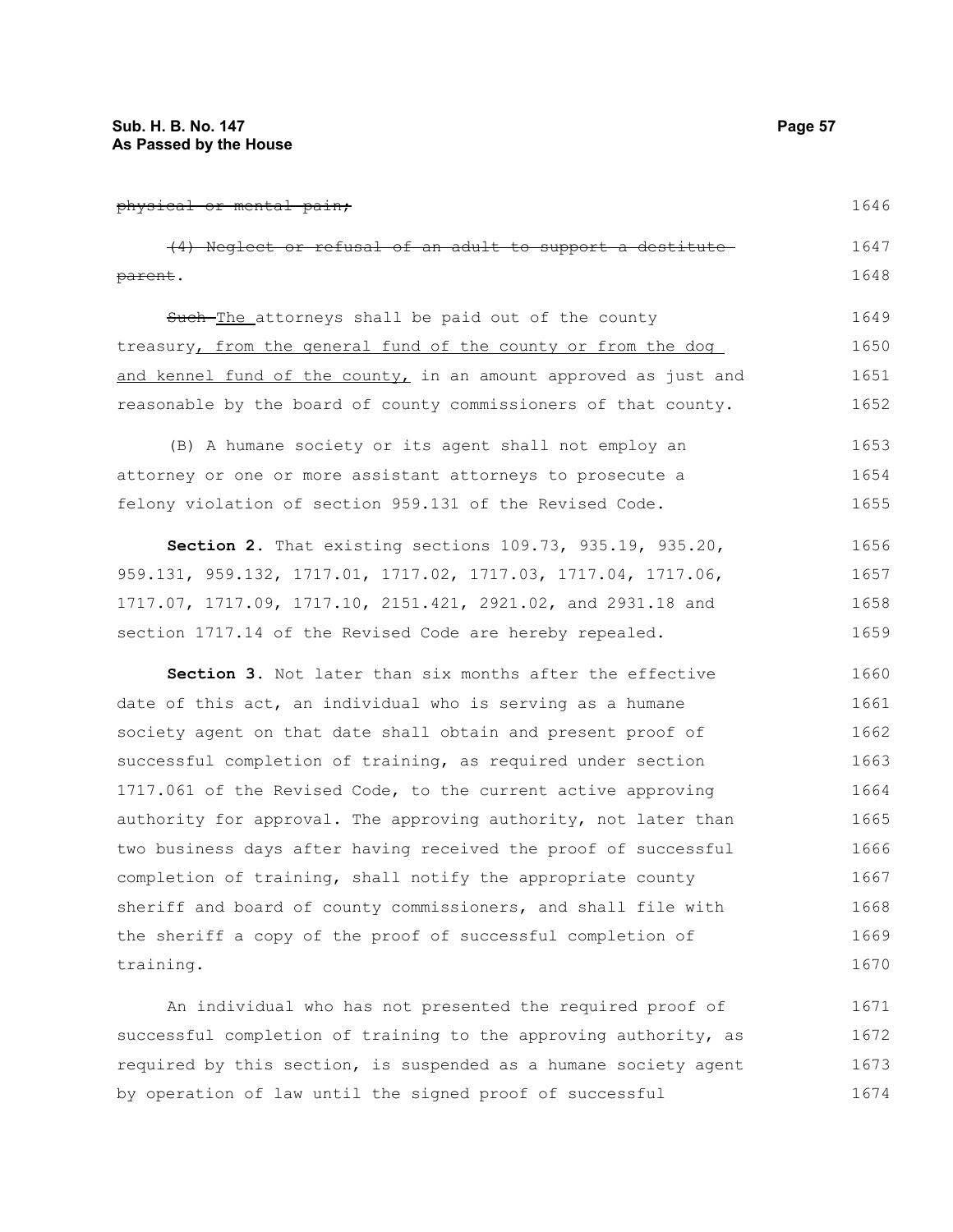~~physical or mental pain;~~

~~(4) Neglect or refusal of an adult to support a destitute parent~~.

~~Such~~ The attorneys shall be paid out of the county treasury, from the general fund of the county or from the dog and kennel fund of the county, in an amount approved as just and reasonable by the board of county commissioners of that county.

(B) A humane society or its agent shall not employ an attorney or one or more assistant attorneys to prosecute a felony violation of section 959.131 of the Revised Code.

**Section 2.** That existing sections 109.73, 935.19, 935.20, 959.131, 959.132, 1717.01, 1717.02, 1717.03, 1717.04, 1717.06, 1717.07, 1717.09, 1717.10, 2151.421, 2921.02, and 2931.18 and section 1717.14 of the Revised Code are hereby repealed.

**Section 3.** Not later than six months after the effective date of this act, an individual who is serving as a humane society agent on that date shall obtain and present proof of successful completion of training, as required under section 1717.061 of the Revised Code, to the current active approving authority for approval. The approving authority, not later than two business days after having received the proof of successful completion of training, shall notify the appropriate county sheriff and board of county commissioners, and shall file with the sheriff a copy of the proof of successful completion of training.

An individual who has not presented the required proof of successful completion of training to the approving authority, as required by this section, is suspended as a humane society agent by operation of law until the signed proof of successful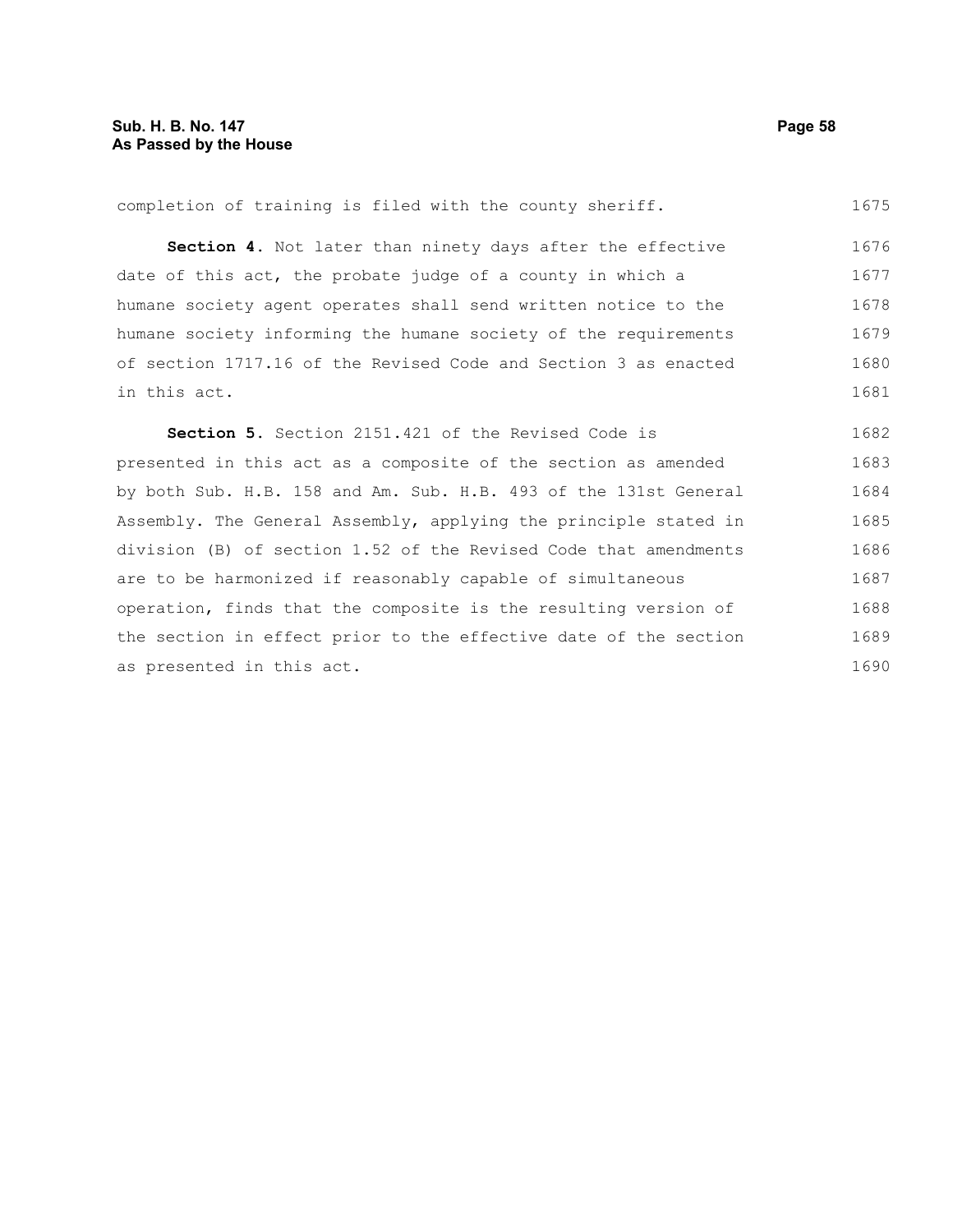completion of training is filed with the county sheriff.

**Section 4.** Not later than ninety days after the effective date of this act, the probate judge of a county in which a humane society agent operates shall send written notice to the humane society informing the humane society of the requirements of section 1717.16 of the Revised Code and Section 3 as enacted in this act.

**Section 5.** Section 2151.421 of the Revised Code is presented in this act as a composite of the section as amended by both Sub. H.B. 158 and Am. Sub. H.B. 493 of the 131st General Assembly. The General Assembly, applying the principle stated in division (B) of section 1.52 of the Revised Code that amendments are to be harmonized if reasonably capable of simultaneous operation, finds that the composite is the resulting version of the section in effect prior to the effective date of the section as presented in this act.